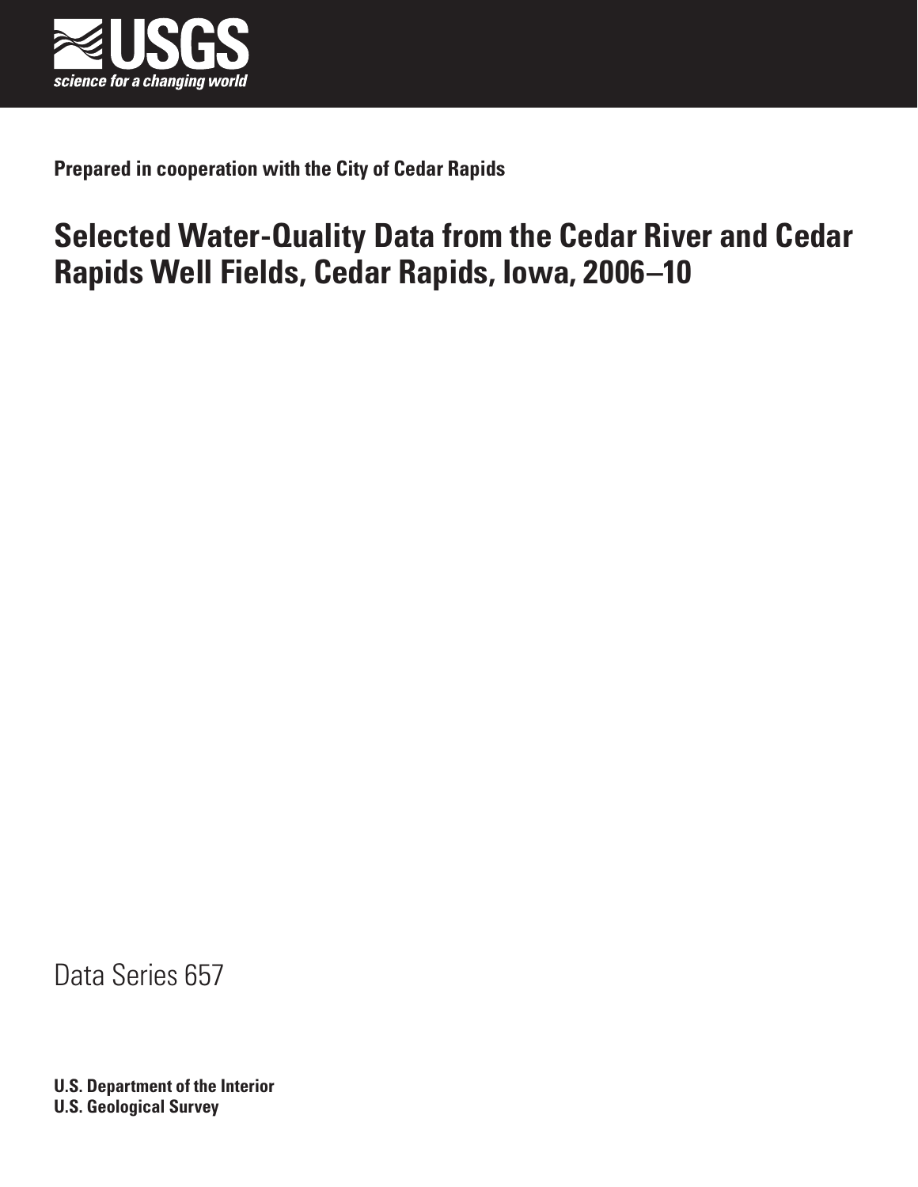USGS

science for a changing world

**Prepared in cooperation with the City of Cedar Rapids**

# Selected Water-Quality Data from the Cedar River and Cedar Rapids Well Fields, Cedar Rapids, Iowa, 2006–10

Data Series 657

**U.S. Department of the Interior**
**U.S. Geological Survey**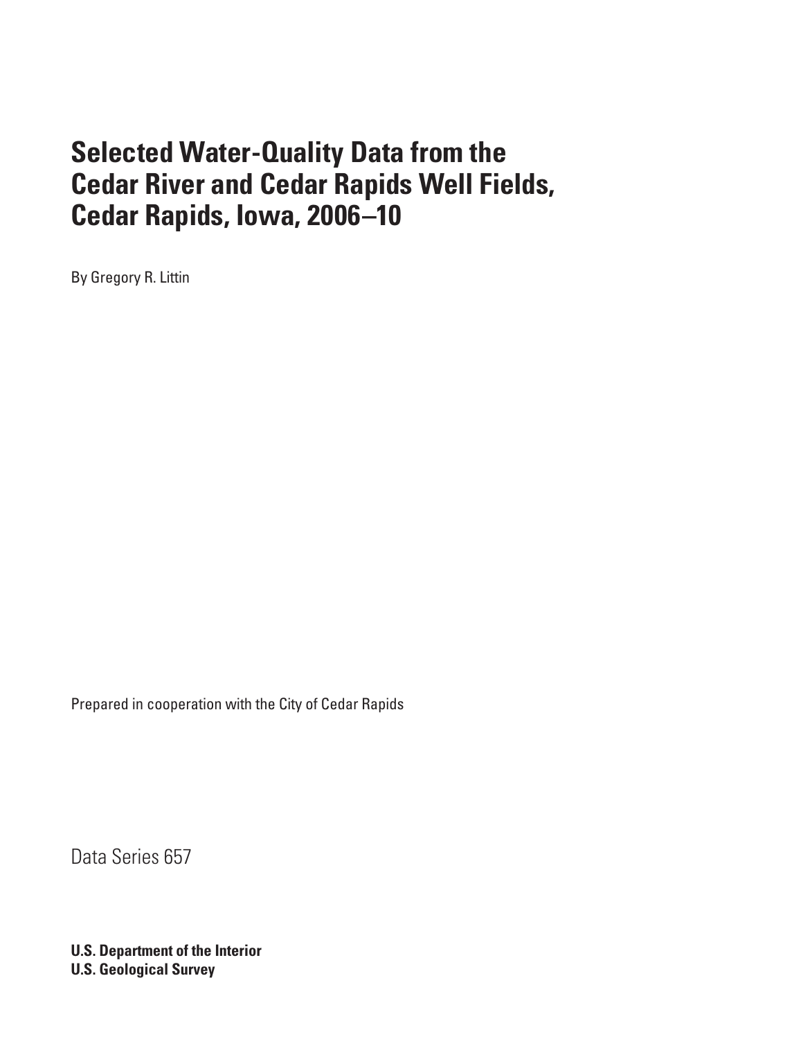# Selected Water-Quality Data from the Cedar River and Cedar Rapids Well Fields, Cedar Rapids, Iowa, 2006–10

By Gregory R. Littin

Prepared in cooperation with the City of Cedar Rapids

Data Series 657

**U.S. Department of the Interior**
**U.S. Geological Survey**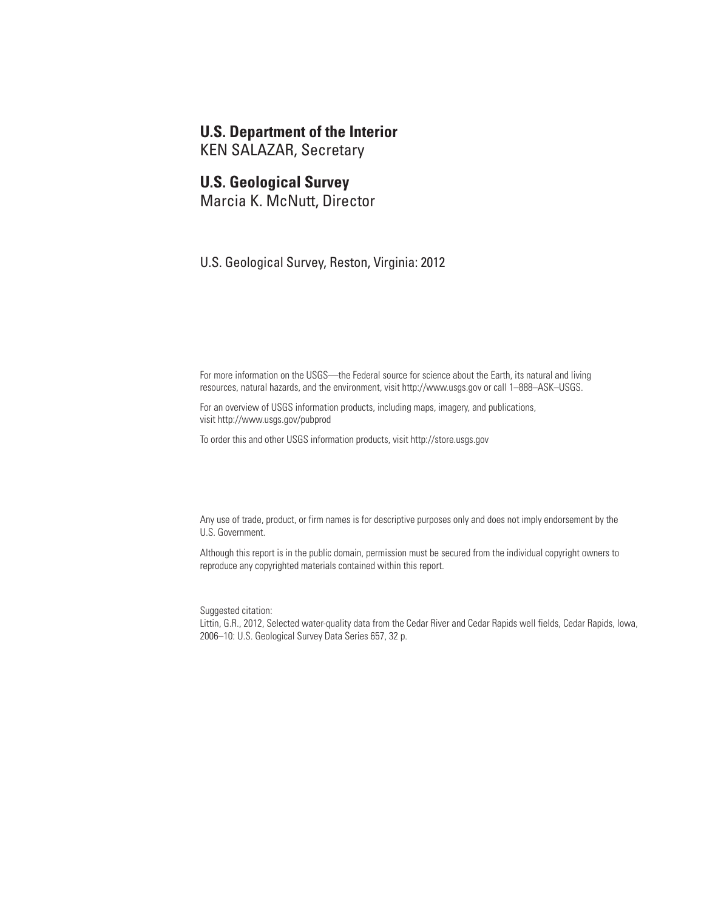**U.S. Department of the Interior**
KEN SALAZAR, Secretary

**U.S. Geological Survey**
Marcia K. McNutt, Director

U.S. Geological Survey, Reston, Virginia: 2012

For more information on the USGS—the Federal source for science about the Earth, its natural and living resources, natural hazards, and the environment, visit http://www.usgs.gov or call 1–888–ASK–USGS.

For an overview of USGS information products, including maps, imagery, and publications, visit http://www.usgs.gov/pubprod

To order this and other USGS information products, visit http://store.usgs.gov

Any use of trade, product, or firm names is for descriptive purposes only and does not imply endorsement by the U.S. Government.

Although this report is in the public domain, permission must be secured from the individual copyright owners to reproduce any copyrighted materials contained within this report.

Suggested citation:
Littin, G.R., 2012, Selected water-quality data from the Cedar River and Cedar Rapids well fields, Cedar Rapids, Iowa, 2006–10: U.S. Geological Survey Data Series 657, 32 p.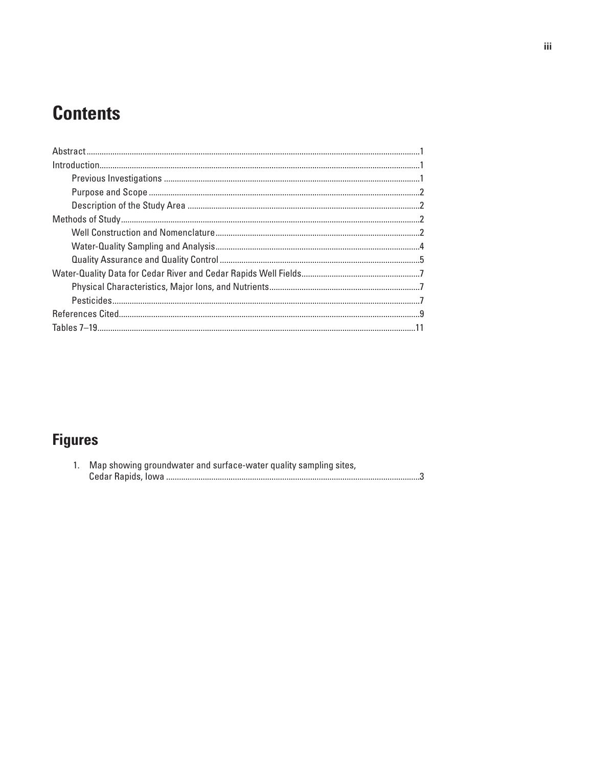# Contents

Abstract.........................................................................................................................................................1

Introduction....................................................................................................................................................1

- Previous Investigations ......................................................................................................................1
- Purpose and Scope ............................................................................................................................2
- Description of the Study Area ..........................................................................................................2

Methods of Study..........................................................................................................................................2

- Well Construction and Nomenclature..............................................................................................2
- Water-Quality Sampling and Analysis..............................................................................................4
- Quality Assurance and Quality Control ............................................................................................5

Water-Quality Data for Cedar River and Cedar Rapids Well Fields......................................................7

- Physical Characteristics, Major Ions, and Nutrients......................................................................7
- Pesticides..............................................................................................................................................7

References Cited...........................................................................................................................................9

Tables 7–19...................................................................................................................................................11

# Figures

1. Map showing groundwater and surface-water quality sampling sites, Cedar Rapids, Iowa ....................................................................................................................3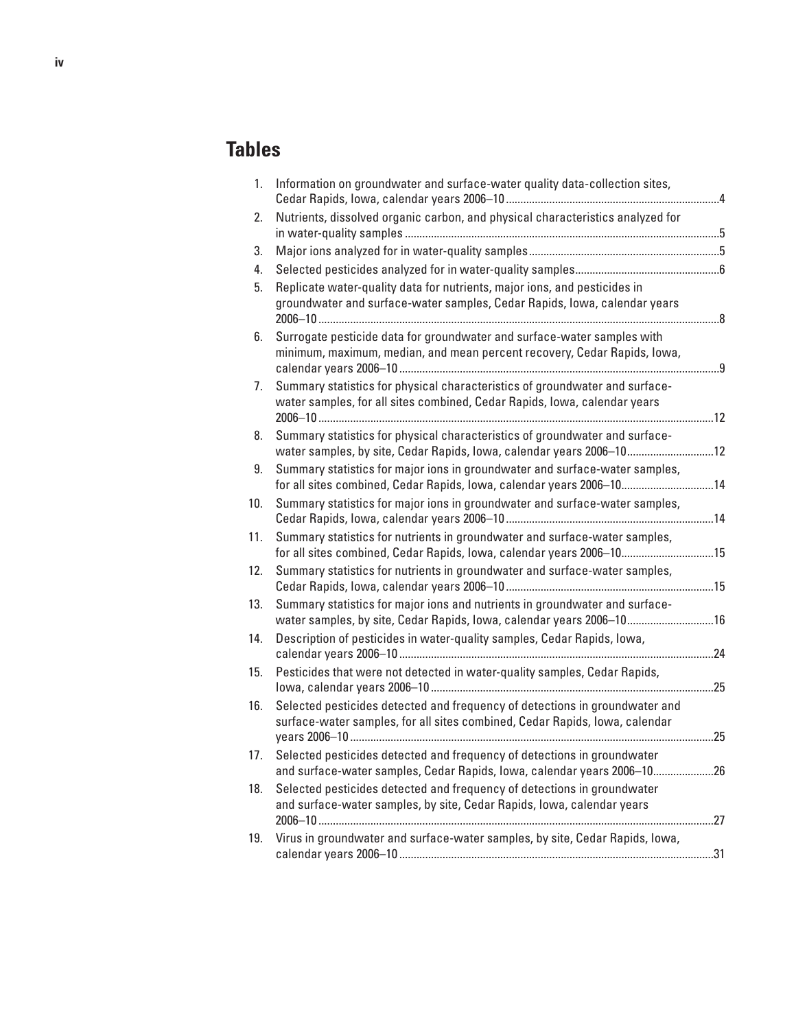## Tables

1. Information on groundwater and surface-water quality data-collection sites, Cedar Rapids, Iowa, calendar years 2006–10 .....4
2. Nutrients, dissolved organic carbon, and physical characteristics analyzed for in water-quality samples .....5
3. Major ions analyzed for in water-quality samples .....5
4. Selected pesticides analyzed for in water-quality samples .....6
5. Replicate water-quality data for nutrients, major ions, and pesticides in groundwater and surface-water samples, Cedar Rapids, Iowa, calendar years 2006–10 .....8
6. Surrogate pesticide data for groundwater and surface-water samples with minimum, maximum, median, and mean percent recovery, Cedar Rapids, Iowa, calendar years 2006–10 .....9
7. Summary statistics for physical characteristics of groundwater and surface-water samples, for all sites combined, Cedar Rapids, Iowa, calendar years 2006–10 .....12
8. Summary statistics for physical characteristics of groundwater and surface-water samples, by site, Cedar Rapids, Iowa, calendar years 2006–10 .....12
9. Summary statistics for major ions in groundwater and surface-water samples, for all sites combined, Cedar Rapids, Iowa, calendar years 2006–10 .....14
10. Summary statistics for major ions in groundwater and surface-water samples, Cedar Rapids, Iowa, calendar years 2006–10 .....14
11. Summary statistics for nutrients in groundwater and surface-water samples, for all sites combined, Cedar Rapids, Iowa, calendar years 2006–10 .....15
12. Summary statistics for nutrients in groundwater and surface-water samples, Cedar Rapids, Iowa, calendar years 2006–10 .....15
13. Summary statistics for major ions and nutrients in groundwater and surface-water samples, by site, Cedar Rapids, Iowa, calendar years 2006–10 .....16
14. Description of pesticides in water-quality samples, Cedar Rapids, Iowa, calendar years 2006–10 .....24
15. Pesticides that were not detected in water-quality samples, Cedar Rapids, Iowa, calendar years 2006–10 .....25
16. Selected pesticides detected and frequency of detections in groundwater and surface-water samples, for all sites combined, Cedar Rapids, Iowa, calendar years 2006–10 .....25
17. Selected pesticides detected and frequency of detections in groundwater and surface-water samples, Cedar Rapids, Iowa, calendar years 2006–10 .....26
18. Selected pesticides detected and frequency of detections in groundwater and surface-water samples, by site, Cedar Rapids, Iowa, calendar years 2006–10 .....27
19. Virus in groundwater and surface-water samples, by site, Cedar Rapids, Iowa, calendar years 2006–10 .....31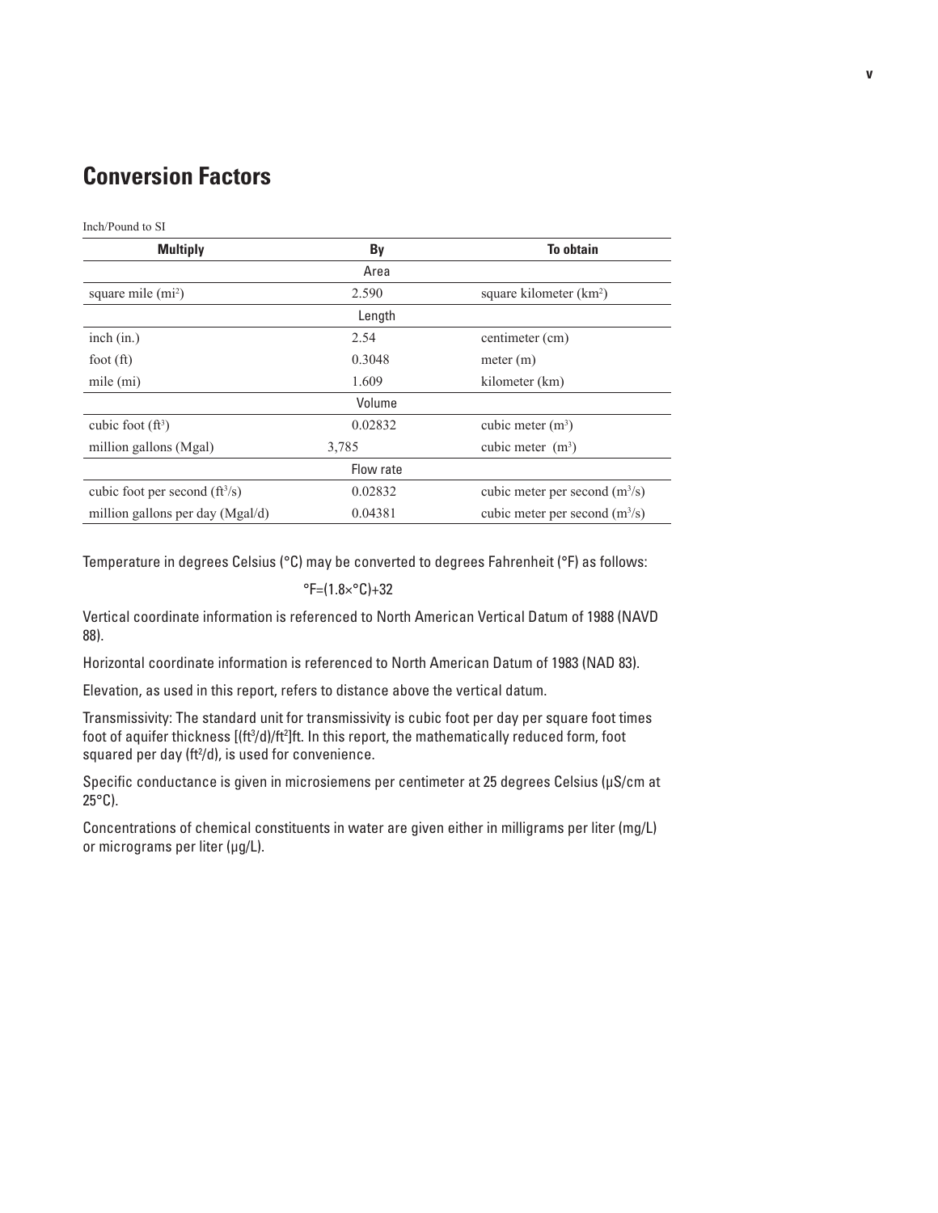# Conversion Factors

Inch/Pound to SI

| Multiply | By | To obtain |
|---|---|---|
| | Area | |
| square mile ($mi^2$) | 2.590 | square kilometer ($km^2$) |
| | Length | |
| inch (in.) | 2.54 | centimeter (cm) |
| foot (ft) | 0.3048 | meter (m) |
| mile (mi) | 1.609 | kilometer (km) |
| | Volume | |
| cubic foot ($ft^3$) | 0.02832 | cubic meter ($m^3$) |
| million gallons (Mgal) | 3,785 | cubic meter ($m^3$) |
| | Flow rate | |
| cubic foot per second ($ft^3/s$) | 0.02832 | cubic meter per second ($m^3/s$) |
| million gallons per day (Mgal/d) | 0.04381 | cubic meter per second ($m^3/s$) |

Temperature in degrees Celsius (°C) may be converted to degrees Fahrenheit (°F) as follows:

$$°F=(1.8×°C)+32$$

Vertical coordinate information is referenced to North American Vertical Datum of 1988 (NAVD 88).

Horizontal coordinate information is referenced to North American Datum of 1983 (NAD 83).

Elevation, as used in this report, refers to distance above the vertical datum.

Transmissivity: The standard unit for transmissivity is cubic foot per day per square foot times foot of aquifer thickness $[(ft^3/d)/ft^2]ft$. In this report, the mathematically reduced form, foot squared per day ($ft^2/d$), is used for convenience.

Specific conductance is given in microsiemens per centimeter at 25 degrees Celsius (µS/cm at 25°C).

Concentrations of chemical constituents in water are given either in milligrams per liter (mg/L) or micrograms per liter (µg/L).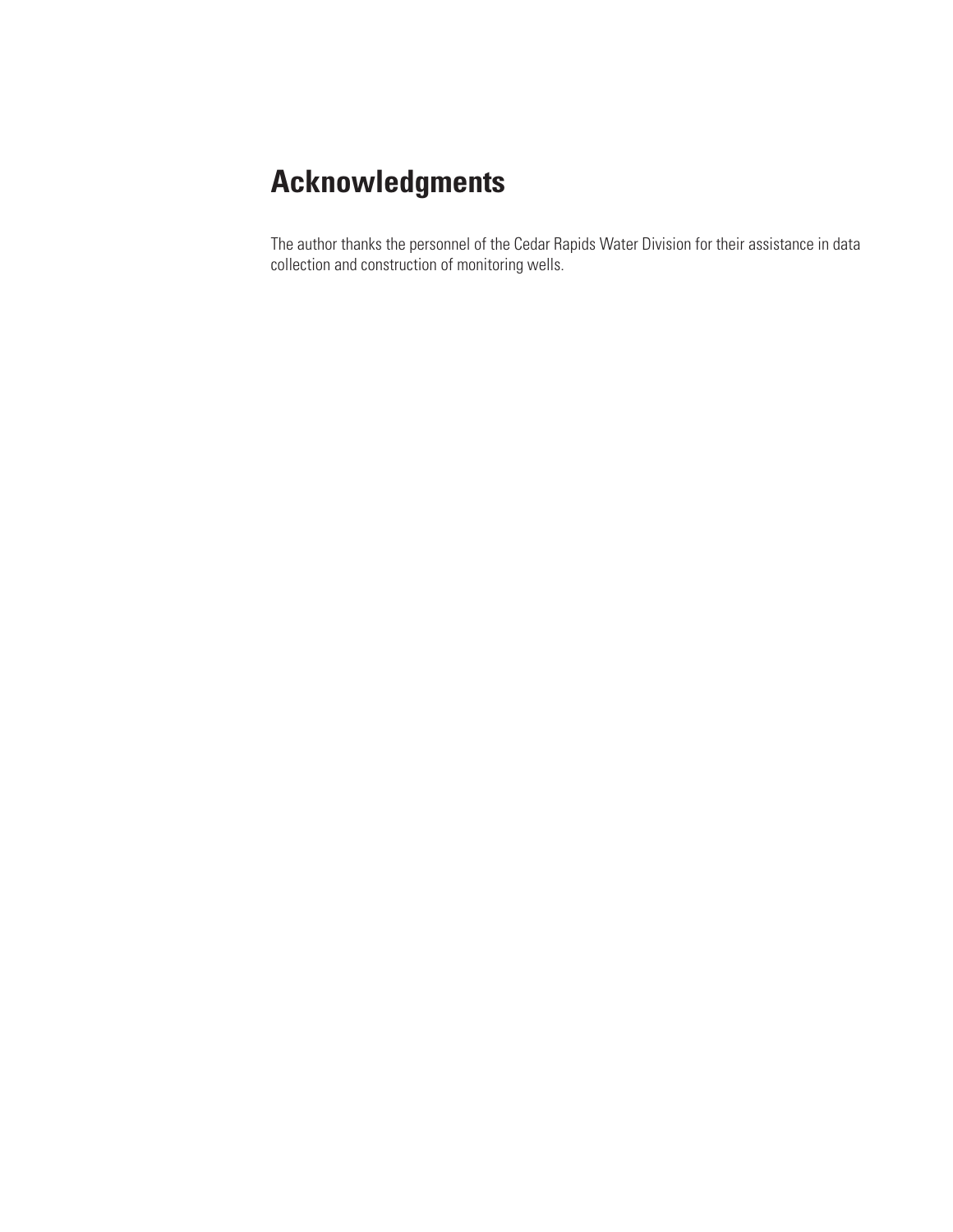# Acknowledgments

The author thanks the personnel of the Cedar Rapids Water Division for their assistance in data collection and construction of monitoring wells.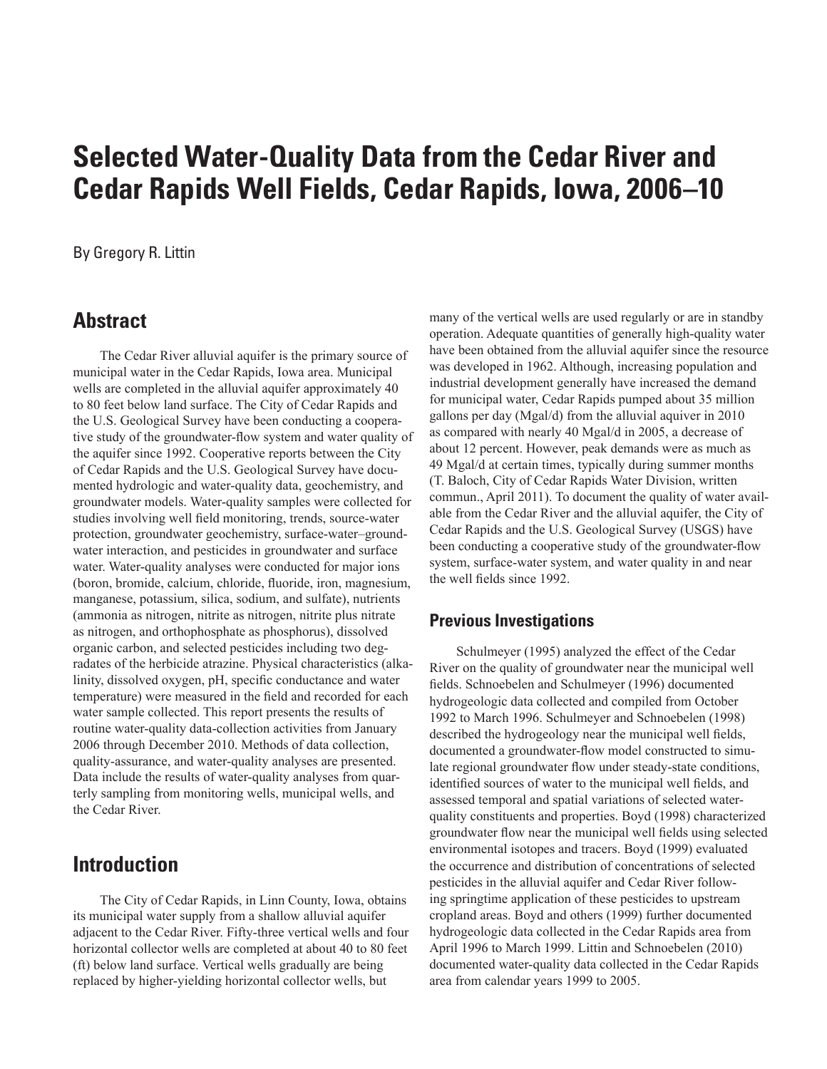# Selected Water-Quality Data from the Cedar River and Cedar Rapids Well Fields, Cedar Rapids, Iowa, 2006–10

By Gregory R. Littin

## Abstract

The Cedar River alluvial aquifer is the primary source of municipal water in the Cedar Rapids, Iowa area. Municipal wells are completed in the alluvial aquifer approximately 40 to 80 feet below land surface. The City of Cedar Rapids and the U.S. Geological Survey have been conducting a cooperative study of the groundwater-flow system and water quality of the aquifer since 1992. Cooperative reports between the City of Cedar Rapids and the U.S. Geological Survey have documented hydrologic and water-quality data, geochemistry, and groundwater models. Water-quality samples were collected for studies involving well field monitoring, trends, source-water protection, groundwater geochemistry, surface-water–groundwater interaction, and pesticides in groundwater and surface water. Water-quality analyses were conducted for major ions (boron, bromide, calcium, chloride, fluoride, iron, magnesium, manganese, potassium, silica, sodium, and sulfate), nutrients (ammonia as nitrogen, nitrite as nitrogen, nitrite plus nitrate as nitrogen, and orthophosphate as phosphorus), dissolved organic carbon, and selected pesticides including two degradates of the herbicide atrazine. Physical characteristics (alkalinity, dissolved oxygen, pH, specific conductance and water temperature) were measured in the field and recorded for each water sample collected. This report presents the results of routine water-quality data-collection activities from January 2006 through December 2010. Methods of data collection, quality-assurance, and water-quality analyses are presented. Data include the results of water-quality analyses from quarterly sampling from monitoring wells, municipal wells, and the Cedar River.

## Introduction

The City of Cedar Rapids, in Linn County, Iowa, obtains its municipal water supply from a shallow alluvial aquifer adjacent to the Cedar River. Fifty-three vertical wells and four horizontal collector wells are completed at about 40 to 80 feet (ft) below land surface. Vertical wells gradually are being replaced by higher-yielding horizontal collector wells, but many of the vertical wells are used regularly or are in standby operation. Adequate quantities of generally high-quality water have been obtained from the alluvial aquifer since the resource was developed in 1962. Although, increasing population and industrial development generally have increased the demand for municipal water, Cedar Rapids pumped about 35 million gallons per day (Mgal/d) from the alluvial aquiver in 2010 as compared with nearly 40 Mgal/d in 2005, a decrease of about 12 percent. However, peak demands were as much as 49 Mgal/d at certain times, typically during summer months (T. Baloch, City of Cedar Rapids Water Division, written commun., April 2011). To document the quality of water available from the Cedar River and the alluvial aquifer, the City of Cedar Rapids and the U.S. Geological Survey (USGS) have been conducting a cooperative study of the groundwater-flow system, surface-water system, and water quality in and near the well fields since 1992.

### Previous Investigations

Schulmeyer (1995) analyzed the effect of the Cedar River on the quality of groundwater near the municipal well fields. Schnoebelen and Schulmeyer (1996) documented hydrogeologic data collected and compiled from October 1992 to March 1996. Schulmeyer and Schnoebelen (1998) described the hydrogeology near the municipal well fields, documented a groundwater-flow model constructed to simulate regional groundwater flow under steady-state conditions, identified sources of water to the municipal well fields, and assessed temporal and spatial variations of selected water-quality constituents and properties. Boyd (1998) characterized groundwater flow near the municipal well fields using selected environmental isotopes and tracers. Boyd (1999) evaluated the occurrence and distribution of concentrations of selected pesticides in the alluvial aquifer and Cedar River following springtime application of these pesticides to upstream cropland areas. Boyd and others (1999) further documented hydrogeologic data collected in the Cedar Rapids area from April 1996 to March 1999. Littin and Schnoebelen (2010) documented water-quality data collected in the Cedar Rapids area from calendar years 1999 to 2005.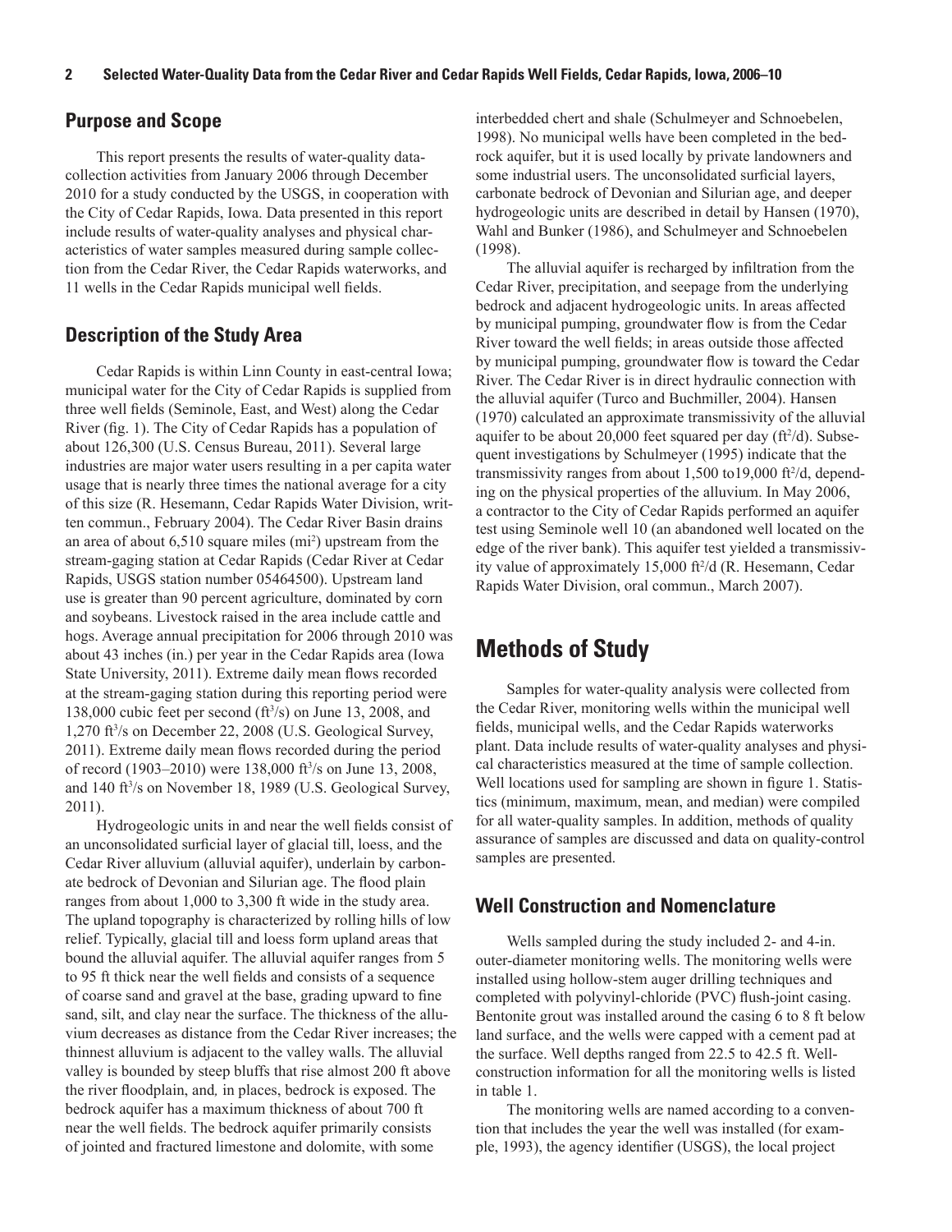## Purpose and Scope

This report presents the results of water-quality data-collection activities from January 2006 through December 2010 for a study conducted by the USGS, in cooperation with the City of Cedar Rapids, Iowa. Data presented in this report include results of water-quality analyses and physical characteristics of water samples measured during sample collection from the Cedar River, the Cedar Rapids waterworks, and 11 wells in the Cedar Rapids municipal well fields.

## Description of the Study Area

Cedar Rapids is within Linn County in east-central Iowa; municipal water for the City of Cedar Rapids is supplied from three well fields (Seminole, East, and West) along the Cedar River (fig. 1). The City of Cedar Rapids has a population of about 126,300 (U.S. Census Bureau, 2011). Several large industries are major water users resulting in a per capita water usage that is nearly three times the national average for a city of this size (R. Hesemann, Cedar Rapids Water Division, written commun., February 2004). The Cedar River Basin drains an area of about 6,510 square miles (mi$^2$) upstream from the stream-gaging station at Cedar Rapids (Cedar River at Cedar Rapids, USGS station number 05464500). Upstream land use is greater than 90 percent agriculture, dominated by corn and soybeans. Livestock raised in the area include cattle and hogs. Average annual precipitation for 2006 through 2010 was about 43 inches (in.) per year in the Cedar Rapids area (Iowa State University, 2011). Extreme daily mean flows recorded at the stream-gaging station during this reporting period were 138,000 cubic feet per second (ft$^3$/s) on June 13, 2008, and 1,270 ft$^3$/s on December 22, 2008 (U.S. Geological Survey, 2011). Extreme daily mean flows recorded during the period of record (1903–2010) were 138,000 ft$^3$/s on June 13, 2008, and 140 ft$^3$/s on November 18, 1989 (U.S. Geological Survey, 2011).

Hydrogeologic units in and near the well fields consist of an unconsolidated surficial layer of glacial till, loess, and the Cedar River alluvium (alluvial aquifer), underlain by carbonate bedrock of Devonian and Silurian age. The flood plain ranges from about 1,000 to 3,300 ft wide in the study area. The upland topography is characterized by rolling hills of low relief. Typically, glacial till and loess form upland areas that bound the alluvial aquifer. The alluvial aquifer ranges from 5 to 95 ft thick near the well fields and consists of a sequence of coarse sand and gravel at the base, grading upward to fine sand, silt, and clay near the surface. The thickness of the alluvium decreases as distance from the Cedar River increases; the thinnest alluvium is adjacent to the valley walls. The alluvial valley is bounded by steep bluffs that rise almost 200 ft above the river floodplain, and, in places, bedrock is exposed. The bedrock aquifer has a maximum thickness of about 700 ft near the well fields. The bedrock aquifer primarily consists of jointed and fractured limestone and dolomite, with some interbedded chert and shale (Schulmeyer and Schnoebelen, 1998). No municipal wells have been completed in the bedrock aquifer, but it is used locally by private landowners and some industrial users. The unconsolidated surficial layers, carbonate bedrock of Devonian and Silurian age, and deeper hydrogeologic units are described in detail by Hansen (1970), Wahl and Bunker (1986), and Schulmeyer and Schnoebelen (1998).

The alluvial aquifer is recharged by infiltration from the Cedar River, precipitation, and seepage from the underlying bedrock and adjacent hydrogeologic units. In areas affected by municipal pumping, groundwater flow is from the Cedar River toward the well fields; in areas outside those affected by municipal pumping, groundwater flow is toward the Cedar River. The Cedar River is in direct hydraulic connection with the alluvial aquifer (Turco and Buchmiller, 2004). Hansen (1970) calculated an approximate transmissivity of the alluvial aquifer to be about 20,000 feet squared per day (ft$^2$/d). Subsequent investigations by Schulmeyer (1995) indicate that the transmissivity ranges from about 1,500 to19,000 ft$^2$/d, depending on the physical properties of the alluvium. In May 2006, a contractor to the City of Cedar Rapids performed an aquifer test using Seminole well 10 (an abandoned well located on the edge of the river bank). This aquifer test yielded a transmissivity value of approximately 15,000 ft$^2$/d (R. Hesemann, Cedar Rapids Water Division, oral commun., March 2007).

# Methods of Study

Samples for water-quality analysis were collected from the Cedar River, monitoring wells within the municipal well fields, municipal wells, and the Cedar Rapids waterworks plant. Data include results of water-quality analyses and physical characteristics measured at the time of sample collection. Well locations used for sampling are shown in figure 1. Statistics (minimum, maximum, mean, and median) were compiled for all water-quality samples. In addition, methods of quality assurance of samples are discussed and data on quality-control samples are presented.

## Well Construction and Nomenclature

Wells sampled during the study included 2- and 4-in. outer-diameter monitoring wells. The monitoring wells were installed using hollow-stem auger drilling techniques and completed with polyvinyl-chloride (PVC) flush-joint casing. Bentonite grout was installed around the casing 6 to 8 ft below land surface, and the wells were capped with a cement pad at the surface. Well depths ranged from 22.5 to 42.5 ft. Well-construction information for all the monitoring wells is listed in table 1.

The monitoring wells are named according to a convention that includes the year the well was installed (for example, 1993), the agency identifier (USGS), the local project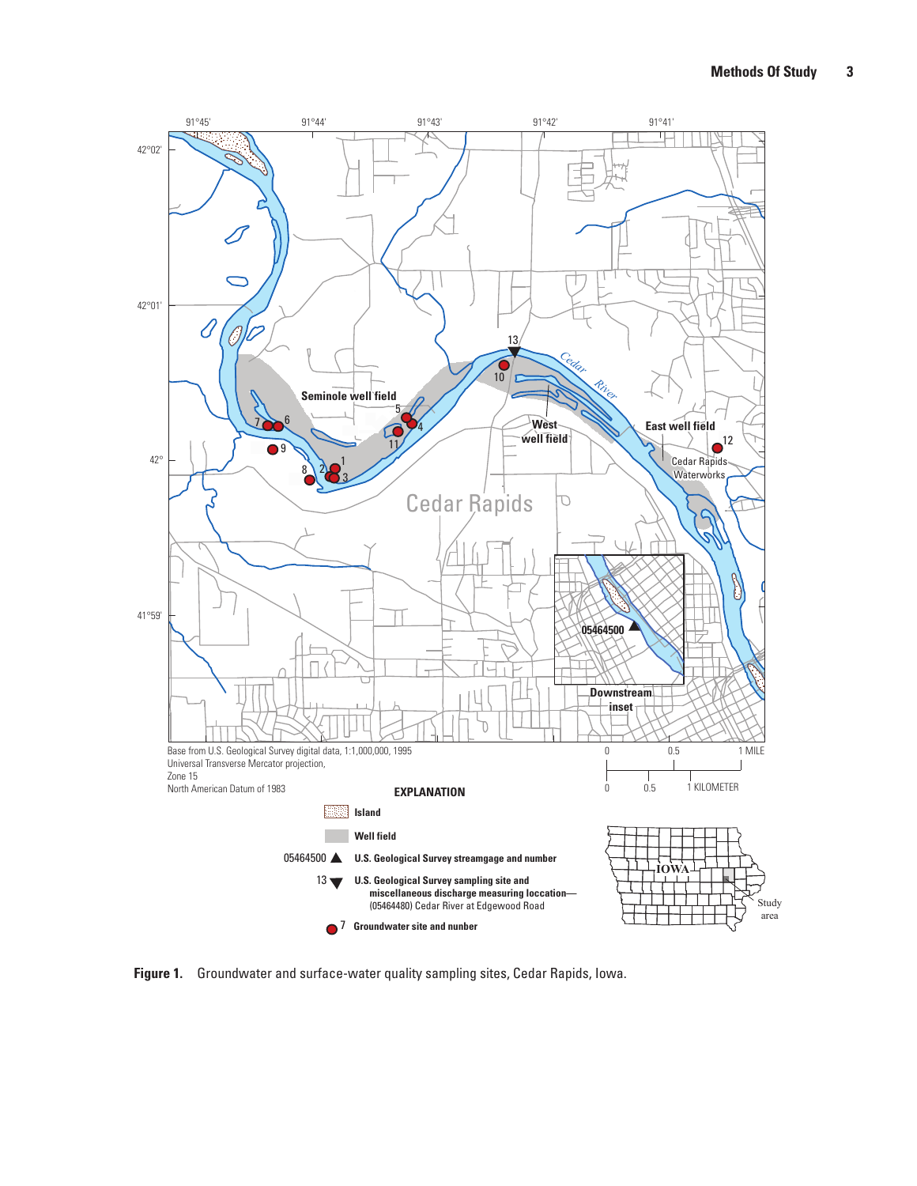Figure 1. Groundwater and surface-water quality sampling sites, Cedar Rapids, Iowa.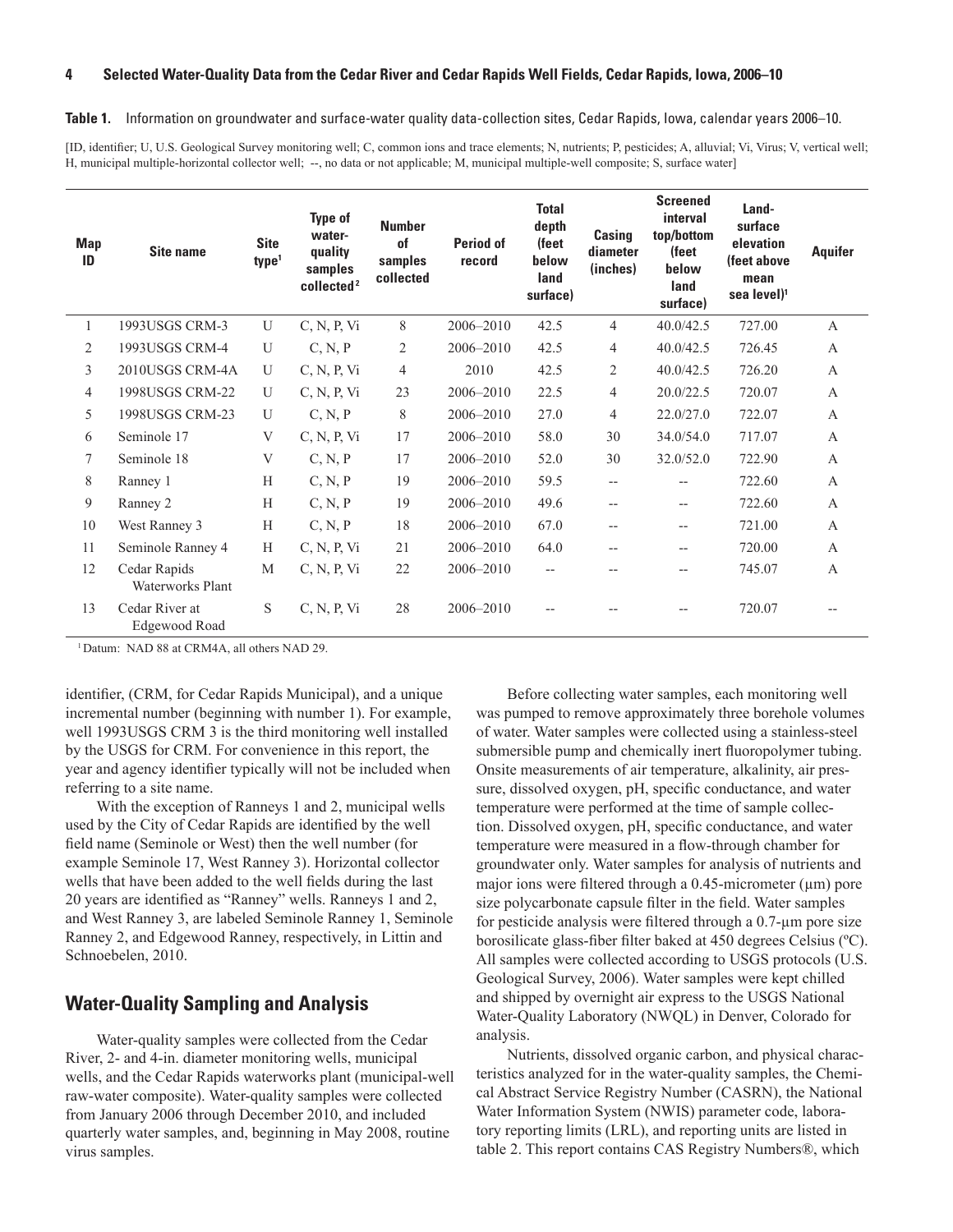**Table 1.** Information on groundwater and surface-water quality data-collection sites, Cedar Rapids, Iowa, calendar years 2006–10.

[ID, identifier; U, U.S. Geological Survey monitoring well; C, common ions and trace elements; N, nutrients; P, pesticides; A, alluvial; Vi, Virus; V, vertical well; H, municipal multiple-horizontal collector well; --, no data or not applicable; M, municipal multiple-well composite; S, surface water]

| Map ID | Site name | Site type[1] | Type of water-quality samples collected[2] | Number of samples collected | Period of record | Total depth (feet below land surface) | Casing diameter (inches) | Screened interval top/bottom (feet below land surface) | Land-surface elevation (feet above mean sea level)[1] | Aquifer |
|---|---|---|---|---|---|---|---|---|---|---|
| 1 | 1993USGS CRM-3 | U | C, N, P, Vi | 8 | 2006–2010 | 42.5 | 4 | 40.0/42.5 | 727.00 | A |
| 2 | 1993USGS CRM-4 | U | C, N, P | 2 | 2006–2010 | 42.5 | 4 | 40.0/42.5 | 726.45 | A |
| 3 | 2010USGS CRM-4A | U | C, N, P, Vi | 4 | 2010 | 42.5 | 2 | 40.0/42.5 | 726.20 | A |
| 4 | 1998USGS CRM-22 | U | C, N, P, Vi | 23 | 2006–2010 | 22.5 | 4 | 20.0/22.5 | 720.07 | A |
| 5 | 1998USGS CRM-23 | U | C, N, P | 8 | 2006–2010 | 27.0 | 4 | 22.0/27.0 | 722.07 | A |
| 6 | Seminole 17 | V | C, N, P, Vi | 17 | 2006–2010 | 58.0 | 30 | 34.0/54.0 | 717.07 | A |
| 7 | Seminole 18 | V | C, N, P | 17 | 2006–2010 | 52.0 | 30 | 32.0/52.0 | 722.90 | A |
| 8 | Ranney 1 | H | C, N, P | 19 | 2006–2010 | 59.5 | -- | -- | 722.60 | A |
| 9 | Ranney 2 | H | C, N, P | 19 | 2006–2010 | 49.6 | -- | -- | 722.60 | A |
| 10 | West Ranney 3 | H | C, N, P | 18 | 2006–2010 | 67.0 | -- | -- | 721.00 | A |
| 11 | Seminole Ranney 4 | H | C, N, P, Vi | 21 | 2006–2010 | 64.0 | -- | -- | 720.00 | A |
| 12 | Cedar Rapids Waterworks Plant | M | C, N, P, Vi | 22 | 2006–2010 | -- | -- | -- | 745.07 | A |
| 13 | Cedar River at Edgewood Road | S | C, N, P, Vi | 28 | 2006–2010 | -- | -- | -- | 720.07 | -- |

[1] Datum: NAD 88 at CRM4A, all others NAD 29.

identifier, (CRM, for Cedar Rapids Municipal), and a unique incremental number (beginning with number 1). For example, well 1993USGS CRM 3 is the third monitoring well installed by the USGS for CRM. For convenience in this report, the year and agency identifier typically will not be included when referring to a site name.

With the exception of Ranneys 1 and 2, municipal wells used by the City of Cedar Rapids are identified by the well field name (Seminole or West) then the well number (for example Seminole 17, West Ranney 3). Horizontal collector wells that have been added to the well fields during the last 20 years are identified as "Ranney" wells. Ranneys 1 and 2, and West Ranney 3, are labeled Seminole Ranney 1, Seminole Ranney 2, and Edgewood Ranney, respectively, in Littin and Schnoebelen, 2010.

## Water-Quality Sampling and Analysis

Water-quality samples were collected from the Cedar River, 2- and 4-in. diameter monitoring wells, municipal wells, and the Cedar Rapids waterworks plant (municipal-well raw-water composite). Water-quality samples were collected from January 2006 through December 2010, and included quarterly water samples, and, beginning in May 2008, routine virus samples.

Before collecting water samples, each monitoring well was pumped to remove approximately three borehole volumes of water. Water samples were collected using a stainless-steel submersible pump and chemically inert fluoropolymer tubing. Onsite measurements of air temperature, alkalinity, air pressure, dissolved oxygen, pH, specific conductance, and water temperature were performed at the time of sample collection. Dissolved oxygen, pH, specific conductance, and water temperature were measured in a flow-through chamber for groundwater only. Water samples for analysis of nutrients and major ions were filtered through a 0.45-micrometer (µm) pore size polycarbonate capsule filter in the field. Water samples for pesticide analysis were filtered through a 0.7-µm pore size borosilicate glass-fiber filter baked at 450 degrees Celsius (ºC). All samples were collected according to USGS protocols (U.S. Geological Survey, 2006). Water samples were kept chilled and shipped by overnight air express to the USGS National Water-Quality Laboratory (NWQL) in Denver, Colorado for analysis.

Nutrients, dissolved organic carbon, and physical characteristics analyzed for in the water-quality samples, the Chemical Abstract Service Registry Number (CASRN), the National Water Information System (NWIS) parameter code, laboratory reporting limits (LRL), and reporting units are listed in table 2. This report contains CAS Registry Numbers®, which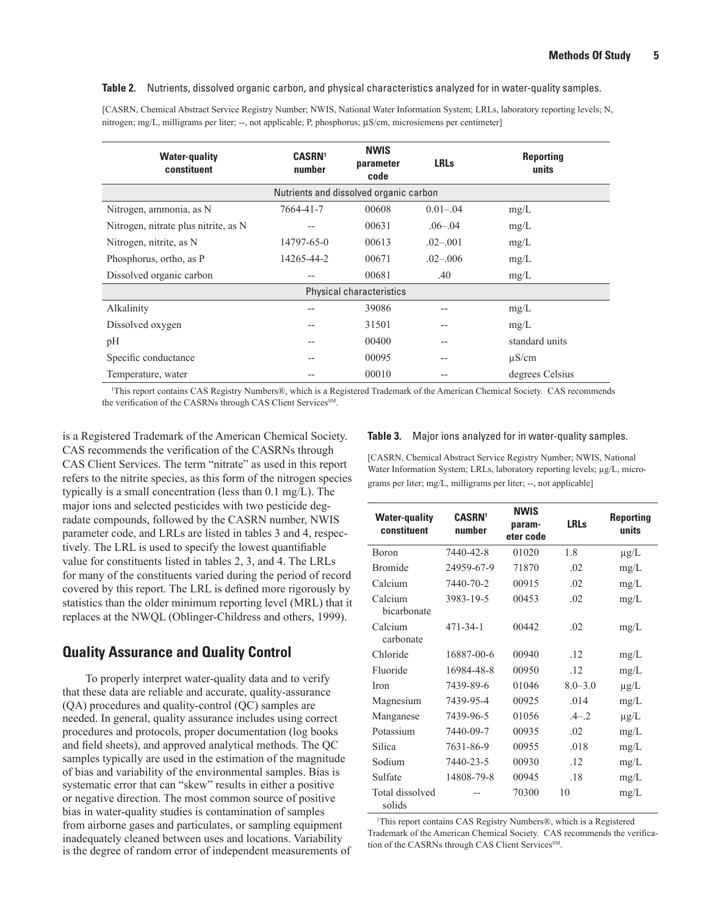**Table 2.** Nutrients, dissolved organic carbon, and physical characteristics analyzed for in water-quality samples.

[CASRN, Chemical Abstract Service Registry Number; NWIS, National Water Information System; LRLs, laboratory reporting levels; N, nitrogen; mg/L, milligrams per liter; --, not applicable; P, phosphorus; µS/cm, microsiemens per centimeter]

| Water-quality constituent | CASRN[1] number | NWIS parameter code | LRLs | Reporting units |
|---|---|---|---|---|
| Nutrients and dissolved organic carbon | | | | |
| Nitrogen, ammonia, as N | 7664-41-7 | 00608 | 0.01–.04 | mg/L |
| Nitrogen, nitrate plus nitrite, as N | -- | 00631 | .06–.04 | mg/L |
| Nitrogen, nitrite, as N | 14797-65-0 | 00613 | .02–.001 | mg/L |
| Phosphorus, ortho, as P | 14265-44-2 | 00671 | .02–.006 | mg/L |
| Dissolved organic carbon | -- | 00681 | .40 | mg/L |
| Physical characteristics | | | | |
| Alkalinity | -- | 39086 | -- | mg/L |
| Dissolved oxygen | -- | 31501 | -- | mg/L |
| pH | -- | 00400 | -- | standard units |
| Specific conductance | -- | 00095 | -- | µS/cm |
| Temperature, water | -- | 00010 | -- | degrees Celsius |

[1]This report contains CAS Registry Numbers®, which is a Registered Trademark of the American Chemical Society. CAS recommends the verification of the CASRNs through CAS Client Services[SM].

is a Registered Trademark of the American Chemical Society. CAS recommends the verification of the CASRNs through CAS Client Services. The term "nitrate" as used in this report refers to the nitrite species, as this form of the nitrogen species typically is a small concentration (less than 0.1 mg/L). The major ions and selected pesticides with two pesticide degradate compounds, followed by the CASRN number, NWIS parameter code, and LRLs are listed in tables 3 and 4, respectively. The LRL is used to specify the lowest quantifiable value for constituents listed in tables 2, 3, and 4. The LRLs for many of the constituents varied during the period of record covered by this report. The LRL is defined more rigorously by statistics than the older minimum reporting level (MRL) that it replaces at the NWQL (Oblinger-Childress and others, 1999).

**Table 3.** Major ions analyzed for in water-quality samples.

[CASRN, Chemical Abstract Service Registry Number; NWIS, National Water Information System; LRLs, laboratory reporting levels; µg/L, micrograms per liter; mg/L, milligrams per liter; --, not applicable]

| Water-quality constituent | CASRN[1] number | NWIS parameter code | LRLs | Reporting units |
|---|---|---|---|---|
| Boron | 7440-42-8 | 01020 | 1.8 | µg/L |
| Bromide | 24959-67-9 | 71870 | .02 | mg/L |
| Calcium | 7440-70-2 | 00915 | .02 | mg/L |
| Calcium bicarbonate | 3983-19-5 | 00453 | .02 | mg/L |
| Calcium carbonate | 471-34-1 | 00442 | .02 | mg/L |
| Chloride | 16887-00-6 | 00940 | .12 | mg/L |
| Fluoride | 16984-48-8 | 00950 | .12 | mg/L |
| Iron | 7439-89-6 | 01046 | 8.0–3.0 | µg/L |
| Magnesium | 7439-95-4 | 00925 | .014 | mg/L |
| Manganese | 7439-96-5 | 01056 | .4–.2 | µg/L |
| Potassium | 7440-09-7 | 00935 | .02 | mg/L |
| Silica | 7631-86-9 | 00955 | .018 | mg/L |
| Sodium | 7440-23-5 | 00930 | .12 | mg/L |
| Sulfate | 14808-79-8 | 00945 | .18 | mg/L |
| Total dissolved solids | -- | 70300 | 10 | mg/L |

[1]This report contains CAS Registry Numbers®, which is a Registered Trademark of the American Chemical Society. CAS recommends the verification of the CASRNs through CAS Client Services[SM].

## Quality Assurance and Quality Control

To properly interpret water-quality data and to verify that these data are reliable and accurate, quality-assurance (QA) procedures and quality-control (QC) samples are needed. In general, quality assurance includes using correct procedures and protocols, proper documentation (log books and field sheets), and approved analytical methods. The QC samples typically are used in the estimation of the magnitude of bias and variability of the environmental samples. Bias is systematic error that can "skew" results in either a positive or negative direction. The most common source of positive bias in water-quality studies is contamination of samples from airborne gases and particulates, or sampling equipment inadequately cleaned between uses and locations. Variability is the degree of random error of independent measurements of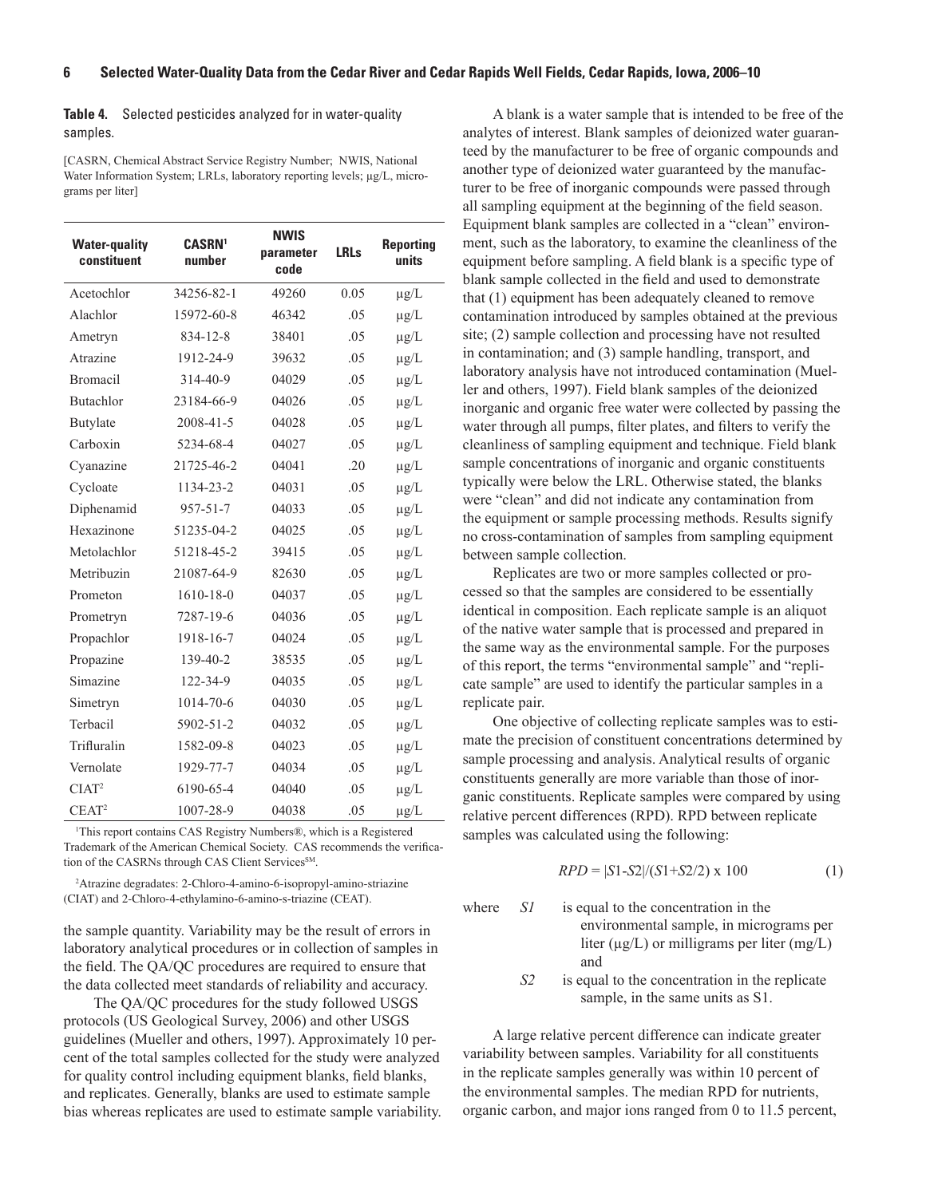**Table 4.** Selected pesticides analyzed for in water-quality samples.

[CASRN, Chemical Abstract Service Registry Number; NWIS, National Water Information System; LRLs, laboratory reporting levels; µg/L, micrograms per liter]

| Water-quality constituent | CASRN[1] number | NWIS parameter code | LRLs | Reporting units |
|---|---|---|---|---|
| Acetochlor | 34256-82-1 | 49260 | 0.05 | µg/L |
| Alachlor | 15972-60-8 | 46342 | .05 | µg/L |
| Ametryn | 834-12-8 | 38401 | .05 | µg/L |
| Atrazine | 1912-24-9 | 39632 | .05 | µg/L |
| Bromacil | 314-40-9 | 04029 | .05 | µg/L |
| Butachlor | 23184-66-9 | 04026 | .05 | µg/L |
| Butylate | 2008-41-5 | 04028 | .05 | µg/L |
| Carboxin | 5234-68-4 | 04027 | .05 | µg/L |
| Cyanazine | 21725-46-2 | 04041 | .20 | µg/L |
| Cycloate | 1134-23-2 | 04031 | .05 | µg/L |
| Diphenamid | 957-51-7 | 04033 | .05 | µg/L |
| Hexazinone | 51235-04-2 | 04025 | .05 | µg/L |
| Metolachlor | 51218-45-2 | 39415 | .05 | µg/L |
| Metribuzin | 21087-64-9 | 82630 | .05 | µg/L |
| Prometon | 1610-18-0 | 04037 | .05 | µg/L |
| Prometryn | 7287-19-6 | 04036 | .05 | µg/L |
| Propachlor | 1918-16-7 | 04024 | .05 | µg/L |
| Propazine | 139-40-2 | 38535 | .05 | µg/L |
| Simazine | 122-34-9 | 04035 | .05 | µg/L |
| Simetryn | 1014-70-6 | 04030 | .05 | µg/L |
| Terbacil | 5902-51-2 | 04032 | .05 | µg/L |
| Trifluralin | 1582-09-8 | 04023 | .05 | µg/L |
| Vernolate | 1929-77-7 | 04034 | .05 | µg/L |
| CIAT[2] | 6190-65-4 | 04040 | .05 | µg/L |
| CEAT[2] | 1007-28-9 | 04038 | .05 | µg/L |

[1]This report contains CAS Registry Numbers®, which is a Registered Trademark of the American Chemical Society. CAS recommends the verification of the CASRNs through CAS Client Services℠.

[2]Atrazine degradates: 2-Chloro-4-amino-6-isopropyl-amino-striazine (CIAT) and 2-Chloro-4-ethylamino-6-amino-s-triazine (CEAT).

the sample quantity. Variability may be the result of errors in laboratory analytical procedures or in collection of samples in the field. The QA/QC procedures are required to ensure that the data collected meet standards of reliability and accuracy.

The QA/QC procedures for the study followed USGS protocols (US Geological Survey, 2006) and other USGS guidelines (Mueller and others, 1997). Approximately 10 percent of the total samples collected for the study were analyzed for quality control including equipment blanks, field blanks, and replicates. Generally, blanks are used to estimate sample bias whereas replicates are used to estimate sample variability.

A blank is a water sample that is intended to be free of the analytes of interest. Blank samples of deionized water guaranteed by the manufacturer to be free of organic compounds and another type of deionized water guaranteed by the manufacturer to be free of inorganic compounds were passed through all sampling equipment at the beginning of the field season. Equipment blank samples are collected in a "clean" environment, such as the laboratory, to examine the cleanliness of the equipment before sampling. A field blank is a specific type of blank sample collected in the field and used to demonstrate that (1) equipment has been adequately cleaned to remove contamination introduced by samples obtained at the previous site; (2) sample collection and processing have not resulted in contamination; and (3) sample handling, transport, and laboratory analysis have not introduced contamination (Mueller and others, 1997). Field blank samples of the deionized inorganic and organic free water were collected by passing the water through all pumps, filter plates, and filters to verify the cleanliness of sampling equipment and technique. Field blank sample concentrations of inorganic and organic constituents typically were below the LRL. Otherwise stated, the blanks were "clean" and did not indicate any contamination from the equipment or sample processing methods. Results signify no cross-contamination of samples from sampling equipment between sample collection.

Replicates are two or more samples collected or processed so that the samples are considered to be essentially identical in composition. Each replicate sample is an aliquot of the native water sample that is processed and prepared in the same way as the environmental sample. For the purposes of this report, the terms "environmental sample" and "replicate sample" are used to identify the particular samples in a replicate pair.

One objective of collecting replicate samples was to estimate the precision of constituent concentrations determined by sample processing and analysis. Analytical results of organic constituents generally are more variable than those of inorganic constituents. Replicate samples were compared by using relative percent differences (RPD). RPD between replicate samples was calculated using the following:

$$RPD = |S1 - S2| / (S1 + S2/2) \times 100 \qquad (1)$$

where

$S1$ is equal to the concentration in the environmental sample, in micrograms per liter (µg/L) or milligrams per liter (mg/L) and

$S2$ is equal to the concentration in the replicate sample, in the same units as S1.

A large relative percent difference can indicate greater variability between samples. Variability for all constituents in the replicate samples generally was within 10 percent of the environmental samples. The median RPD for nutrients, organic carbon, and major ions ranged from 0 to 11.5 percent,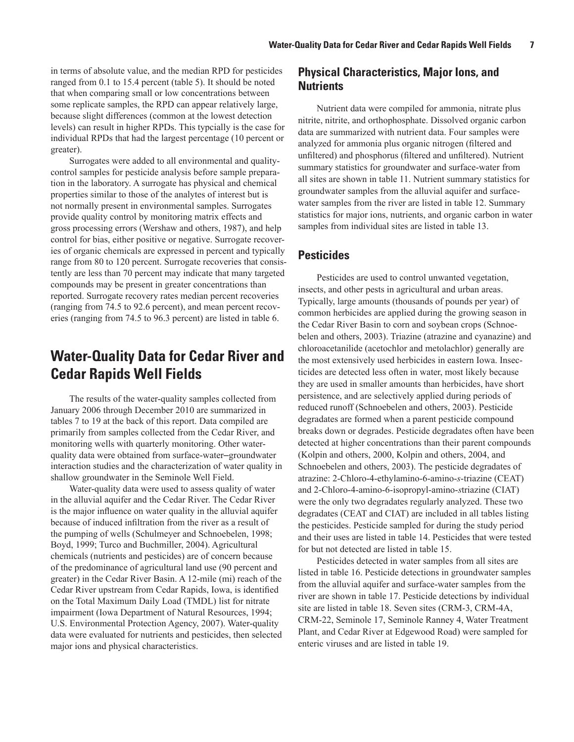in terms of absolute value, and the median RPD for pesticides ranged from 0.1 to 15.4 percent (table 5). It should be noted that when comparing small or low concentrations between some replicate samples, the RPD can appear relatively large, because slight differences (common at the lowest detection levels) can result in higher RPDs. This typcially is the case for individual RPDs that had the largest percentage (10 percent or greater).

Surrogates were added to all environmental and quality-control samples for pesticide analysis before sample preparation in the laboratory. A surrogate has physical and chemical properties similar to those of the analytes of interest but is not normally present in environmental samples. Surrogates provide quality control by monitoring matrix effects and gross processing errors (Wershaw and others, 1987), and help control for bias, either positive or negative. Surrogate recoveries of organic chemicals are expressed in percent and typically range from 80 to 120 percent. Surrogate recoveries that consistently are less than 70 percent may indicate that many targeted compounds may be present in greater concentrations than reported. Surrogate recovery rates median percent recoveries (ranging from 74.5 to 92.6 percent), and mean percent recoveries (ranging from 74.5 to 96.3 percent) are listed in table 6.

# Water-Quality Data for Cedar River and Cedar Rapids Well Fields

The results of the water-quality samples collected from January 2006 through December 2010 are summarized in tables 7 to 19 at the back of this report. Data compiled are primarily from samples collected from the Cedar River, and monitoring wells with quarterly monitoring. Other water-quality data were obtained from surface-water–groundwater interaction studies and the characterization of water quality in shallow groundwater in the Seminole Well Field.

Water-quality data were used to assess quality of water in the alluvial aquifer and the Cedar River. The Cedar River is the major influence on water quality in the alluvial aquifer because of induced infiltration from the river as a result of the pumping of wells (Schulmeyer and Schnoebelen, 1998; Boyd, 1999; Turco and Buchmiller, 2004). Agricultural chemicals (nutrients and pesticides) are of concern because of the predominance of agricultural land use (90 percent and greater) in the Cedar River Basin. A 12-mile (mi) reach of the Cedar River upstream from Cedar Rapids, Iowa, is identified on the Total Maximum Daily Load (TMDL) list for nitrate impairment (Iowa Department of Natural Resources, 1994; U.S. Environmental Protection Agency, 2007). Water-quality data were evaluated for nutrients and pesticides, then selected major ions and physical characteristics.

## Physical Characteristics, Major Ions, and Nutrients

Nutrient data were compiled for ammonia, nitrate plus nitrite, nitrite, and orthophosphate. Dissolved organic carbon data are summarized with nutrient data. Four samples were analyzed for ammonia plus organic nitrogen (filtered and unfiltered) and phosphorus (filtered and unfiltered). Nutrient summary statistics for groundwater and surface-water from all sites are shown in table 11. Nutrient summary statistics for groundwater samples from the alluvial aquifer and surface-water samples from the river are listed in table 12. Summary statistics for major ions, nutrients, and organic carbon in water samples from individual sites are listed in table 13.

## Pesticides

Pesticides are used to control unwanted vegetation, insects, and other pests in agricultural and urban areas. Typically, large amounts (thousands of pounds per year) of common herbicides are applied during the growing season in the Cedar River Basin to corn and soybean crops (Schnoebelen and others, 2003). Triazine (atrazine and cyanazine) and chloroacetanilide (acetochlor and metolachlor) generally are the most extensively used herbicides in eastern Iowa. Insecticides are detected less often in water, most likely because they are used in smaller amounts than herbicides, have short persistence, and are selectively applied during periods of reduced runoff (Schnoebelen and others, 2003). Pesticide degradates are formed when a parent pesticide compound breaks down or degrades. Pesticide degradates often have been detected at higher concentrations than their parent compounds (Kolpin and others, 2000, Kolpin and others, 2004, and Schnoebelen and others, 2003). The pesticide degradates of atrazine: 2-Chloro-4-ethylamino-6-amino-*s*-triazine (CEAT) and 2-Chloro-4-amino-6-isopropyl-amino-*s*triazine (CIAT) were the only two degradates regularly analyzed. These two degradates (CEAT and CIAT) are included in all tables listing the pesticides. Pesticide sampled for during the study period and their uses are listed in table 14. Pesticides that were tested for but not detected are listed in table 15.

Pesticides detected in water samples from all sites are listed in table 16. Pesticide detections in groundwater samples from the alluvial aquifer and surface-water samples from the river are shown in table 17. Pesticide detections by individual site are listed in table 18. Seven sites (CRM-3, CRM-4A, CRM-22, Seminole 17, Seminole Ranney 4, Water Treatment Plant, and Cedar River at Edgewood Road) were sampled for enteric viruses and are listed in table 19.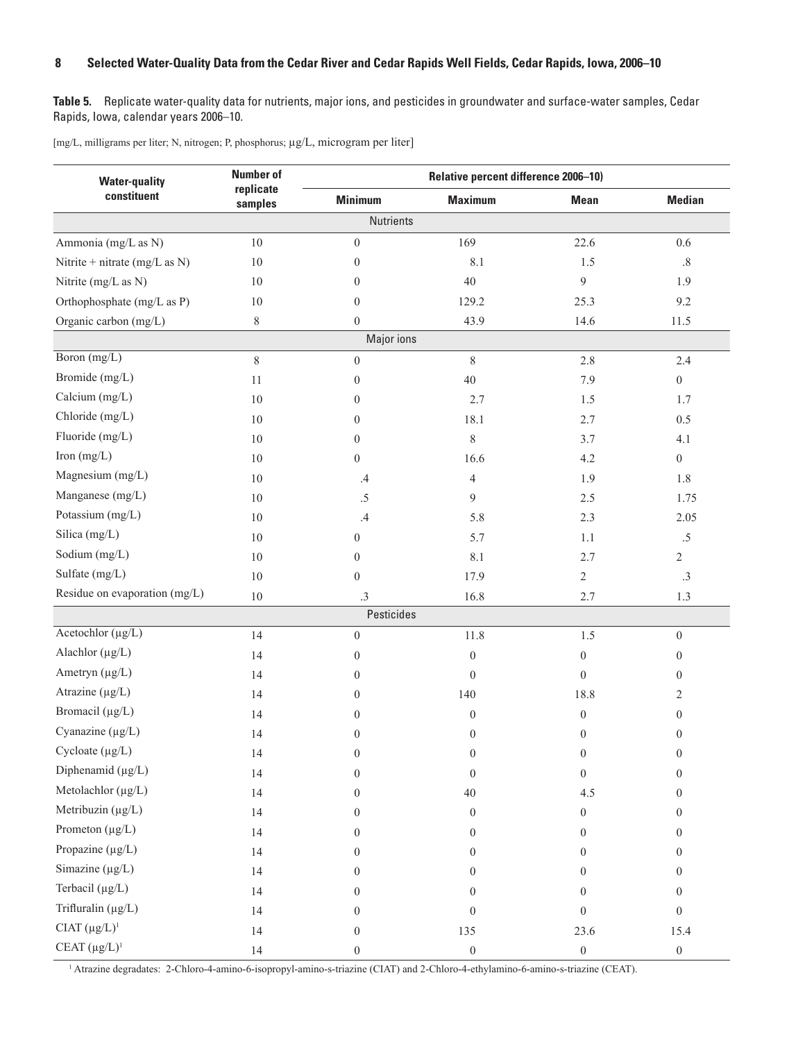**Table 5.** Replicate water-quality data for nutrients, major ions, and pesticides in groundwater and surface-water samples, Cedar Rapids, Iowa, calendar years 2006–10.

[mg/L, milligrams per liter; N, nitrogen; P, phosphorus; µg/L, microgram per liter]

| Water-quality constituent | Number of replicate samples | Relative percent difference 2006–10) | | | |
|---|---|---|---|---|---|
| | | Minimum | Maximum | Mean | Median |
| **Nutrients** | | | | | |
| Ammonia (mg/L as N) | 10 | 0 | 169 | 22.6 | 0.6 |
| Nitrite + nitrate (mg/L as N) | 10 | 0 | 8.1 | 1.5 | .8 |
| Nitrite (mg/L as N) | 10 | 0 | 40 | 9 | 1.9 |
| Orthophosphate (mg/L as P) | 10 | 0 | 129.2 | 25.3 | 9.2 |
| Organic carbon (mg/L) | 8 | 0 | 43.9 | 14.6 | 11.5 |
| **Major ions** | | | | | |
| Boron (mg/L) | 8 | 0 | 8 | 2.8 | 2.4 |
| Bromide (mg/L) | 11 | 0 | 40 | 7.9 | 0 |
| Calcium (mg/L) | 10 | 0 | 2.7 | 1.5 | 1.7 |
| Chloride (mg/L) | 10 | 0 | 18.1 | 2.7 | 0.5 |
| Fluoride (mg/L) | 10 | 0 | 8 | 3.7 | 4.1 |
| Iron (mg/L) | 10 | 0 | 16.6 | 4.2 | 0 |
| Magnesium (mg/L) | 10 | .4 | 4 | 1.9 | 1.8 |
| Manganese (mg/L) | 10 | .5 | 9 | 2.5 | 1.75 |
| Potassium (mg/L) | 10 | .4 | 5.8 | 2.3 | 2.05 |
| Silica (mg/L) | 10 | 0 | 5.7 | 1.1 | .5 |
| Sodium (mg/L) | 10 | 0 | 8.1 | 2.7 | 2 |
| Sulfate (mg/L) | 10 | 0 | 17.9 | 2 | .3 |
| Residue on evaporation (mg/L) | 10 | .3 | 16.8 | 2.7 | 1.3 |
| **Pesticides** | | | | | |
| Acetochlor (µg/L) | 14 | 0 | 11.8 | 1.5 | 0 |
| Alachlor (µg/L) | 14 | 0 | 0 | 0 | 0 |
| Ametryn (µg/L) | 14 | 0 | 0 | 0 | 0 |
| Atrazine (µg/L) | 14 | 0 | 140 | 18.8 | 2 |
| Bromacil (µg/L) | 14 | 0 | 0 | 0 | 0 |
| Cyanazine (µg/L) | 14 | 0 | 0 | 0 | 0 |
| Cycloate (µg/L) | 14 | 0 | 0 | 0 | 0 |
| Diphenamid (µg/L) | 14 | 0 | 0 | 0 | 0 |
| Metolachlor (µg/L) | 14 | 0 | 40 | 4.5 | 0 |
| Metribuzin (µg/L) | 14 | 0 | 0 | 0 | 0 |
| Prometon (µg/L) | 14 | 0 | 0 | 0 | 0 |
| Propazine (µg/L) | 14 | 0 | 0 | 0 | 0 |
| Simazine (µg/L) | 14 | 0 | 0 | 0 | 0 |
| Terbacil (µg/L) | 14 | 0 | 0 | 0 | 0 |
| Trifluralin (µg/L) | 14 | 0 | 0 | 0 | 0 |
| CIAT (µg/L)[1] | 14 | 0 | 135 | 23.6 | 15.4 |
| CEAT (µg/L)[1] | 14 | 0 | 0 | 0 | 0 |

[1] Atrazine degradates: 2-Chloro-4-amino-6-isopropyl-amino-s-triazine (CIAT) and 2-Chloro-4-ethylamino-6-amino-s-triazine (CEAT).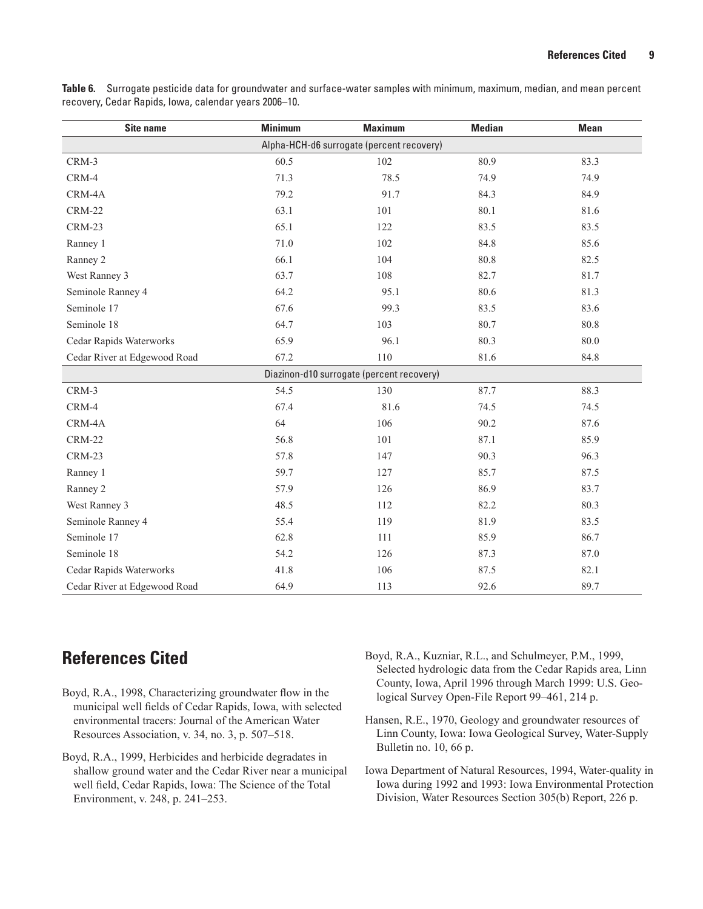**Table 6.** Surrogate pesticide data for groundwater and surface-water samples with minimum, maximum, median, and mean percent recovery, Cedar Rapids, Iowa, calendar years 2006–10.

| Site name | Minimum | Maximum | Median | Mean |
|---|---|---|---|---|
| Alpha-HCH-d6 surrogate (percent recovery) | | | | |
| CRM-3 | 60.5 | 102 | 80.9 | 83.3 |
| CRM-4 | 71.3 | 78.5 | 74.9 | 74.9 |
| CRM-4A | 79.2 | 91.7 | 84.3 | 84.9 |
| CRM-22 | 63.1 | 101 | 80.1 | 81.6 |
| CRM-23 | 65.1 | 122 | 83.5 | 83.5 |
| Ranney 1 | 71.0 | 102 | 84.8 | 85.6 |
| Ranney 2 | 66.1 | 104 | 80.8 | 82.5 |
| West Ranney 3 | 63.7 | 108 | 82.7 | 81.7 |
| Seminole Ranney 4 | 64.2 | 95.1 | 80.6 | 81.3 |
| Seminole 17 | 67.6 | 99.3 | 83.5 | 83.6 |
| Seminole 18 | 64.7 | 103 | 80.7 | 80.8 |
| Cedar Rapids Waterworks | 65.9 | 96.1 | 80.3 | 80.0 |
| Cedar River at Edgewood Road | 67.2 | 110 | 81.6 | 84.8 |
| Diazinon-d10 surrogate (percent recovery) | | | | |
| CRM-3 | 54.5 | 130 | 87.7 | 88.3 |
| CRM-4 | 67.4 | 81.6 | 74.5 | 74.5 |
| CRM-4A | 64 | 106 | 90.2 | 87.6 |
| CRM-22 | 56.8 | 101 | 87.1 | 85.9 |
| CRM-23 | 57.8 | 147 | 90.3 | 96.3 |
| Ranney 1 | 59.7 | 127 | 85.7 | 87.5 |
| Ranney 2 | 57.9 | 126 | 86.9 | 83.7 |
| West Ranney 3 | 48.5 | 112 | 82.2 | 80.3 |
| Seminole Ranney 4 | 55.4 | 119 | 81.9 | 83.5 |
| Seminole 17 | 62.8 | 111 | 85.9 | 86.7 |
| Seminole 18 | 54.2 | 126 | 87.3 | 87.0 |
| Cedar Rapids Waterworks | 41.8 | 106 | 87.5 | 82.1 |
| Cedar River at Edgewood Road | 64.9 | 113 | 92.6 | 89.7 |

## References Cited

Boyd, R.A., 1998, Characterizing groundwater flow in the municipal well fields of Cedar Rapids, Iowa, with selected environmental tracers: Journal of the American Water Resources Association, v. 34, no. 3, p. 507–518.

Boyd, R.A., 1999, Herbicides and herbicide degradates in shallow ground water and the Cedar River near a municipal well field, Cedar Rapids, Iowa: The Science of the Total Environment, v. 248, p. 241–253.

Boyd, R.A., Kuzniar, R.L., and Schulmeyer, P.M., 1999, Selected hydrologic data from the Cedar Rapids area, Linn County, Iowa, April 1996 through March 1999: U.S. Geological Survey Open-File Report 99–461, 214 p.

Hansen, R.E., 1970, Geology and groundwater resources of Linn County, Iowa: Iowa Geological Survey, Water-Supply Bulletin no. 10, 66 p.

Iowa Department of Natural Resources, 1994, Water-quality in Iowa during 1992 and 1993: Iowa Environmental Protection Division, Water Resources Section 305(b) Report, 226 p.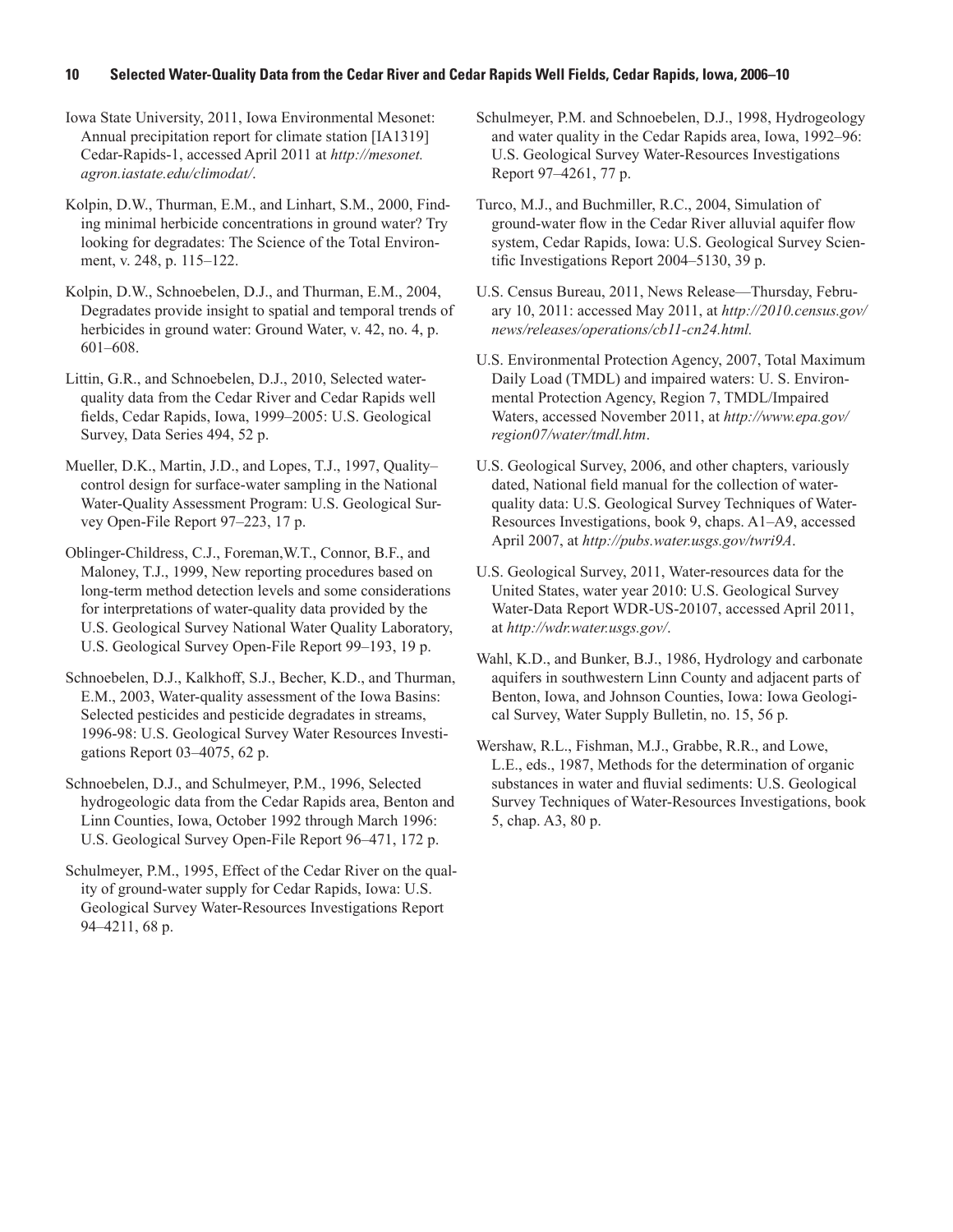Iowa State University, 2011, Iowa Environmental Mesonet: Annual precipitation report for climate station [IA1319] Cedar-Rapids-1, accessed April 2011 at *http://mesonet.agron.iastate.edu/climodat/*.

Kolpin, D.W., Thurman, E.M., and Linhart, S.M., 2000, Finding minimal herbicide concentrations in ground water? Try looking for degradates: The Science of the Total Environment, v. 248, p. 115–122.

Kolpin, D.W., Schnoebelen, D.J., and Thurman, E.M., 2004, Degradates provide insight to spatial and temporal trends of herbicides in ground water: Ground Water, v. 42, no. 4, p. 601–608.

Littin, G.R., and Schnoebelen, D.J., 2010, Selected water-quality data from the Cedar River and Cedar Rapids well fields, Cedar Rapids, Iowa, 1999–2005: U.S. Geological Survey, Data Series 494, 52 p.

Mueller, D.K., Martin, J.D., and Lopes, T.J., 1997, Quality–control design for surface-water sampling in the National Water-Quality Assessment Program: U.S. Geological Survey Open-File Report 97–223, 17 p.

Oblinger-Childress, C.J., Foreman,W.T., Connor, B.F., and Maloney, T.J., 1999, New reporting procedures based on long-term method detection levels and some considerations for interpretations of water-quality data provided by the U.S. Geological Survey National Water Quality Laboratory, U.S. Geological Survey Open-File Report 99–193, 19 p.

Schnoebelen, D.J., Kalkhoff, S.J., Becher, K.D., and Thurman, E.M., 2003, Water-quality assessment of the Iowa Basins: Selected pesticides and pesticide degradates in streams, 1996-98: U.S. Geological Survey Water Resources Investigations Report 03–4075, 62 p.

Schnoebelen, D.J., and Schulmeyer, P.M., 1996, Selected hydrogeologic data from the Cedar Rapids area, Benton and Linn Counties, Iowa, October 1992 through March 1996: U.S. Geological Survey Open-File Report 96–471, 172 p.

Schulmeyer, P.M., 1995, Effect of the Cedar River on the quality of ground-water supply for Cedar Rapids, Iowa: U.S. Geological Survey Water-Resources Investigations Report 94–4211, 68 p.

Schulmeyer, P.M. and Schnoebelen, D.J., 1998, Hydrogeology and water quality in the Cedar Rapids area, Iowa, 1992–96: U.S. Geological Survey Water-Resources Investigations Report 97–4261, 77 p.

Turco, M.J., and Buchmiller, R.C., 2004, Simulation of ground-water flow in the Cedar River alluvial aquifer flow system, Cedar Rapids, Iowa: U.S. Geological Survey Scientific Investigations Report 2004–5130, 39 p.

U.S. Census Bureau, 2011, News Release—Thursday, February 10, 2011: accessed May 2011, at *http://2010.census.gov/news/releases/operations/cb11-cn24.html.*

U.S. Environmental Protection Agency, 2007, Total Maximum Daily Load (TMDL) and impaired waters: U. S. Environmental Protection Agency, Region 7, TMDL/Impaired Waters, accessed November 2011, at *http://www.epa.gov/region07/water/tmdl.htm*.

U.S. Geological Survey, 2006, and other chapters, variously dated, National field manual for the collection of water-quality data: U.S. Geological Survey Techniques of Water-Resources Investigations, book 9, chaps. A1–A9, accessed April 2007, at *http://pubs.water.usgs.gov/twri9A*.

U.S. Geological Survey, 2011, Water-resources data for the United States, water year 2010: U.S. Geological Survey Water-Data Report WDR-US-20107, accessed April 2011, at *http://wdr.water.usgs.gov/*.

Wahl, K.D., and Bunker, B.J., 1986, Hydrology and carbonate aquifers in southwestern Linn County and adjacent parts of Benton, Iowa, and Johnson Counties, Iowa: Iowa Geological Survey, Water Supply Bulletin, no. 15, 56 p.

Wershaw, R.L., Fishman, M.J., Grabbe, R.R., and Lowe, L.E., eds., 1987, Methods for the determination of organic substances in water and fluvial sediments: U.S. Geological Survey Techniques of Water-Resources Investigations, book 5, chap. A3, 80 p.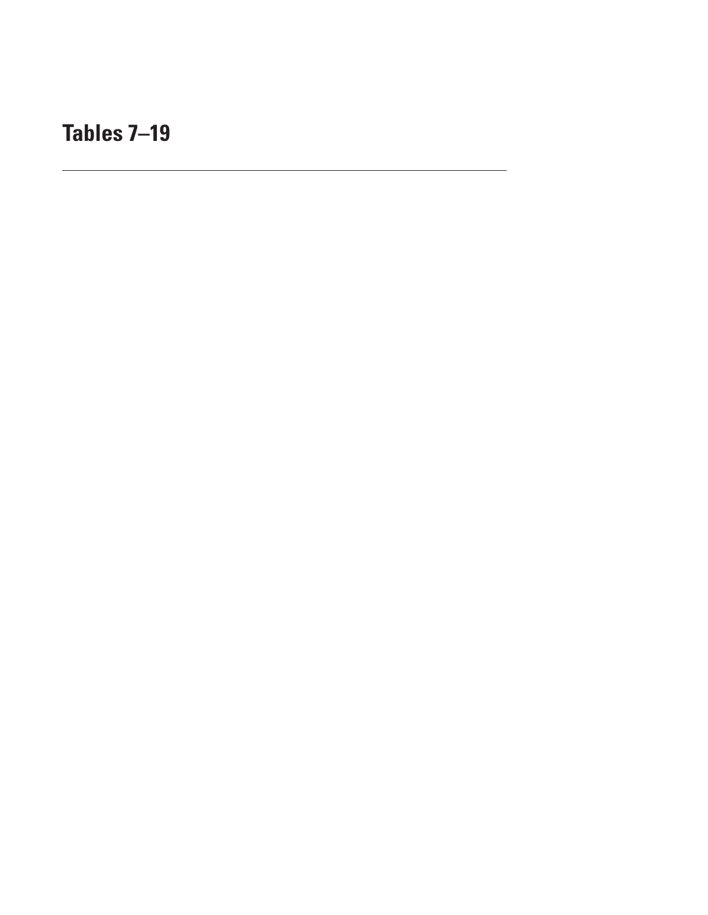# Tables 7–19

---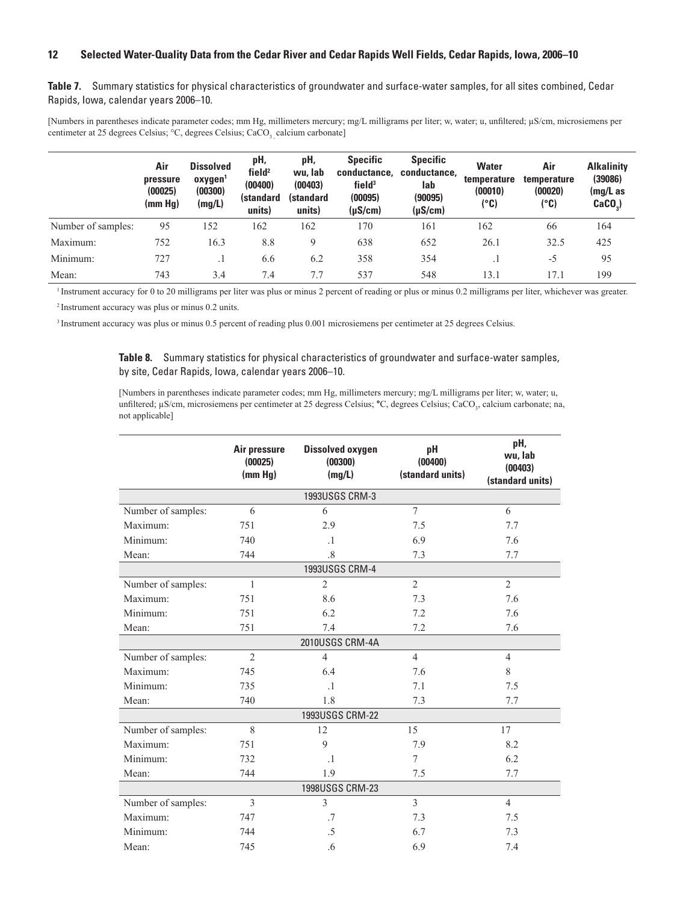**Table 7.** Summary statistics for physical characteristics of groundwater and surface-water samples, for all sites combined, Cedar Rapids, Iowa, calendar years 2006–10.

[Numbers in parentheses indicate parameter codes; mm Hg, millimeters mercury; mg/L milligrams per liter; w, water; u, unfiltered; μS/cm, microsiemens per centimeter at 25 degrees Celsius; °C, degrees Celsius; $CaCO_3$, calcium carbonate]

| | Air pressure (00025) (mm Hg) | Dissolved oxygen[1] (00300) (mg/L) | pH, field[2] (00400) (standard units) | pH, wu, lab (00403) (standard units) | Specific conductance, field[3] (00095) (μS/cm) | Specific conductance, lab (90095) (μS/cm) | Water temperature (00010) (°C) | Air temperature (00020) (°C) | Alkalinity (39086) (mg/L as $CaCO_3$) |
|---|---|---|---|---|---|---|---|---|---|
| Number of samples: | 95 | 152 | 162 | 162 | 170 | 161 | 162 | 66 | 164 |
| Maximum: | 752 | 16.3 | 8.8 | 9 | 638 | 652 | 26.1 | 32.5 | 425 |
| Minimum: | 727 | .1 | 6.6 | 6.2 | 358 | 354 | .1 | -5 | 95 |
| Mean: | 743 | 3.4 | 7.4 | 7.7 | 537 | 548 | 13.1 | 17.1 | 199 |

[1] Instrument accuracy for 0 to 20 milligrams per liter was plus or minus 2 percent of reading or plus or minus 0.2 milligrams per liter, whichever was greater.

[2] Instrument accuracy was plus or minus 0.2 units.

[3] Instrument accuracy was plus or minus 0.5 percent of reading plus 0.001 microsiemens per centimeter at 25 degrees Celsius.

**Table 8.** Summary statistics for physical characteristics of groundwater and surface-water samples, by site, Cedar Rapids, Iowa, calendar years 2006–10.

[Numbers in parentheses indicate parameter codes; mm Hg, millimeters mercury; mg/L milligrams per liter; w, water; u, unfiltered; μS/cm, microsiemens per centimeter at 25 degress Celsius; °C, degrees Celsius; $CaCO_3$, calcium carbonate; na, not applicable]

| | Air pressure (00025) (mm Hg) | Dissolved oxygen (00300) (mg/L) | pH (00400) (standard units) | pH, wu, lab (00403) (standard units) |
|---|---|---|---|---|
| | | 1993USGS CRM-3 | | |
| Number of samples: | 6 | 6 | 7 | 6 |
| Maximum: | 751 | 2.9 | 7.5 | 7.7 |
| Minimum: | 740 | .1 | 6.9 | 7.6 |
| Mean: | 744 | .8 | 7.3 | 7.7 |
| | | 1993USGS CRM-4 | | |
| Number of samples: | 1 | 2 | 2 | 2 |
| Maximum: | 751 | 8.6 | 7.3 | 7.6 |
| Minimum: | 751 | 6.2 | 7.2 | 7.6 |
| Mean: | 751 | 7.4 | 7.2 | 7.6 |
| | | 2010USGS CRM-4A | | |
| Number of samples: | 2 | 4 | 4 | 4 |
| Maximum: | 745 | 6.4 | 7.6 | 8 |
| Minimum: | 735 | .1 | 7.1 | 7.5 |
| Mean: | 740 | 1.8 | 7.3 | 7.7 |
| | | 1993USGS CRM-22 | | |
| Number of samples: | 8 | 12 | 15 | 17 |
| Maximum: | 751 | 9 | 7.9 | 8.2 |
| Minimum: | 732 | .1 | 7 | 6.2 |
| Mean: | 744 | 1.9 | 7.5 | 7.7 |
| | | 1998USGS CRM-23 | | |
| Number of samples: | 3 | 3 | 3 | 4 |
| Maximum: | 747 | .7 | 7.3 | 7.5 |
| Minimum: | 744 | .5 | 6.7 | 7.3 |
| Mean: | 745 | .6 | 6.9 | 7.4 |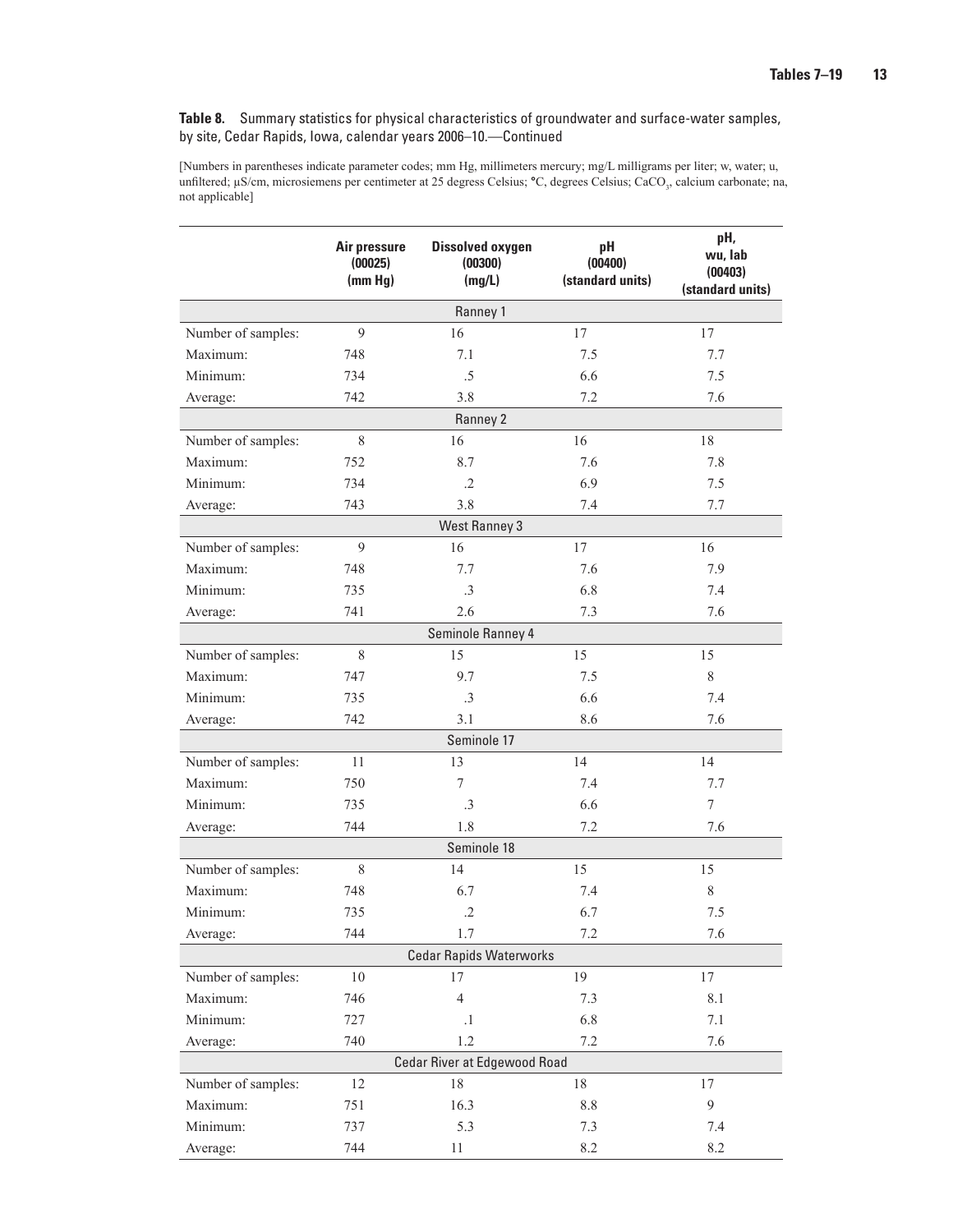**Table 8.** Summary statistics for physical characteristics of groundwater and surface-water samples, by site, Cedar Rapids, Iowa, calendar years 2006–10.—Continued

[Numbers in parentheses indicate parameter codes; mm Hg, millimeters mercury; mg/L milligrams per liter; w, water; u, unfiltered; µS/cm, microsiemens per centimeter at 25 degress Celsius; °C, degrees Celsius; $CaCO_3$, calcium carbonate; na, not applicable]

| | Air pressure (00025) (mm Hg) | Dissolved oxygen (00300) (mg/L) | pH (00400) (standard units) | pH, wu, lab (00403) (standard units) |
|---|---|---|---|---|
| **Ranney 1** | | | | |
| Number of samples: | 9 | 16 | 17 | 17 |
| Maximum: | 748 | 7.1 | 7.5 | 7.7 |
| Minimum: | 734 | .5 | 6.6 | 7.5 |
| Average: | 742 | 3.8 | 7.2 | 7.6 |
| **Ranney 2** | | | | |
| Number of samples: | 8 | 16 | 16 | 18 |
| Maximum: | 752 | 8.7 | 7.6 | 7.8 |
| Minimum: | 734 | .2 | 6.9 | 7.5 |
| Average: | 743 | 3.8 | 7.4 | 7.7 |
| **West Ranney 3** | | | | |
| Number of samples: | 9 | 16 | 17 | 16 |
| Maximum: | 748 | 7.7 | 7.6 | 7.9 |
| Minimum: | 735 | .3 | 6.8 | 7.4 |
| Average: | 741 | 2.6 | 7.3 | 7.6 |
| **Seminole Ranney 4** | | | | |
| Number of samples: | 8 | 15 | 15 | 15 |
| Maximum: | 747 | 9.7 | 7.5 | 8 |
| Minimum: | 735 | .3 | 6.6 | 7.4 |
| Average: | 742 | 3.1 | 8.6 | 7.6 |
| **Seminole 17** | | | | |
| Number of samples: | 11 | 13 | 14 | 14 |
| Maximum: | 750 | 7 | 7.4 | 7.7 |
| Minimum: | 735 | .3 | 6.6 | 7 |
| Average: | 744 | 1.8 | 7.2 | 7.6 |
| **Seminole 18** | | | | |
| Number of samples: | 8 | 14 | 15 | 15 |
| Maximum: | 748 | 6.7 | 7.4 | 8 |
| Minimum: | 735 | .2 | 6.7 | 7.5 |
| Average: | 744 | 1.7 | 7.2 | 7.6 |
| **Cedar Rapids Waterworks** | | | | |
| Number of samples: | 10 | 17 | 19 | 17 |
| Maximum: | 746 | 4 | 7.3 | 8.1 |
| Minimum: | 727 | .1 | 6.8 | 7.1 |
| Average: | 740 | 1.2 | 7.2 | 7.6 |
| **Cedar River at Edgewood Road** | | | | |
| Number of samples: | 12 | 18 | 18 | 17 |
| Maximum: | 751 | 16.3 | 8.8 | 9 |
| Minimum: | 737 | 5.3 | 7.3 | 7.4 |
| Average: | 744 | 11 | 8.2 | 8.2 |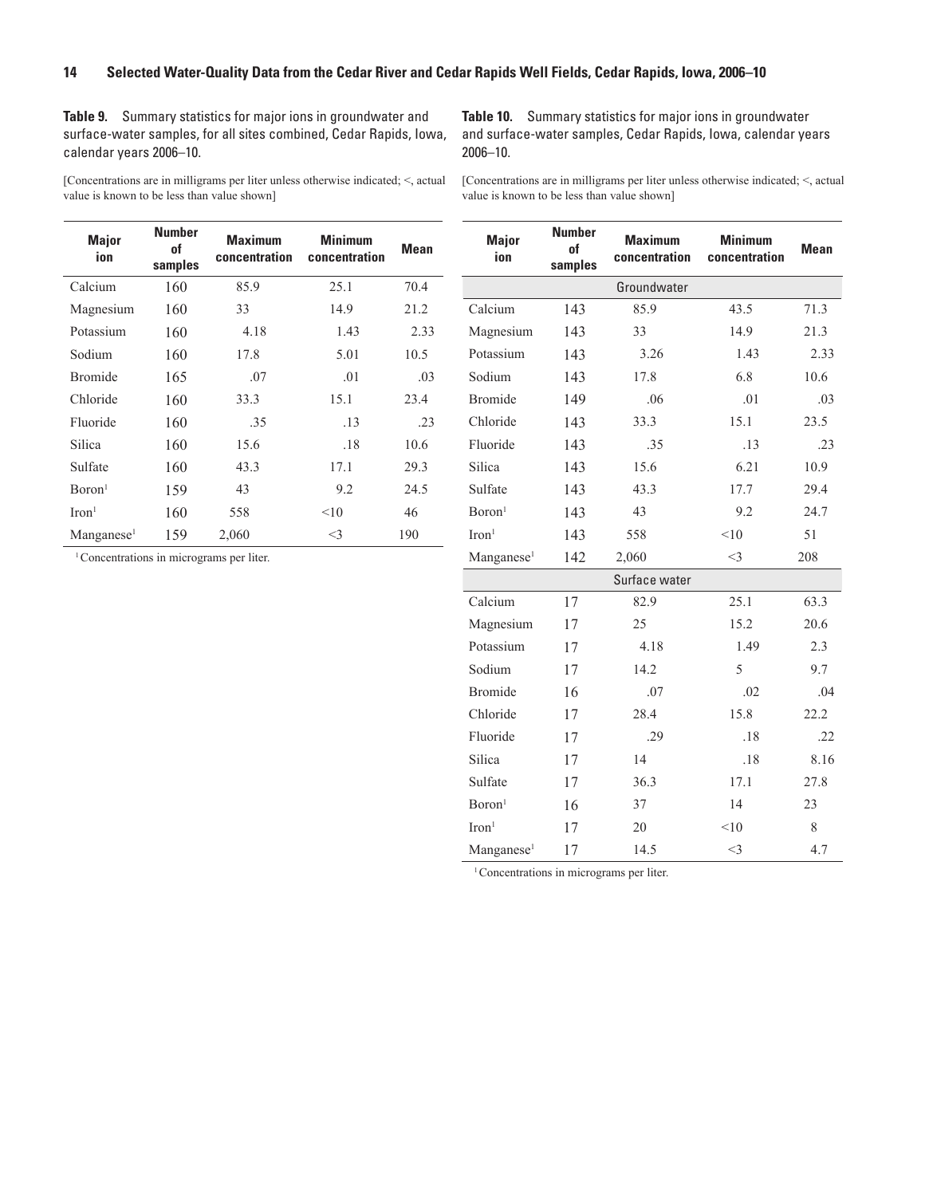**Table 9.** Summary statistics for major ions in groundwater and surface-water samples, for all sites combined, Cedar Rapids, Iowa, calendar years 2006–10.

[Concentrations are in milligrams per liter unless otherwise indicated; <, actual value is known to be less than value shown]

| Major ion | Number of samples | Maximum concentration | Minimum concentration | Mean |
|---|---|---|---|---|
| Calcium | 160 | 85.9 | 25.1 | 70.4 |
| Magnesium | 160 | 33 | 14.9 | 21.2 |
| Potassium | 160 | 4.18 | 1.43 | 2.33 |
| Sodium | 160 | 17.8 | 5.01 | 10.5 |
| Bromide | 165 | .07 | .01 | .03 |
| Chloride | 160 | 33.3 | 15.1 | 23.4 |
| Fluoride | 160 | .35 | .13 | .23 |
| Silica | 160 | 15.6 | .18 | 10.6 |
| Sulfate | 160 | 43.3 | 17.1 | 29.3 |
| Boron[1] | 159 | 43 | 9.2 | 24.5 |
| Iron[1] | 160 | 558 | <10 | 46 |
| Manganese[1] | 159 | 2,060 | <3 | 190 |

[1] Concentrations in micrograms per liter.

**Table 10.** Summary statistics for major ions in groundwater and surface-water samples, Cedar Rapids, Iowa, calendar years 2006–10.

[Concentrations are in milligrams per liter unless otherwise indicated; <, actual value is known to be less than value shown]

| Major ion | Number of samples | Maximum concentration | Minimum concentration | Mean |
|---|---|---|---|---|
| | | Groundwater | | |
| Calcium | 143 | 85.9 | 43.5 | 71.3 |
| Magnesium | 143 | 33 | 14.9 | 21.3 |
| Potassium | 143 | 3.26 | 1.43 | 2.33 |
| Sodium | 143 | 17.8 | 6.8 | 10.6 |
| Bromide | 149 | .06 | .01 | .03 |
| Chloride | 143 | 33.3 | 15.1 | 23.5 |
| Fluoride | 143 | .35 | .13 | .23 |
| Silica | 143 | 15.6 | 6.21 | 10.9 |
| Sulfate | 143 | 43.3 | 17.7 | 29.4 |
| Boron[1] | 143 | 43 | 9.2 | 24.7 |
| Iron[1] | 143 | 558 | <10 | 51 |
| Manganese[1] | 142 | 2,060 | <3 | 208 |
| | | Surface water | | |
| Calcium | 17 | 82.9 | 25.1 | 63.3 |
| Magnesium | 17 | 25 | 15.2 | 20.6 |
| Potassium | 17 | 4.18 | 1.49 | 2.3 |
| Sodium | 17 | 14.2 | 5 | 9.7 |
| Bromide | 16 | .07 | .02 | .04 |
| Chloride | 17 | 28.4 | 15.8 | 22.2 |
| Fluoride | 17 | .29 | .18 | .22 |
| Silica | 17 | 14 | .18 | 8.16 |
| Sulfate | 17 | 36.3 | 17.1 | 27.8 |
| Boron[1] | 16 | 37 | 14 | 23 |
| Iron[1] | 17 | 20 | <10 | 8 |
| Manganese[1] | 17 | 14.5 | <3 | 4.7 |

[1] Concentrations in micrograms per liter.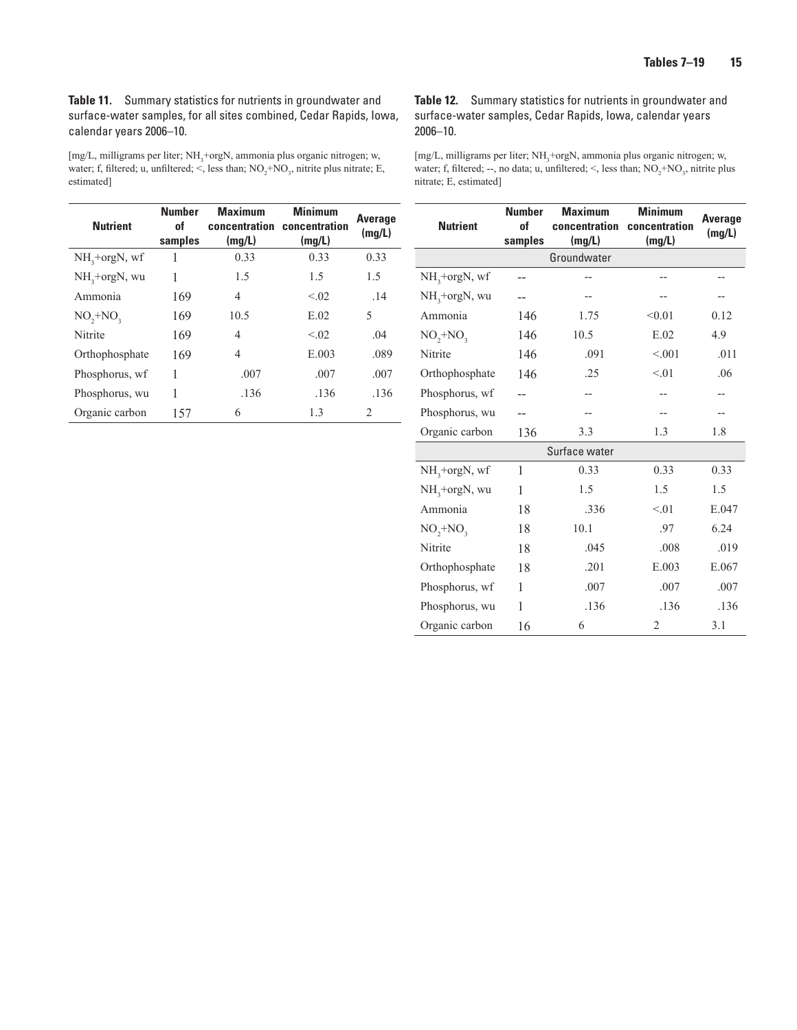**Table 11.** Summary statistics for nutrients in groundwater and surface-water samples, for all sites combined, Cedar Rapids, Iowa, calendar years 2006–10.

[mg/L, milligrams per liter; $NH_3$+orgN, ammonia plus organic nitrogen; w, water; f, filtered; u, unfiltered; <, less than; $NO_2$+$NO_3$, nitrite plus nitrate; E, estimated]

| Nutrient | Number of samples | Maximum concentration (mg/L) | Minimum concentration (mg/L) | Average (mg/L) |
|---|---|---|---|---|
| $NH_3$+orgN, wf | 1 | 0.33 | 0.33 | 0.33 |
| $NH_3$+orgN, wu | 1 | 1.5 | 1.5 | 1.5 |
| Ammonia | 169 | 4 | <.02 | .14 |
| $NO_2$+$NO_3$ | 169 | 10.5 | E.02 | 5 |
| Nitrite | 169 | 4 | <.02 | .04 |
| Orthophosphate | 169 | 4 | E.003 | .089 |
| Phosphorus, wf | 1 | .007 | .007 | .007 |
| Phosphorus, wu | 1 | .136 | .136 | .136 |
| Organic carbon | 157 | 6 | 1.3 | 2 |

**Table 12.** Summary statistics for nutrients in groundwater and surface-water samples, Cedar Rapids, Iowa, calendar years 2006–10.

[mg/L, milligrams per liter; $NH_3$+orgN, ammonia plus organic nitrogen; w, water; f, filtered; --, no data; u, unfiltered; <, less than; $NO_2$+$NO_3$, nitrite plus nitrate; E, estimated]

| Nutrient | Number of samples | Maximum concentration (mg/L) | Minimum concentration (mg/L) | Average (mg/L) |
|---|---|---|---|---|
| Groundwater | | | | |
| $NH_3$+orgN, wf | -- | -- | -- | -- |
| $NH_3$+orgN, wu | -- | -- | -- | -- |
| Ammonia | 146 | 1.75 | <0.01 | 0.12 |
| $NO_2$+$NO_3$ | 146 | 10.5 | E.02 | 4.9 |
| Nitrite | 146 | .091 | <.001 | .011 |
| Orthophosphate | 146 | .25 | <.01 | .06 |
| Phosphorus, wf | -- | -- | -- | -- |
| Phosphorus, wu | -- | -- | -- | -- |
| Organic carbon | 136 | 3.3 | 1.3 | 1.8 |
| Surface water | | | | |
| $NH_3$+orgN, wf | 1 | 0.33 | 0.33 | 0.33 |
| $NH_3$+orgN, wu | 1 | 1.5 | 1.5 | 1.5 |
| Ammonia | 18 | .336 | <.01 | E.047 |
| $NO_2$+$NO_3$ | 18 | 10.1 | .97 | 6.24 |
| Nitrite | 18 | .045 | .008 | .019 |
| Orthophosphate | 18 | .201 | E.003 | E.067 |
| Phosphorus, wf | 1 | .007 | .007 | .007 |
| Phosphorus, wu | 1 | .136 | .136 | .136 |
| Organic carbon | 16 | 6 | 2 | 3.1 |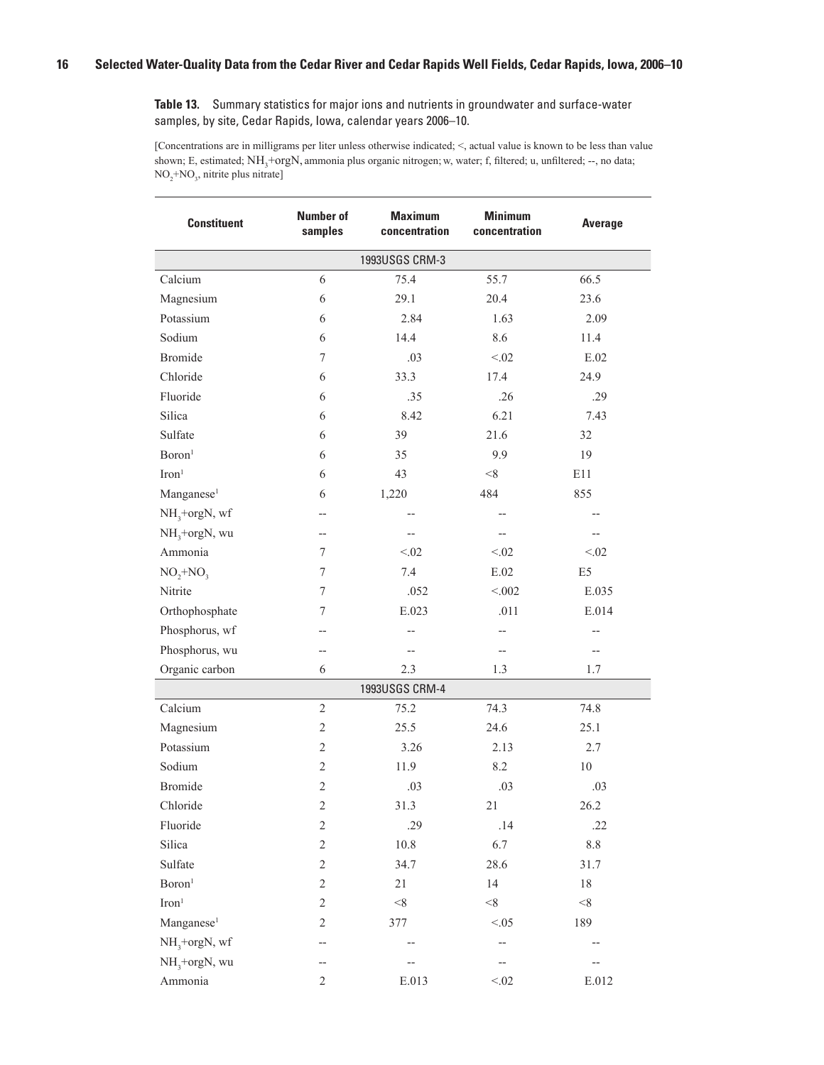**Table 13.** Summary statistics for major ions and nutrients in groundwater and surface-water samples, by site, Cedar Rapids, Iowa, calendar years 2006–10.

[Concentrations are in milligrams per liter unless otherwise indicated; <, actual value is known to be less than value shown; E, estimated; $NH_3$+orgN, ammonia plus organic nitrogen; w, water; f, filtered; u, unfiltered; --, no data; $NO_2$+$NO_3$, nitrite plus nitrate]

| Constituent | Number of samples | Maximum concentration | Minimum concentration | Average |
|---|---|---|---|---|
| | | 1993USGS CRM-3 | | |
| Calcium | 6 | 75.4 | 55.7 | 66.5 |
| Magnesium | 6 | 29.1 | 20.4 | 23.6 |
| Potassium | 6 | 2.84 | 1.63 | 2.09 |
| Sodium | 6 | 14.4 | 8.6 | 11.4 |
| Bromide | 7 | .03 | <.02 | E.02 |
| Chloride | 6 | 33.3 | 17.4 | 24.9 |
| Fluoride | 6 | .35 | .26 | .29 |
| Silica | 6 | 8.42 | 6.21 | 7.43 |
| Sulfate | 6 | 39 | 21.6 | 32 |
| Boron[1] | 6 | 35 | 9.9 | 19 |
| Iron[1] | 6 | 43 | <8 | E11 |
| Manganese[1] | 6 | 1,220 | 484 | 855 |
| $NH_3$+orgN, wf | -- | -- | -- | -- |
| $NH_3$+orgN, wu | -- | -- | -- | -- |
| Ammonia | 7 | <.02 | <.02 | <.02 |
| $NO_2$+$NO_3$ | 7 | 7.4 | E.02 | E5 |
| Nitrite | 7 | .052 | <.002 | E.035 |
| Orthophosphate | 7 | E.023 | .011 | E.014 |
| Phosphorus, wf | -- | -- | -- | -- |
| Phosphorus, wu | -- | -- | -- | -- |
| Organic carbon | 6 | 2.3 | 1.3 | 1.7 |
| | | 1993USGS CRM-4 | | |
| Calcium | 2 | 75.2 | 74.3 | 74.8 |
| Magnesium | 2 | 25.5 | 24.6 | 25.1 |
| Potassium | 2 | 3.26 | 2.13 | 2.7 |
| Sodium | 2 | 11.9 | 8.2 | 10 |
| Bromide | 2 | .03 | .03 | .03 |
| Chloride | 2 | 31.3 | 21 | 26.2 |
| Fluoride | 2 | .29 | .14 | .22 |
| Silica | 2 | 10.8 | 6.7 | 8.8 |
| Sulfate | 2 | 34.7 | 28.6 | 31.7 |
| Boron[1] | 2 | 21 | 14 | 18 |
| Iron[1] | 2 | <8 | <8 | <8 |
| Manganese[1] | 2 | 377 | <.05 | 189 |
| $NH_3$+orgN, wf | -- | -- | -- | -- |
| $NH_3$+orgN, wu | -- | -- | -- | -- |
| Ammonia | 2 | E.013 | <.02 | E.012 |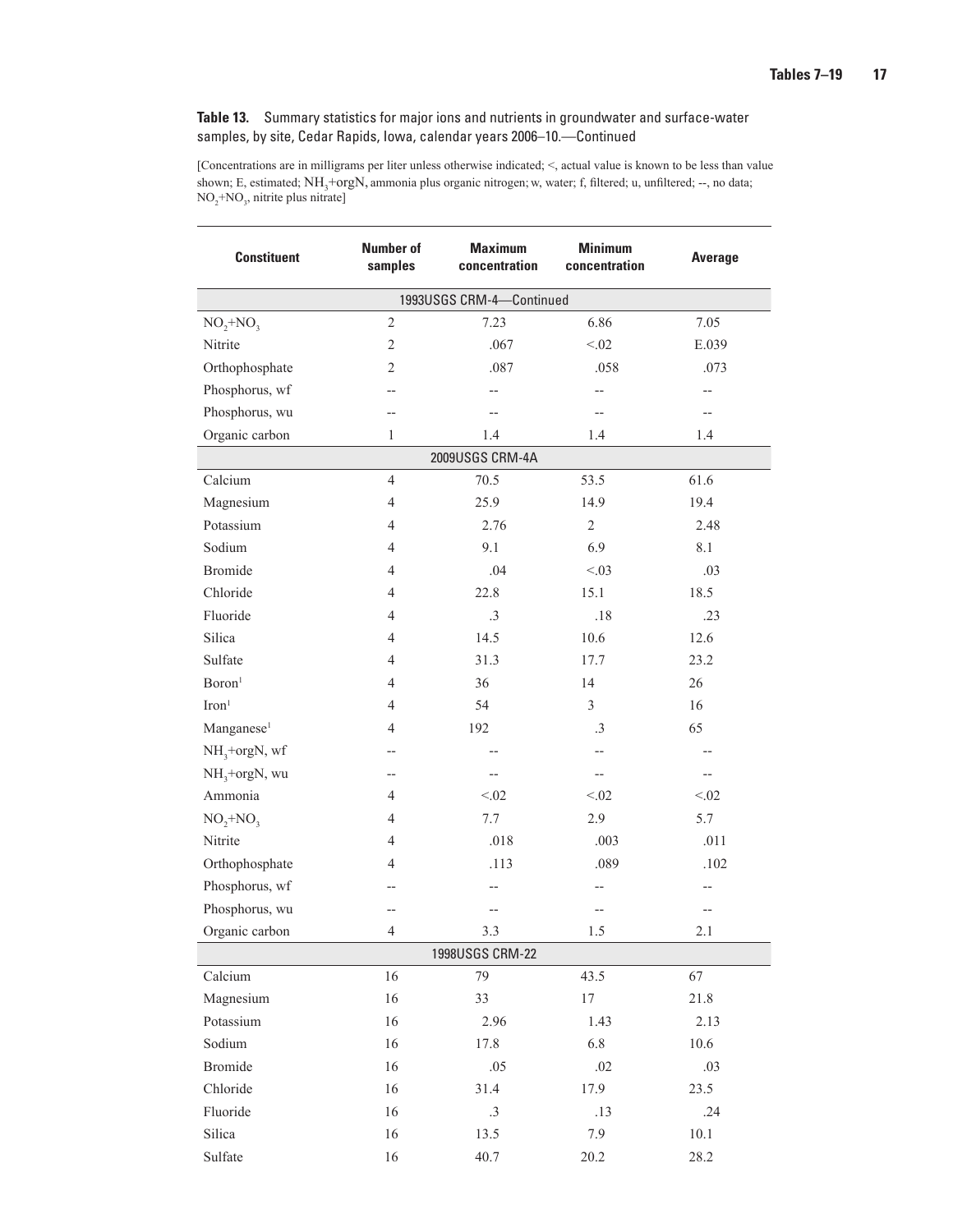**Table 13.** Summary statistics for major ions and nutrients in groundwater and surface-water samples, by site, Cedar Rapids, Iowa, calendar years 2006–10.—Continued

[Concentrations are in milligrams per liter unless otherwise indicated; <, actual value is known to be less than value shown; E, estimated; $NH_3$+orgN, ammonia plus organic nitrogen; w, water; f, filtered; u, unfiltered; --, no data; $NO_2$+$NO_3$, nitrite plus nitrate]

| Constituent | Number of samples | Maximum concentration | Minimum concentration | Average |
|---|---|---|---|---|
| **1993USGS CRM-4—Continued** | | | | |
| $NO_2$+$NO_3$ | 2 | 7.23 | 6.86 | 7.05 |
| Nitrite | 2 | .067 | <.02 | E.039 |
| Orthophosphate | 2 | .087 | .058 | .073 |
| Phosphorus, wf | -- | -- | -- | -- |
| Phosphorus, wu | -- | -- | -- | -- |
| Organic carbon | 1 | 1.4 | 1.4 | 1.4 |
| **2009USGS CRM-4A** | | | | |
| Calcium | 4 | 70.5 | 53.5 | 61.6 |
| Magnesium | 4 | 25.9 | 14.9 | 19.4 |
| Potassium | 4 | 2.76 | 2 | 2.48 |
| Sodium | 4 | 9.1 | 6.9 | 8.1 |
| Bromide | 4 | .04 | <.03 | .03 |
| Chloride | 4 | 22.8 | 15.1 | 18.5 |
| Fluoride | 4 | .3 | .18 | .23 |
| Silica | 4 | 14.5 | 10.6 | 12.6 |
| Sulfate | 4 | 31.3 | 17.7 | 23.2 |
| Boron[1] | 4 | 36 | 14 | 26 |
| Iron[1] | 4 | 54 | 3 | 16 |
| Manganese[1] | 4 | 192 | .3 | 65 |
| $NH_3$+orgN, wf | -- | -- | -- | -- |
| $NH_3$+orgN, wu | -- | -- | -- | -- |
| Ammonia | 4 | <.02 | <.02 | <.02 |
| $NO_2$+$NO_3$ | 4 | 7.7 | 2.9 | 5.7 |
| Nitrite | 4 | .018 | .003 | .011 |
| Orthophosphate | 4 | .113 | .089 | .102 |
| Phosphorus, wf | -- | -- | -- | -- |
| Phosphorus, wu | -- | -- | -- | -- |
| Organic carbon | 4 | 3.3 | 1.5 | 2.1 |
| **1998USGS CRM-22** | | | | |
| Calcium | 16 | 79 | 43.5 | 67 |
| Magnesium | 16 | 33 | 17 | 21.8 |
| Potassium | 16 | 2.96 | 1.43 | 2.13 |
| Sodium | 16 | 17.8 | 6.8 | 10.6 |
| Bromide | 16 | .05 | .02 | .03 |
| Chloride | 16 | 31.4 | 17.9 | 23.5 |
| Fluoride | 16 | .3 | .13 | .24 |
| Silica | 16 | 13.5 | 7.9 | 10.1 |
| Sulfate | 16 | 40.7 | 20.2 | 28.2 |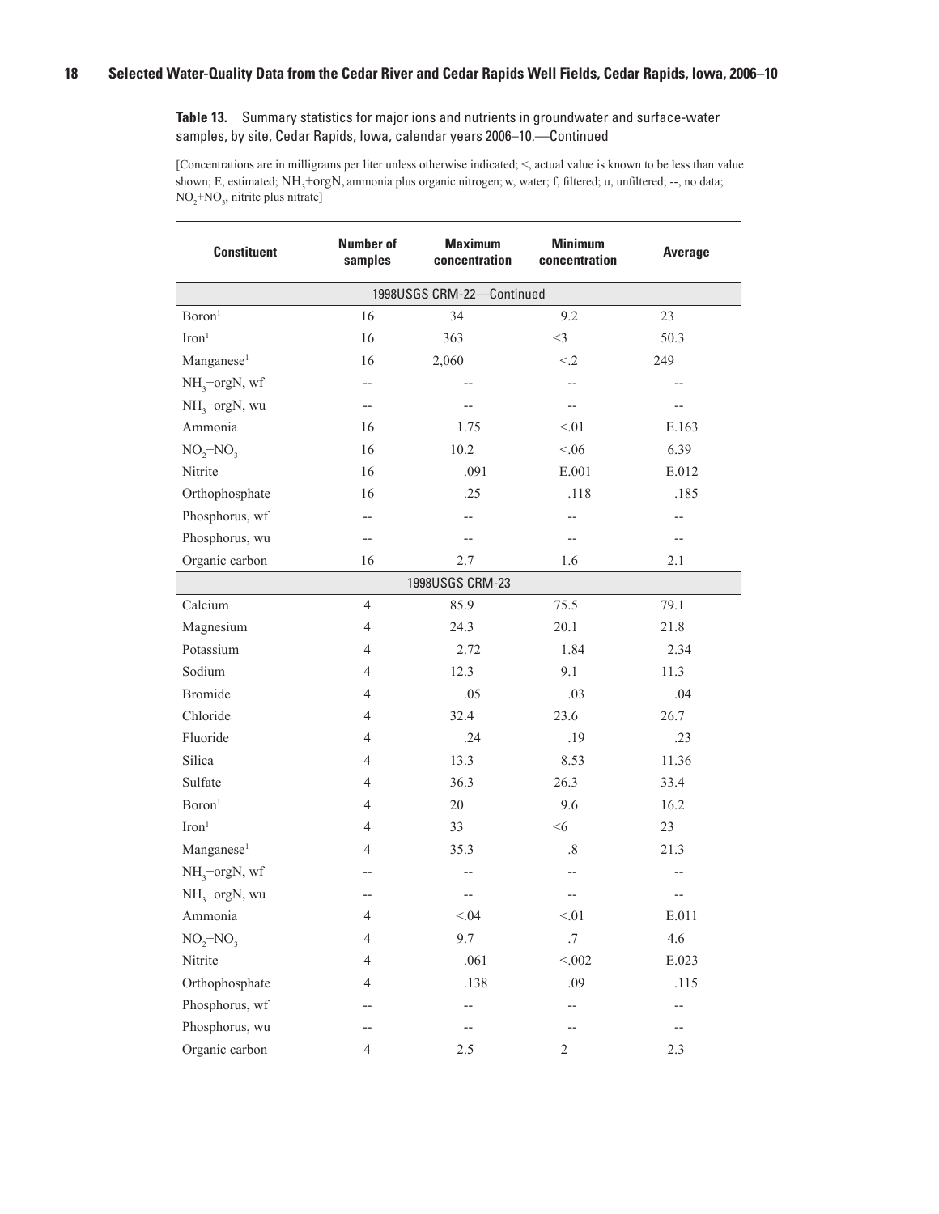**Table 13.** Summary statistics for major ions and nutrients in groundwater and surface-water samples, by site, Cedar Rapids, Iowa, calendar years 2006–10.—Continued

[Concentrations are in milligrams per liter unless otherwise indicated; <, actual value is known to be less than value shown; E, estimated; $NH_3$+orgN, ammonia plus organic nitrogen; w, water; f, filtered; u, unfiltered; --, no data; $NO_2$+$NO_3$, nitrite plus nitrate]

| Constituent | Number of samples | Maximum concentration | Minimum concentration | Average |
|---|---|---|---|---|
| **1998USGS CRM-22—Continued** | | | | |
| Boron[1] | 16 | 34 | 9.2 | 23 |
| Iron[1] | 16 | 363 | <3 | 50.3 |
| Manganese[1] | 16 | 2,060 | <.2 | 249 |
| $NH_3$+orgN, wf | -- | -- | -- | -- |
| $NH_3$+orgN, wu | -- | -- | -- | -- |
| Ammonia | 16 | 1.75 | <.01 | E.163 |
| $NO_2$+$NO_3$ | 16 | 10.2 | <.06 | 6.39 |
| Nitrite | 16 | .091 | E.001 | E.012 |
| Orthophosphate | 16 | .25 | .118 | .185 |
| Phosphorus, wf | -- | -- | -- | -- |
| Phosphorus, wu | -- | -- | -- | -- |
| Organic carbon | 16 | 2.7 | 1.6 | 2.1 |
| **1998USGS CRM-23** | | | | |
| Calcium | 4 | 85.9 | 75.5 | 79.1 |
| Magnesium | 4 | 24.3 | 20.1 | 21.8 |
| Potassium | 4 | 2.72 | 1.84 | 2.34 |
| Sodium | 4 | 12.3 | 9.1 | 11.3 |
| Bromide | 4 | .05 | .03 | .04 |
| Chloride | 4 | 32.4 | 23.6 | 26.7 |
| Fluoride | 4 | .24 | .19 | .23 |
| Silica | 4 | 13.3 | 8.53 | 11.36 |
| Sulfate | 4 | 36.3 | 26.3 | 33.4 |
| Boron[1] | 4 | 20 | 9.6 | 16.2 |
| Iron[1] | 4 | 33 | <6 | 23 |
| Manganese[1] | 4 | 35.3 | .8 | 21.3 |
| $NH_3$+orgN, wf | -- | -- | -- | -- |
| $NH_3$+orgN, wu | -- | -- | -- | -- |
| Ammonia | 4 | <.04 | <.01 | E.011 |
| $NO_2$+$NO_3$ | 4 | 9.7 | .7 | 4.6 |
| Nitrite | 4 | .061 | <.002 | E.023 |
| Orthophosphate | 4 | .138 | .09 | .115 |
| Phosphorus, wf | -- | -- | -- | -- |
| Phosphorus, wu | -- | -- | -- | -- |
| Organic carbon | 4 | 2.5 | 2 | 2.3 |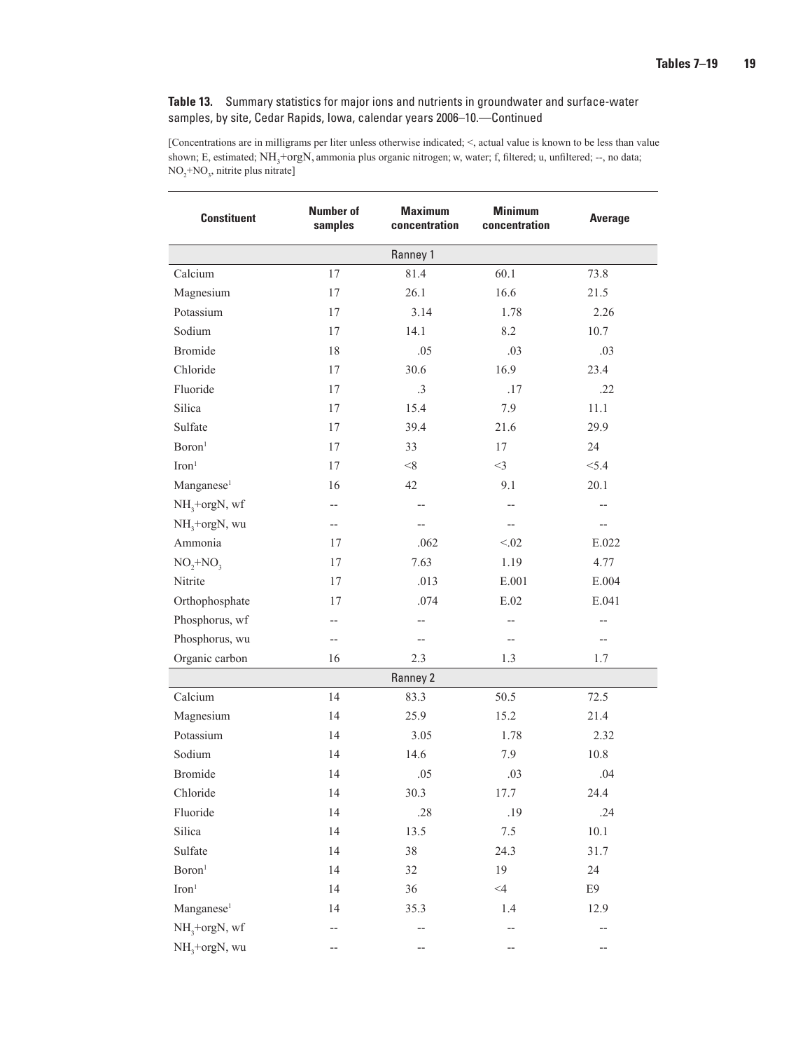**Table 13.** Summary statistics for major ions and nutrients in groundwater and surface-water samples, by site, Cedar Rapids, Iowa, calendar years 2006–10.—Continued

[Concentrations are in milligrams per liter unless otherwise indicated; <, actual value is known to be less than value shown; E, estimated; $NH_3$+orgN, ammonia plus organic nitrogen; w, water; f, filtered; u, unfiltered; --, no data; $NO_2$+$NO_3$, nitrite plus nitrate]

| Constituent | Number of samples | Maximum concentration | Minimum concentration | Average |
|---|---|---|---|---|
| **Ranney 1** | | | | |
| Calcium | 17 | 81.4 | 60.1 | 73.8 |
| Magnesium | 17 | 26.1 | 16.6 | 21.5 |
| Potassium | 17 | 3.14 | 1.78 | 2.26 |
| Sodium | 17 | 14.1 | 8.2 | 10.7 |
| Bromide | 18 | .05 | .03 | .03 |
| Chloride | 17 | 30.6 | 16.9 | 23.4 |
| Fluoride | 17 | .3 | .17 | .22 |
| Silica | 17 | 15.4 | 7.9 | 11.1 |
| Sulfate | 17 | 39.4 | 21.6 | 29.9 |
| Boron[1] | 17 | 33 | 17 | 24 |
| Iron[1] | 17 | <8 | <3 | <5.4 |
| Manganese[1] | 16 | 42 | 9.1 | 20.1 |
| $NH_3$+orgN, wf | -- | -- | -- | -- |
| $NH_3$+orgN, wu | -- | -- | -- | -- |
| Ammonia | 17 | .062 | <.02 | E.022 |
| $NO_2$+$NO_3$ | 17 | 7.63 | 1.19 | 4.77 |
| Nitrite | 17 | .013 | E.001 | E.004 |
| Orthophosphate | 17 | .074 | E.02 | E.041 |
| Phosphorus, wf | -- | -- | -- | -- |
| Phosphorus, wu | -- | -- | -- | -- |
| Organic carbon | 16 | 2.3 | 1.3 | 1.7 |
| **Ranney 2** | | | | |
| Calcium | 14 | 83.3 | 50.5 | 72.5 |
| Magnesium | 14 | 25.9 | 15.2 | 21.4 |
| Potassium | 14 | 3.05 | 1.78 | 2.32 |
| Sodium | 14 | 14.6 | 7.9 | 10.8 |
| Bromide | 14 | .05 | .03 | .04 |
| Chloride | 14 | 30.3 | 17.7 | 24.4 |
| Fluoride | 14 | .28 | .19 | .24 |
| Silica | 14 | 13.5 | 7.5 | 10.1 |
| Sulfate | 14 | 38 | 24.3 | 31.7 |
| Boron[1] | 14 | 32 | 19 | 24 |
| Iron[1] | 14 | 36 | <4 | E9 |
| Manganese[1] | 14 | 35.3 | 1.4 | 12.9 |
| $NH_3$+orgN, wf | -- | -- | -- | -- |
| $NH_3$+orgN, wu | -- | -- | -- | -- |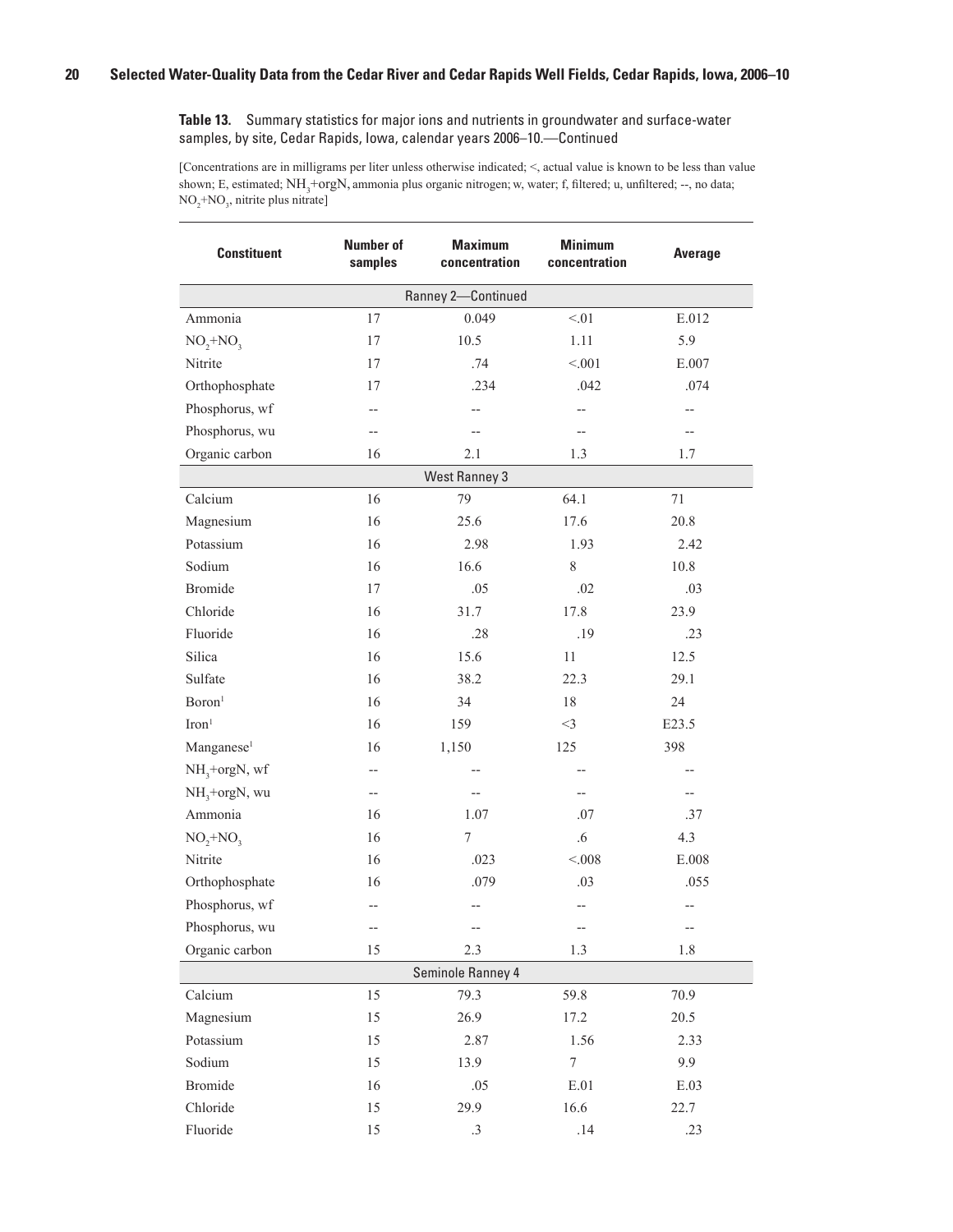**Table 13.** Summary statistics for major ions and nutrients in groundwater and surface-water samples, by site, Cedar Rapids, Iowa, calendar years 2006–10.—Continued

[Concentrations are in milligrams per liter unless otherwise indicated; <, actual value is known to be less than value shown; E, estimated; $NH_3$+orgN, ammonia plus organic nitrogen; w, water; f, filtered; u, unfiltered; --, no data; $NO_2$+$NO_3$, nitrite plus nitrate]

| Constituent | Number of samples | Maximum concentration | Minimum concentration | Average |
|---|---|---|---|---|
| **Ranney 2—Continued** | | | | |
| Ammonia | 17 | 0.049 | <.01 | E.012 |
| $NO_2$+$NO_3$ | 17 | 10.5 | 1.11 | 5.9 |
| Nitrite | 17 | .74 | <.001 | E.007 |
| Orthophosphate | 17 | .234 | .042 | .074 |
| Phosphorus, wf | -- | -- | -- | -- |
| Phosphorus, wu | -- | -- | -- | -- |
| Organic carbon | 16 | 2.1 | 1.3 | 1.7 |
| **West Ranney 3** | | | | |
| Calcium | 16 | 79 | 64.1 | 71 |
| Magnesium | 16 | 25.6 | 17.6 | 20.8 |
| Potassium | 16 | 2.98 | 1.93 | 2.42 |
| Sodium | 16 | 16.6 | 8 | 10.8 |
| Bromide | 17 | .05 | .02 | .03 |
| Chloride | 16 | 31.7 | 17.8 | 23.9 |
| Fluoride | 16 | .28 | .19 | .23 |
| Silica | 16 | 15.6 | 11 | 12.5 |
| Sulfate | 16 | 38.2 | 22.3 | 29.1 |
| Boron[1] | 16 | 34 | 18 | 24 |
| Iron[1] | 16 | 159 | <3 | E23.5 |
| Manganese[1] | 16 | 1,150 | 125 | 398 |
| $NH_3$+orgN, wf | -- | -- | -- | -- |
| $NH_3$+orgN, wu | -- | -- | -- | -- |
| Ammonia | 16 | 1.07 | .07 | .37 |
| $NO_2$+$NO_3$ | 16 | 7 | .6 | 4.3 |
| Nitrite | 16 | .023 | <.008 | E.008 |
| Orthophosphate | 16 | .079 | .03 | .055 |
| Phosphorus, wf | -- | -- | -- | -- |
| Phosphorus, wu | -- | -- | -- | -- |
| Organic carbon | 15 | 2.3 | 1.3 | 1.8 |
| **Seminole Ranney 4** | | | | |
| Calcium | 15 | 79.3 | 59.8 | 70.9 |
| Magnesium | 15 | 26.9 | 17.2 | 20.5 |
| Potassium | 15 | 2.87 | 1.56 | 2.33 |
| Sodium | 15 | 13.9 | 7 | 9.9 |
| Bromide | 16 | .05 | E.01 | E.03 |
| Chloride | 15 | 29.9 | 16.6 | 22.7 |
| Fluoride | 15 | .3 | .14 | .23 |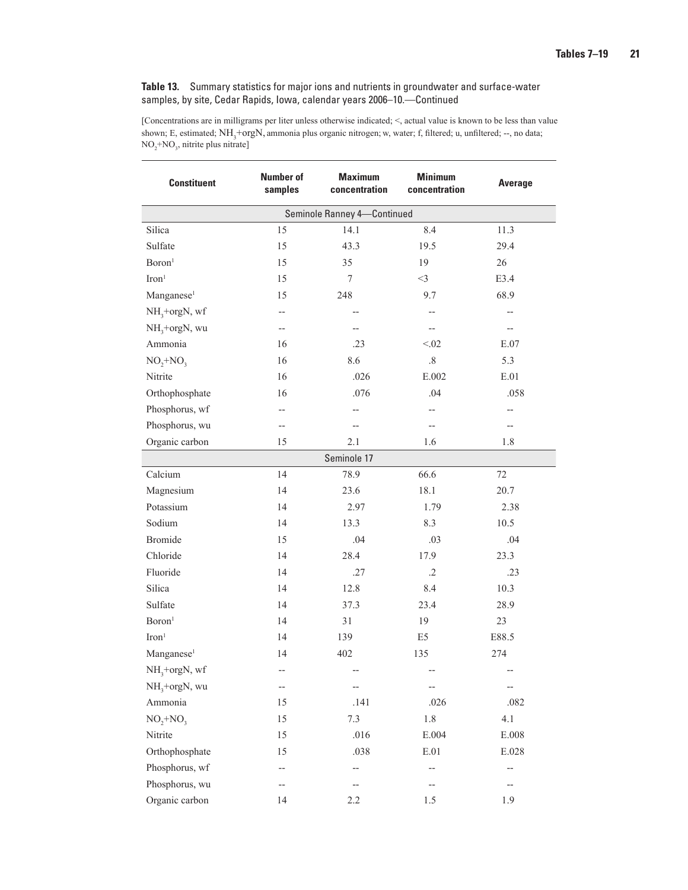**Table 13.** Summary statistics for major ions and nutrients in groundwater and surface-water samples, by site, Cedar Rapids, Iowa, calendar years 2006–10.—Continued

[Concentrations are in milligrams per liter unless otherwise indicated; <, actual value is known to be less than value shown; E, estimated; $NH_3$+orgN, ammonia plus organic nitrogen; w, water; f, filtered; u, unfiltered; --, no data; $NO_2$+$NO_3$, nitrite plus nitrate]

| Constituent | Number of samples | Maximum concentration | Minimum concentration | Average |
|---|---|---|---|---|
| **Seminole Ranney 4—Continued** | | | | |
| Silica | 15 | 14.1 | 8.4 | 11.3 |
| Sulfate | 15 | 43.3 | 19.5 | 29.4 |
| Boron[1] | 15 | 35 | 19 | 26 |
| Iron[1] | 15 | 7 | <3 | E3.4 |
| Manganese[1] | 15 | 248 | 9.7 | 68.9 |
| $NH_3$+orgN, wf | -- | -- | -- | -- |
| $NH_3$+orgN, wu | -- | -- | -- | -- |
| Ammonia | 16 | .23 | <.02 | E.07 |
| $NO_2$+$NO_3$ | 16 | 8.6 | .8 | 5.3 |
| Nitrite | 16 | .026 | E.002 | E.01 |
| Orthophosphate | 16 | .076 | .04 | .058 |
| Phosphorus, wf | -- | -- | -- | -- |
| Phosphorus, wu | -- | -- | -- | -- |
| Organic carbon | 15 | 2.1 | 1.6 | 1.8 |
| **Seminole 17** | | | | |
| Calcium | 14 | 78.9 | 66.6 | 72 |
| Magnesium | 14 | 23.6 | 18.1 | 20.7 |
| Potassium | 14 | 2.97 | 1.79 | 2.38 |
| Sodium | 14 | 13.3 | 8.3 | 10.5 |
| Bromide | 15 | .04 | .03 | .04 |
| Chloride | 14 | 28.4 | 17.9 | 23.3 |
| Fluoride | 14 | .27 | .2 | .23 |
| Silica | 14 | 12.8 | 8.4 | 10.3 |
| Sulfate | 14 | 37.3 | 23.4 | 28.9 |
| Boron[1] | 14 | 31 | 19 | 23 |
| Iron[1] | 14 | 139 | E5 | E88.5 |
| Manganese[1] | 14 | 402 | 135 | 274 |
| $NH_3$+orgN, wf | -- | -- | -- | -- |
| $NH_3$+orgN, wu | -- | -- | -- | -- |
| Ammonia | 15 | .141 | .026 | .082 |
| $NO_2$+$NO_3$ | 15 | 7.3 | 1.8 | 4.1 |
| Nitrite | 15 | .016 | E.004 | E.008 |
| Orthophosphate | 15 | .038 | E.01 | E.028 |
| Phosphorus, wf | -- | -- | -- | -- |
| Phosphorus, wu | -- | -- | -- | -- |
| Organic carbon | 14 | 2.2 | 1.5 | 1.9 |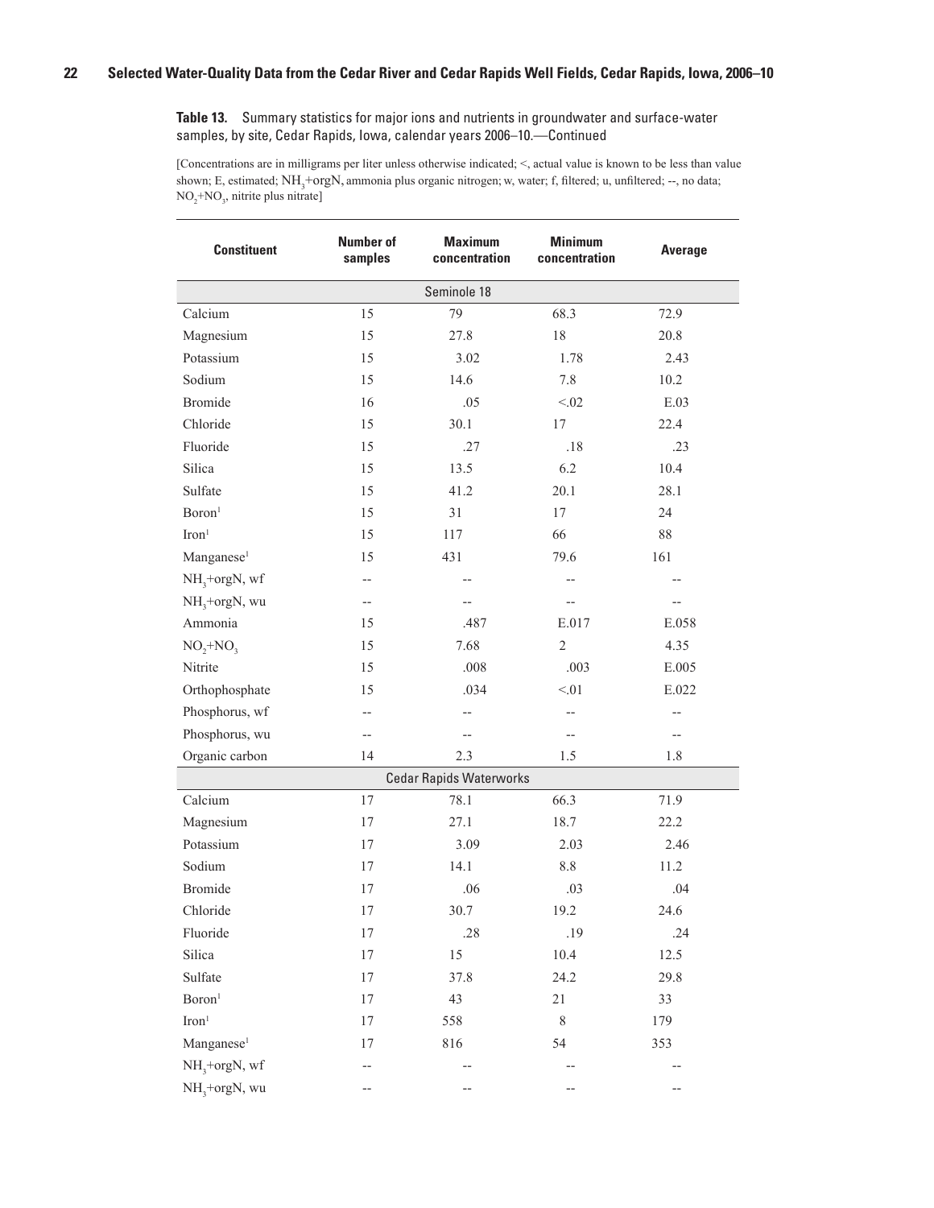**Table 13.** Summary statistics for major ions and nutrients in groundwater and surface-water samples, by site, Cedar Rapids, Iowa, calendar years 2006–10.—Continued

[Concentrations are in milligrams per liter unless otherwise indicated; <, actual value is known to be less than value shown; E, estimated; $NH_3$+orgN, ammonia plus organic nitrogen; w, water; f, filtered; u, unfiltered; --, no data; $NO_2$+$NO_3$, nitrite plus nitrate]

| Constituent | Number of samples | Maximum concentration | Minimum concentration | Average |
|---|---|---|---|---|
| | | Seminole 18 | | |
| Calcium | 15 | 79 | 68.3 | 72.9 |
| Magnesium | 15 | 27.8 | 18 | 20.8 |
| Potassium | 15 | 3.02 | 1.78 | 2.43 |
| Sodium | 15 | 14.6 | 7.8 | 10.2 |
| Bromide | 16 | .05 | <.02 | E.03 |
| Chloride | 15 | 30.1 | 17 | 22.4 |
| Fluoride | 15 | .27 | .18 | .23 |
| Silica | 15 | 13.5 | 6.2 | 10.4 |
| Sulfate | 15 | 41.2 | 20.1 | 28.1 |
| Boron[1] | 15 | 31 | 17 | 24 |
| Iron[1] | 15 | 117 | 66 | 88 |
| Manganese[1] | 15 | 431 | 79.6 | 161 |
| $NH_3$+orgN, wf | -- | -- | -- | -- |
| $NH_3$+orgN, wu | -- | -- | -- | -- |
| Ammonia | 15 | .487 | E.017 | E.058 |
| $NO_2$+$NO_3$ | 15 | 7.68 | 2 | 4.35 |
| Nitrite | 15 | .008 | .003 | E.005 |
| Orthophosphate | 15 | .034 | <.01 | E.022 |
| Phosphorus, wf | -- | -- | -- | -- |
| Phosphorus, wu | -- | -- | -- | -- |
| Organic carbon | 14 | 2.3 | 1.5 | 1.8 |
| | | Cedar Rapids Waterworks | | |
| Calcium | 17 | 78.1 | 66.3 | 71.9 |
| Magnesium | 17 | 27.1 | 18.7 | 22.2 |
| Potassium | 17 | 3.09 | 2.03 | 2.46 |
| Sodium | 17 | 14.1 | 8.8 | 11.2 |
| Bromide | 17 | .06 | .03 | .04 |
| Chloride | 17 | 30.7 | 19.2 | 24.6 |
| Fluoride | 17 | .28 | .19 | .24 |
| Silica | 17 | 15 | 10.4 | 12.5 |
| Sulfate | 17 | 37.8 | 24.2 | 29.8 |
| Boron[1] | 17 | 43 | 21 | 33 |
| Iron[1] | 17 | 558 | 8 | 179 |
| Manganese[1] | 17 | 816 | 54 | 353 |
| $NH_3$+orgN, wf | -- | -- | -- | -- |
| $NH_3$+orgN, wu | -- | -- | -- | -- |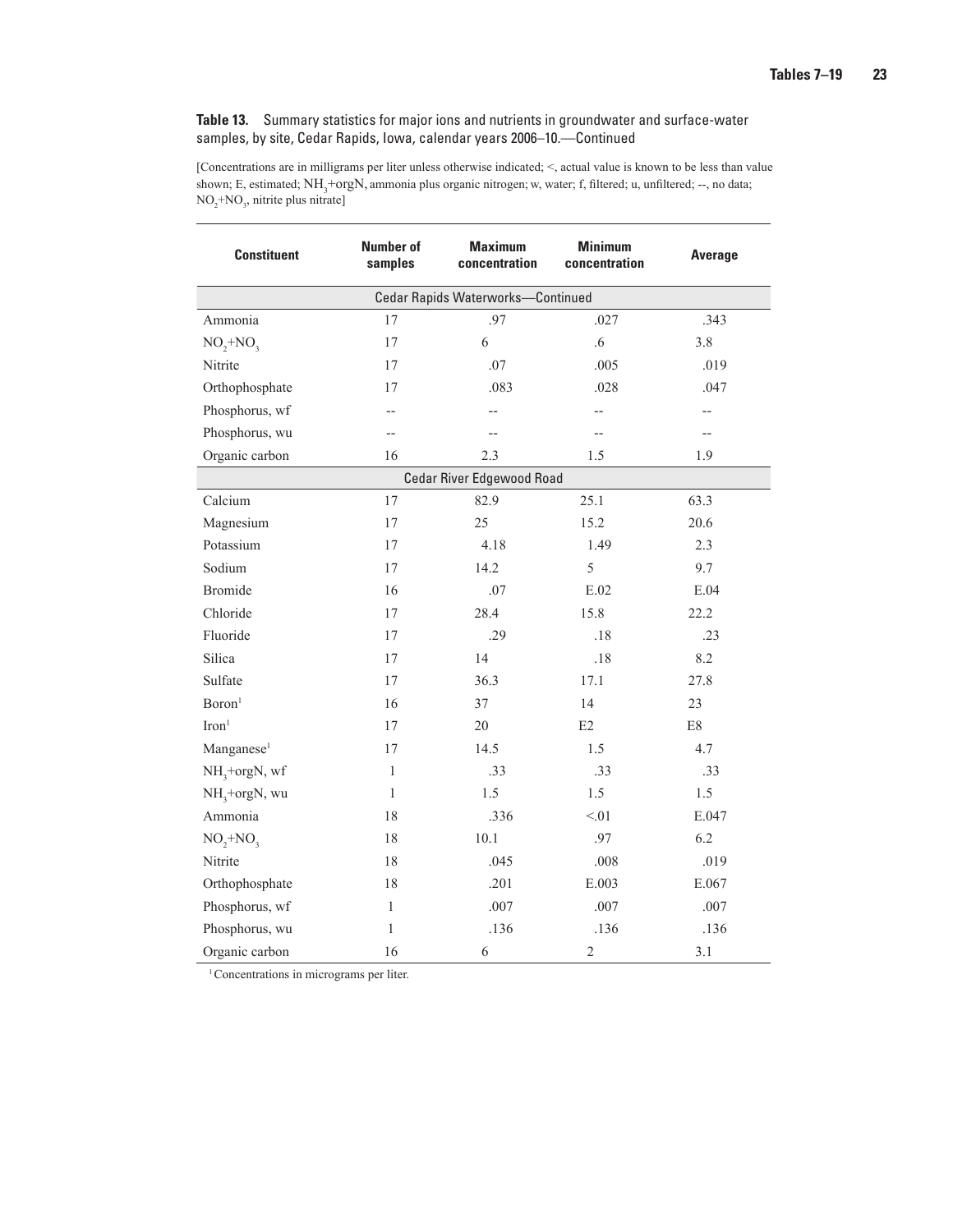**Table 13.** Summary statistics for major ions and nutrients in groundwater and surface-water samples, by site, Cedar Rapids, Iowa, calendar years 2006–10.—Continued

[Concentrations are in milligrams per liter unless otherwise indicated; <, actual value is known to be less than value shown; E, estimated; $NH_3$+orgN, ammonia plus organic nitrogen; w, water; f, filtered; u, unfiltered; --, no data; $NO_2$+$NO_3$, nitrite plus nitrate]

| Constituent | Number of samples | Maximum concentration | Minimum concentration | Average |
|---|---|---|---|---|
| **Cedar Rapids Waterworks—Continued** | | | | |
| Ammonia | 17 | .97 | .027 | .343 |
| $NO_2$+$NO_3$ | 17 | 6 | .6 | 3.8 |
| Nitrite | 17 | .07 | .005 | .019 |
| Orthophosphate | 17 | .083 | .028 | .047 |
| Phosphorus, wf | -- | -- | -- | -- |
| Phosphorus, wu | -- | -- | -- | -- |
| Organic carbon | 16 | 2.3 | 1.5 | 1.9 |
| **Cedar River Edgewood Road** | | | | |
| Calcium | 17 | 82.9 | 25.1 | 63.3 |
| Magnesium | 17 | 25 | 15.2 | 20.6 |
| Potassium | 17 | 4.18 | 1.49 | 2.3 |
| Sodium | 17 | 14.2 | 5 | 9.7 |
| Bromide | 16 | .07 | E.02 | E.04 |
| Chloride | 17 | 28.4 | 15.8 | 22.2 |
| Fluoride | 17 | .29 | .18 | .23 |
| Silica | 17 | 14 | .18 | 8.2 |
| Sulfate | 17 | 36.3 | 17.1 | 27.8 |
| Boron[1] | 16 | 37 | 14 | 23 |
| Iron[1] | 17 | 20 | E2 | E8 |
| Manganese[1] | 17 | 14.5 | 1.5 | 4.7 |
| $NH_3$+orgN, wf | 1 | .33 | .33 | .33 |
| $NH_3$+orgN, wu | 1 | 1.5 | 1.5 | 1.5 |
| Ammonia | 18 | .336 | <.01 | E.047 |
| $NO_2$+$NO_3$ | 18 | 10.1 | .97 | 6.2 |
| Nitrite | 18 | .045 | .008 | .019 |
| Orthophosphate | 18 | .201 | E.003 | E.067 |
| Phosphorus, wf | 1 | .007 | .007 | .007 |
| Phosphorus, wu | 1 | .136 | .136 | .136 |
| Organic carbon | 16 | 6 | 2 | 3.1 |

[1] Concentrations in micrograms per liter.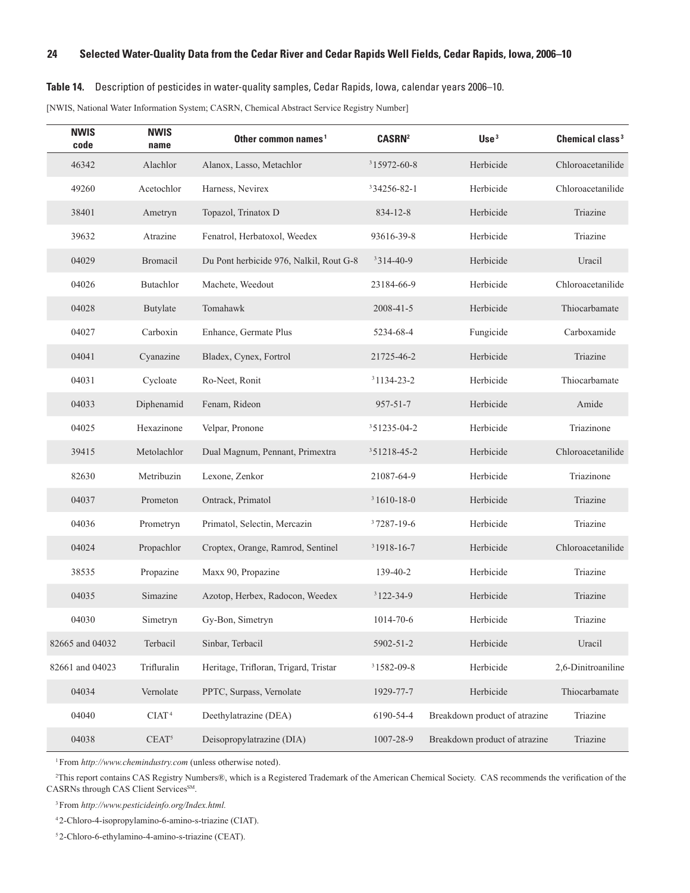**Table 14.** Description of pesticides in water-quality samples, Cedar Rapids, Iowa, calendar years 2006–10.

[NWIS, National Water Information System; CASRN, Chemical Abstract Service Registry Number]

| NWIS code | NWIS name | Other common names[1] | CASRN[2] | Use[3] | Chemical class[3] |
|---|---|---|---|---|---|
| 46342 | Alachlor | Alanox, Lasso, Metachlor | [3]15972-60-8 | Herbicide | Chloroacetanilide |
| 49260 | Acetochlor | Harness, Nevirex | [3]34256-82-1 | Herbicide | Chloroacetanilide |
| 38401 | Ametryn | Topazol, Trinatox D | 834-12-8 | Herbicide | Triazine |
| 39632 | Atrazine | Fenatrol, Herbatoxol, Weedex | 93616-39-8 | Herbicide | Triazine |
| 04029 | Bromacil | Du Pont herbicide 976, Nalkil, Rout G-8 | [3]314-40-9 | Herbicide | Uracil |
| 04026 | Butachlor | Machete, Weedout | 23184-66-9 | Herbicide | Chloroacetanilide |
| 04028 | Butylate | Tomahawk | 2008-41-5 | Herbicide | Thiocarbamate |
| 04027 | Carboxin | Enhance, Germate Plus | 5234-68-4 | Fungicide | Carboxamide |
| 04041 | Cyanazine | Bladex, Cynex, Fortrol | 21725-46-2 | Herbicide | Triazine |
| 04031 | Cycloate | Ro-Neet, Ronit | [3]1134-23-2 | Herbicide | Thiocarbamate |
| 04033 | Diphenamid | Fenam, Rideon | 957-51-7 | Herbicide | Amide |
| 04025 | Hexazinone | Velpar, Pronone | [3]51235-04-2 | Herbicide | Triazinone |
| 39415 | Metolachlor | Dual Magnum, Pennant, Primextra | [3]51218-45-2 | Herbicide | Chloroacetanilide |
| 82630 | Metribuzin | Lexone, Zenkor | 21087-64-9 | Herbicide | Triazinone |
| 04037 | Prometon | Ontrack, Primatol | [3]1610-18-0 | Herbicide | Triazine |
| 04036 | Prometryn | Primatol, Selectin, Mercazin | [3]7287-19-6 | Herbicide | Triazine |
| 04024 | Propachlor | Croptex, Orange, Ramrod, Sentinel | [3]1918-16-7 | Herbicide | Chloroacetanilide |
| 38535 | Propazine | Maxx 90, Propazine | 139-40-2 | Herbicide | Triazine |
| 04035 | Simazine | Azotop, Herbex, Radocon, Weedex | [3]122-34-9 | Herbicide | Triazine |
| 04030 | Simetryn | Gy-Bon, Simetryn | 1014-70-6 | Herbicide | Triazine |
| 82665 and 04032 | Terbacil | Sinbar, Terbacil | 5902-51-2 | Herbicide | Uracil |
| 82661 and 04023 | Trifluralin | Heritage, Trifloran, Trigard, Tristar | [3]1582-09-8 | Herbicide | 2,6-Dinitroaniline |
| 04034 | Vernolate | PPTC, Surpass, Vernolate | 1929-77-7 | Herbicide | Thiocarbamate |
| 04040 | CIAT[4] | Deethylatrazine (DEA) | 6190-54-4 | Breakdown product of atrazine | Triazine |
| 04038 | CEAT[5] | Deisopropylatrazine (DIA) | 1007-28-9 | Breakdown product of atrazine | Triazine |

[1] From *http://www.chemindustry.com* (unless otherwise noted).

[2] This report contains CAS Registry Numbers®, which is a Registered Trademark of the American Chemical Society. CAS recommends the verification of the CASRNs through CAS Client Services℠.

[3] From *http://www.pesticideinfo.org/Index.html.*

[4] 2-Chloro-4-isopropylamino-6-amino-s-triazine (CIAT).

[5] 2-Chloro-6-ethylamino-4-amino-s-triazine (CEAT).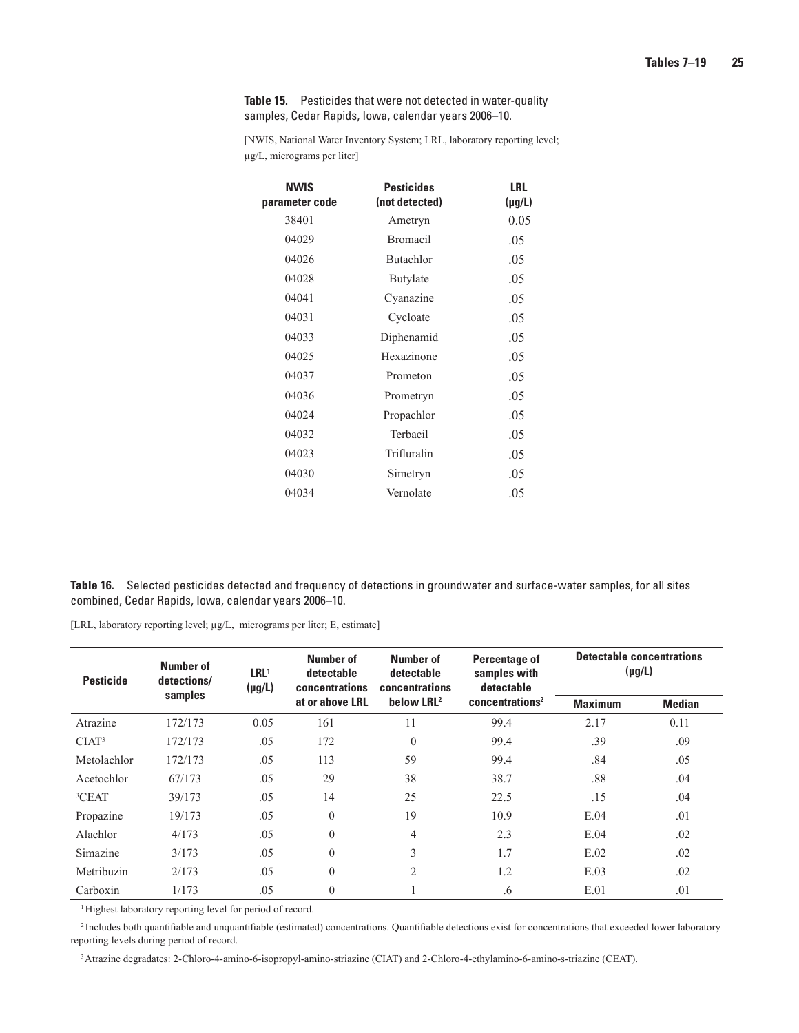**Table 15.** Pesticides that were not detected in water-quality samples, Cedar Rapids, Iowa, calendar years 2006–10.

[NWIS, National Water Inventory System; LRL, laboratory reporting level; µg/L, micrograms per liter]

| NWIS parameter code | Pesticides (not detected) | LRL (µg/L) |
|---|---|---|
| 38401 | Ametryn | 0.05 |
| 04029 | Bromacil | .05 |
| 04026 | Butachlor | .05 |
| 04028 | Butylate | .05 |
| 04041 | Cyanazine | .05 |
| 04031 | Cycloate | .05 |
| 04033 | Diphenamid | .05 |
| 04025 | Hexazinone | .05 |
| 04037 | Prometon | .05 |
| 04036 | Prometryn | .05 |
| 04024 | Propachlor | .05 |
| 04032 | Terbacil | .05 |
| 04023 | Trifluralin | .05 |
| 04030 | Simetryn | .05 |
| 04034 | Vernolate | .05 |

**Table 16.** Selected pesticides detected and frequency of detections in groundwater and surface-water samples, for all sites combined, Cedar Rapids, Iowa, calendar years 2006–10.

[LRL, laboratory reporting level; µg/L, micrograms per liter; E, estimate]

| Pesticide | Number of detections/ samples | LRL[1] (µg/L) | Number of detectable concentrations at or above LRL | Number of detectable concentrations below LRL[2] | Percentage of samples with detectable concentrations[2] | Detectable concentrations (µg/L) | |
|---|---|---|---|---|---|---|---|
| | | | | | | Maximum | Median |
| Atrazine | 172/173 | 0.05 | 161 | 11 | 99.4 | 2.17 | 0.11 |
| CIAT[3] | 172/173 | .05 | 172 | 0 | 99.4 | .39 | .09 |
| Metolachlor | 172/173 | .05 | 113 | 59 | 99.4 | .84 | .05 |
| Acetochlor | 67/173 | .05 | 29 | 38 | 38.7 | .88 | .04 |
| [3]CEAT | 39/173 | .05 | 14 | 25 | 22.5 | .15 | .04 |
| Propazine | 19/173 | .05 | 0 | 19 | 10.9 | E.04 | .01 |
| Alachlor | 4/173 | .05 | 0 | 4 | 2.3 | E.04 | .02 |
| Simazine | 3/173 | .05 | 0 | 3 | 1.7 | E.02 | .02 |
| Metribuzin | 2/173 | .05 | 0 | 2 | 1.2 | E.03 | .02 |
| Carboxin | 1/173 | .05 | 0 | 1 | .6 | E.01 | .01 |

[1] Highest laboratory reporting level for period of record.

[2] Includes both quantifiable and unquantifiable (estimated) concentrations. Quantifiable detections exist for concentrations that exceeded lower laboratory reporting levels during period of record.

[3] Atrazine degradates: 2-Chloro-4-amino-6-isopropyl-amino-striazine (CIAT) and 2-Chloro-4-ethylamino-6-amino-s-triazine (CEAT).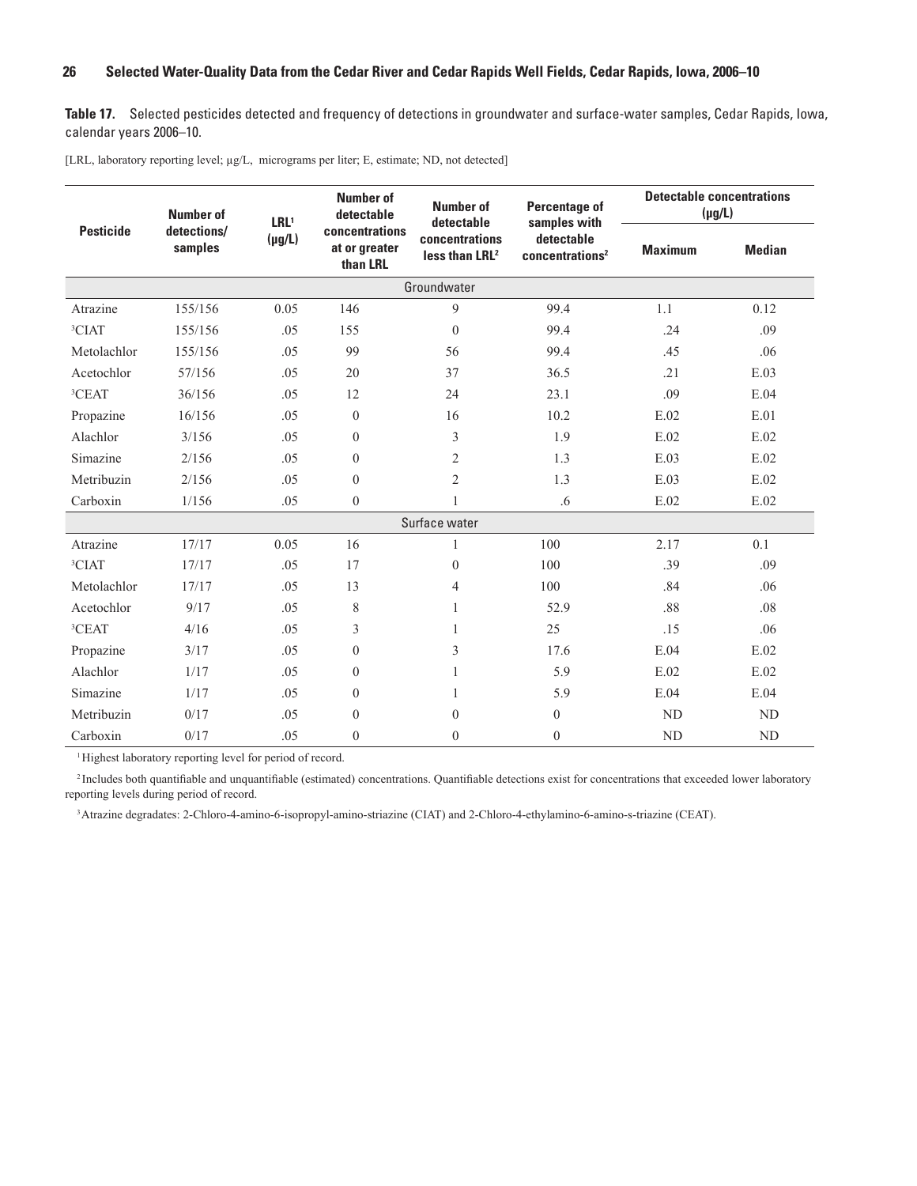**Table 17.** Selected pesticides detected and frequency of detections in groundwater and surface-water samples, Cedar Rapids, Iowa, calendar years 2006–10.

[LRL, laboratory reporting level; μg/L, micrograms per liter; E, estimate; ND, not detected]

| Pesticide | Number of detections/ samples | LRL[1] (μg/L) | Number of detectable concentrations at or greater than LRL | Number of detectable concentrations less than LRL[2] | Percentage of samples with detectable concentrations[2] | Detectable concentrations (μg/L) | |
|---|---|---|---|---|---|---|---|
| | | | | | | Maximum | Median |
| **Groundwater** | | | | | | | |
| Atrazine | 155/156 | 0.05 | 146 | 9 | 99.4 | 1.1 | 0.12 |
| [3]CIAT | 155/156 | .05 | 155 | 0 | 99.4 | .24 | .09 |
| Metolachlor | 155/156 | .05 | 99 | 56 | 99.4 | .45 | .06 |
| Acetochlor | 57/156 | .05 | 20 | 37 | 36.5 | .21 | E.03 |
| [3]CEAT | 36/156 | .05 | 12 | 24 | 23.1 | .09 | E.04 |
| Propazine | 16/156 | .05 | 0 | 16 | 10.2 | E.02 | E.01 |
| Alachlor | 3/156 | .05 | 0 | 3 | 1.9 | E.02 | E.02 |
| Simazine | 2/156 | .05 | 0 | 2 | 1.3 | E.03 | E.02 |
| Metribuzin | 2/156 | .05 | 0 | 2 | 1.3 | E.03 | E.02 |
| Carboxin | 1/156 | .05 | 0 | 1 | .6 | E.02 | E.02 |
| **Surface water** | | | | | | | |
| Atrazine | 17/17 | 0.05 | 16 | 1 | 100 | 2.17 | 0.1 |
| [3]CIAT | 17/17 | .05 | 17 | 0 | 100 | .39 | .09 |
| Metolachlor | 17/17 | .05 | 13 | 4 | 100 | .84 | .06 |
| Acetochlor | 9/17 | .05 | 8 | 1 | 52.9 | .88 | .08 |
| [3]CEAT | 4/16 | .05 | 3 | 1 | 25 | .15 | .06 |
| Propazine | 3/17 | .05 | 0 | 3 | 17.6 | E.04 | E.02 |
| Alachlor | 1/17 | .05 | 0 | 1 | 5.9 | E.02 | E.02 |
| Simazine | 1/17 | .05 | 0 | 1 | 5.9 | E.04 | E.04 |
| Metribuzin | 0/17 | .05 | 0 | 0 | 0 | ND | ND |
| Carboxin | 0/17 | .05 | 0 | 0 | 0 | ND | ND |

[1] Highest laboratory reporting level for period of record.

[2] Includes both quantifiable and unquantifiable (estimated) concentrations. Quantifiable detections exist for concentrations that exceeded lower laboratory reporting levels during period of record.

[3] Atrazine degradates: 2-Chloro-4-amino-6-isopropyl-amino-striazine (CIAT) and 2-Chloro-4-ethylamino-6-amino-s-triazine (CEAT).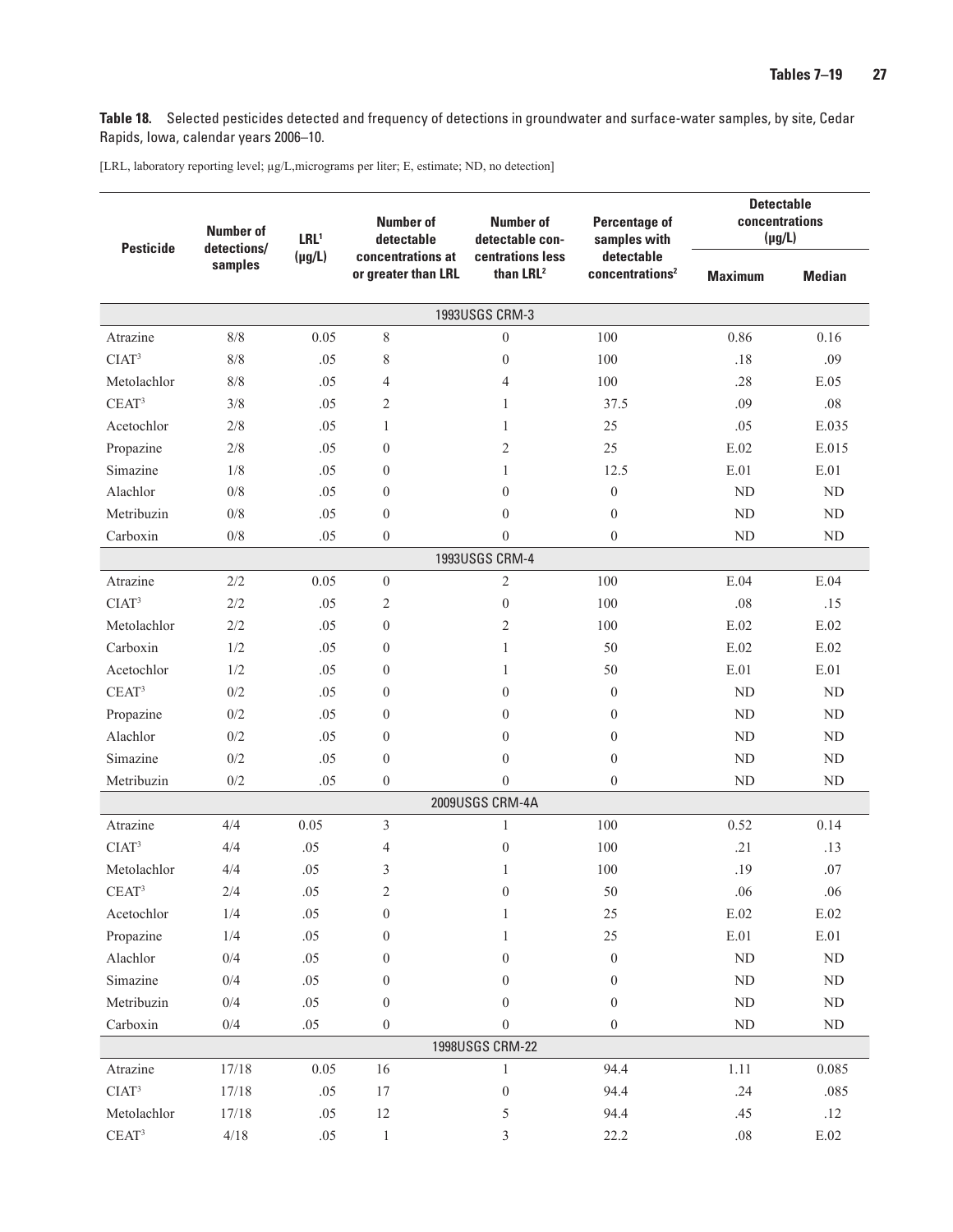**Table 18.** Selected pesticides detected and frequency of detections in groundwater and surface-water samples, by site, Cedar Rapids, Iowa, calendar years 2006–10.

[LRL, laboratory reporting level; µg/L,micrograms per liter; E, estimate; ND, no detection]

| Pesticide | Number of detections/ samples | LRL[1] (µg/L) | Number of detectable concentrations at or greater than LRL | Number of detectable concentrations less than LRL[2] | Percentage of samples with detectable concentrations[2] | Detectable concentrations (µg/L) | |
|---|---|---|---|---|---|---|---|
| | | | | | | Maximum | Median |
| **1993USGS CRM-3** | | | | | | | |
| Atrazine | 8/8 | 0.05 | 8 | 0 | 100 | 0.86 | 0.16 |
| CIAT[3] | 8/8 | .05 | 8 | 0 | 100 | .18 | .09 |
| Metolachlor | 8/8 | .05 | 4 | 4 | 100 | .28 | E.05 |
| CEAT[3] | 3/8 | .05 | 2 | 1 | 37.5 | .09 | .08 |
| Acetochlor | 2/8 | .05 | 1 | 1 | 25 | .05 | E.035 |
| Propazine | 2/8 | .05 | 0 | 2 | 25 | E.02 | E.015 |
| Simazine | 1/8 | .05 | 0 | 1 | 12.5 | E.01 | E.01 |
| Alachlor | 0/8 | .05 | 0 | 0 | 0 | ND | ND |
| Metribuzin | 0/8 | .05 | 0 | 0 | 0 | ND | ND |
| Carboxin | 0/8 | .05 | 0 | 0 | 0 | ND | ND |
| **1993USGS CRM-4** | | | | | | | |
| Atrazine | 2/2 | 0.05 | 0 | 2 | 100 | E.04 | E.04 |
| CIAT[3] | 2/2 | .05 | 2 | 0 | 100 | .08 | .15 |
| Metolachlor | 2/2 | .05 | 0 | 2 | 100 | E.02 | E.02 |
| Carboxin | 1/2 | .05 | 0 | 1 | 50 | E.02 | E.02 |
| Acetochlor | 1/2 | .05 | 0 | 1 | 50 | E.01 | E.01 |
| CEAT[3] | 0/2 | .05 | 0 | 0 | 0 | ND | ND |
| Propazine | 0/2 | .05 | 0 | 0 | 0 | ND | ND |
| Alachlor | 0/2 | .05 | 0 | 0 | 0 | ND | ND |
| Simazine | 0/2 | .05 | 0 | 0 | 0 | ND | ND |
| Metribuzin | 0/2 | .05 | 0 | 0 | 0 | ND | ND |
| **2009USGS CRM-4A** | | | | | | | |
| Atrazine | 4/4 | 0.05 | 3 | 1 | 100 | 0.52 | 0.14 |
| CIAT[3] | 4/4 | .05 | 4 | 0 | 100 | .21 | .13 |
| Metolachlor | 4/4 | .05 | 3 | 1 | 100 | .19 | .07 |
| CEAT[3] | 2/4 | .05 | 2 | 0 | 50 | .06 | .06 |
| Acetochlor | 1/4 | .05 | 0 | 1 | 25 | E.02 | E.02 |
| Propazine | 1/4 | .05 | 0 | 1 | 25 | E.01 | E.01 |
| Alachlor | 0/4 | .05 | 0 | 0 | 0 | ND | ND |
| Simazine | 0/4 | .05 | 0 | 0 | 0 | ND | ND |
| Metribuzin | 0/4 | .05 | 0 | 0 | 0 | ND | ND |
| Carboxin | 0/4 | .05 | 0 | 0 | 0 | ND | ND |
| **1998USGS CRM-22** | | | | | | | |
| Atrazine | 17/18 | 0.05 | 16 | 1 | 94.4 | 1.11 | 0.085 |
| CIAT[3] | 17/18 | .05 | 17 | 0 | 94.4 | .24 | .085 |
| Metolachlor | 17/18 | .05 | 12 | 5 | 94.4 | .45 | .12 |
| CEAT[3] | 4/18 | .05 | 1 | 3 | 22.2 | .08 | E.02 |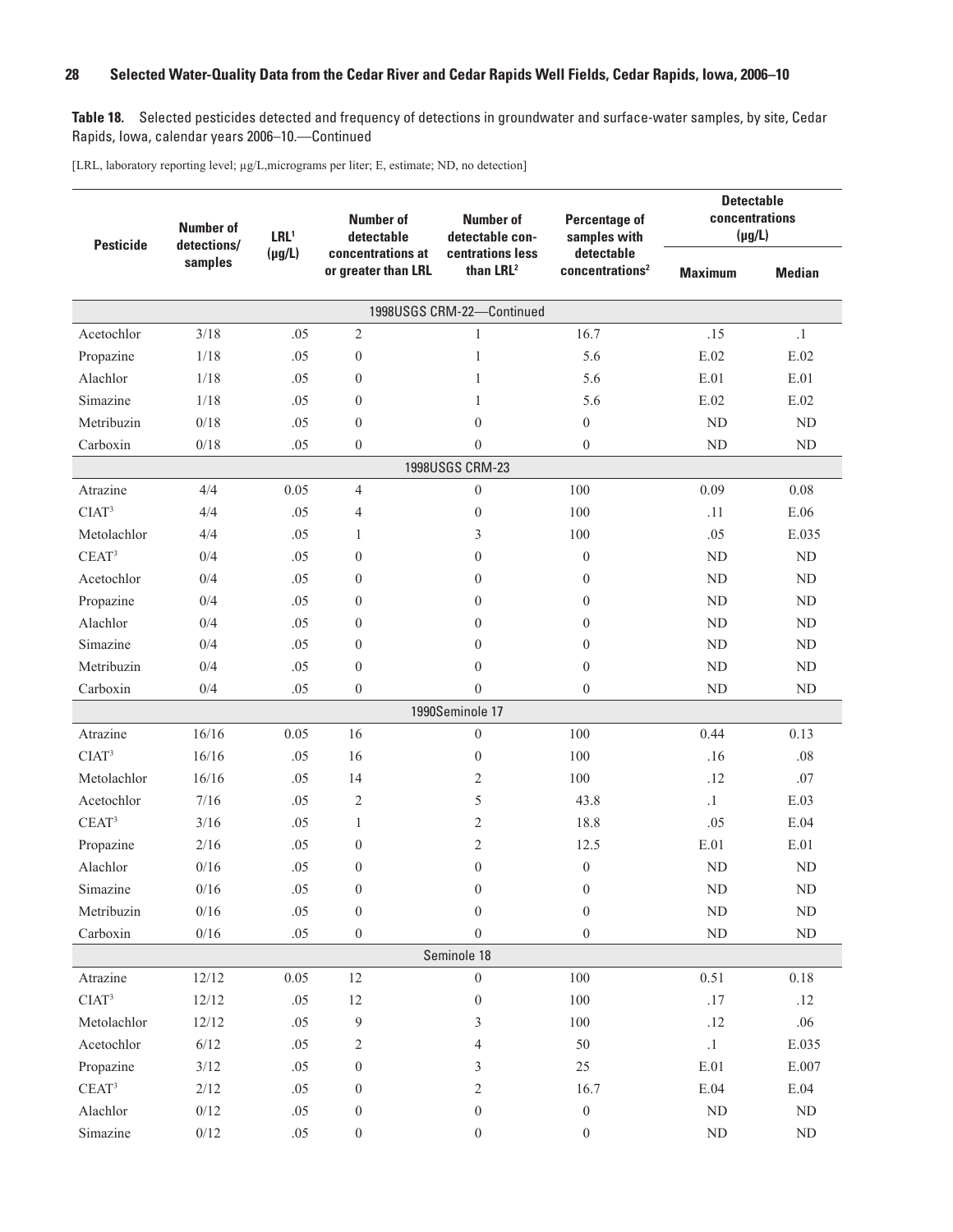**Table 18.** Selected pesticides detected and frequency of detections in groundwater and surface-water samples, by site, Cedar Rapids, Iowa, calendar years 2006–10.—Continued

[LRL, laboratory reporting level; µg/L,micrograms per liter; E, estimate; ND, no detection]

| Pesticide | Number of detections/ samples | LRL[1] (µg/L) | Number of detectable concentrations at or greater than LRL | Number of detectable concentrations less than LRL[2] | Percentage of samples with detectable concentrations[2] | Detectable concentrations (µg/L) | |
|---|---|---|---|---|---|---|---|
| | | | | | | Maximum | Median |
| **1998USGS CRM-22—Continued** | | | | | | | |
| Acetochlor | 3/18 | .05 | 2 | 1 | 16.7 | .15 | .1 |
| Propazine | 1/18 | .05 | 0 | 1 | 5.6 | E.02 | E.02 |
| Alachlor | 1/18 | .05 | 0 | 1 | 5.6 | E.01 | E.01 |
| Simazine | 1/18 | .05 | 0 | 1 | 5.6 | E.02 | E.02 |
| Metribuzin | 0/18 | .05 | 0 | 0 | 0 | ND | ND |
| Carboxin | 0/18 | .05 | 0 | 0 | 0 | ND | ND |
| **1998USGS CRM-23** | | | | | | | |
| Atrazine | 4/4 | 0.05 | 4 | 0 | 100 | 0.09 | 0.08 |
| CIAT[3] | 4/4 | .05 | 4 | 0 | 100 | .11 | E.06 |
| Metolachlor | 4/4 | .05 | 1 | 3 | 100 | .05 | E.035 |
| CEAT[3] | 0/4 | .05 | 0 | 0 | 0 | ND | ND |
| Acetochlor | 0/4 | .05 | 0 | 0 | 0 | ND | ND |
| Propazine | 0/4 | .05 | 0 | 0 | 0 | ND | ND |
| Alachlor | 0/4 | .05 | 0 | 0 | 0 | ND | ND |
| Simazine | 0/4 | .05 | 0 | 0 | 0 | ND | ND |
| Metribuzin | 0/4 | .05 | 0 | 0 | 0 | ND | ND |
| Carboxin | 0/4 | .05 | 0 | 0 | 0 | ND | ND |
| **1990Seminole 17** | | | | | | | |
| Atrazine | 16/16 | 0.05 | 16 | 0 | 100 | 0.44 | 0.13 |
| CIAT[3] | 16/16 | .05 | 16 | 0 | 100 | .16 | .08 |
| Metolachlor | 16/16 | .05 | 14 | 2 | 100 | .12 | .07 |
| Acetochlor | 7/16 | .05 | 2 | 5 | 43.8 | .1 | E.03 |
| CEAT[3] | 3/16 | .05 | 1 | 2 | 18.8 | .05 | E.04 |
| Propazine | 2/16 | .05 | 0 | 2 | 12.5 | E.01 | E.01 |
| Alachlor | 0/16 | .05 | 0 | 0 | 0 | ND | ND |
| Simazine | 0/16 | .05 | 0 | 0 | 0 | ND | ND |
| Metribuzin | 0/16 | .05 | 0 | 0 | 0 | ND | ND |
| Carboxin | 0/16 | .05 | 0 | 0 | 0 | ND | ND |
| **Seminole 18** | | | | | | | |
| Atrazine | 12/12 | 0.05 | 12 | 0 | 100 | 0.51 | 0.18 |
| CIAT[3] | 12/12 | .05 | 12 | 0 | 100 | .17 | .12 |
| Metolachlor | 12/12 | .05 | 9 | 3 | 100 | .12 | .06 |
| Acetochlor | 6/12 | .05 | 2 | 4 | 50 | .1 | E.035 |
| Propazine | 3/12 | .05 | 0 | 3 | 25 | E.01 | E.007 |
| CEAT[3] | 2/12 | .05 | 0 | 2 | 16.7 | E.04 | E.04 |
| Alachlor | 0/12 | .05 | 0 | 0 | 0 | ND | ND |
| Simazine | 0/12 | .05 | 0 | 0 | 0 | ND | ND |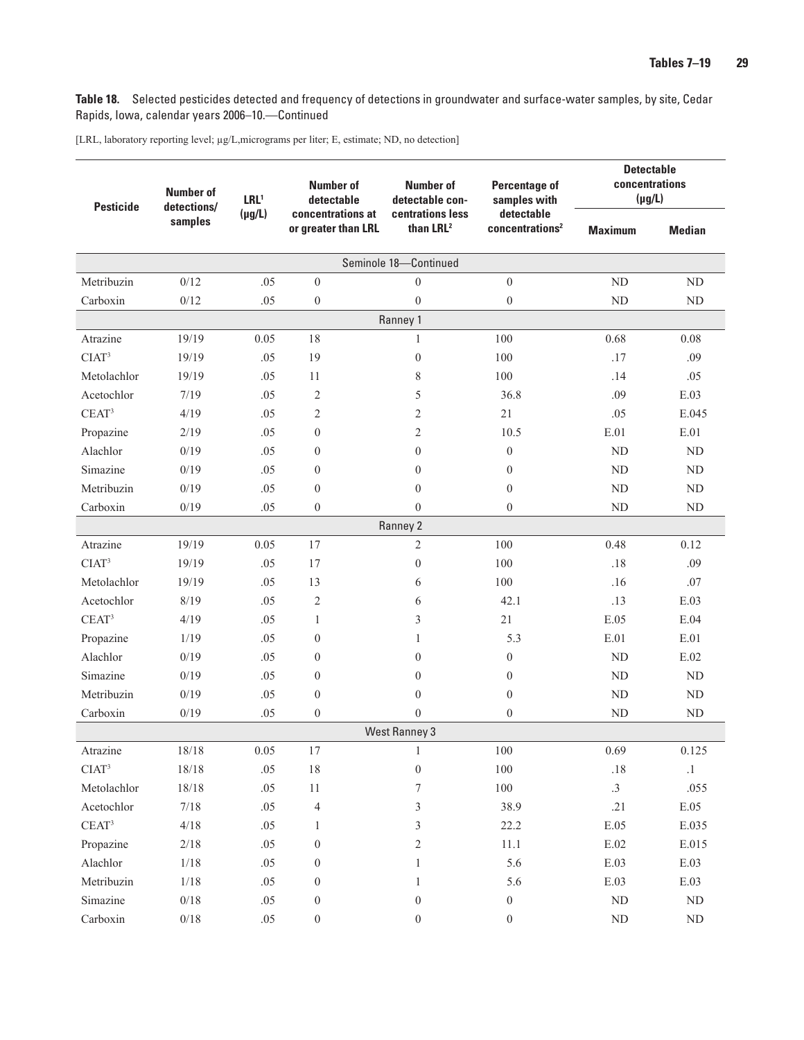**Table 18.** Selected pesticides detected and frequency of detections in groundwater and surface-water samples, by site, Cedar Rapids, Iowa, calendar years 2006–10.—Continued

[LRL, laboratory reporting level; µg/L,micrograms per liter; E, estimate; ND, no detection]

| Pesticide | Number of detections/ samples | LRL[1] (µg/L) | Number of detectable concentrations at or greater than LRL | Number of detectable concentrations less than LRL[2] | Percentage of samples with detectable concentrations[2] | Detectable concentrations (µg/L) | |
|---|---|---|---|---|---|---|---|
| | | | | | | Maximum | Median |
| **Seminole 18—Continued** | | | | | | | |
| Metribuzin | 0/12 | .05 | 0 | 0 | 0 | ND | ND |
| Carboxin | 0/12 | .05 | 0 | 0 | 0 | ND | ND |
| **Ranney 1** | | | | | | | |
| Atrazine | 19/19 | 0.05 | 18 | 1 | 100 | 0.68 | 0.08 |
| CIAT[3] | 19/19 | .05 | 19 | 0 | 100 | .17 | .09 |
| Metolachlor | 19/19 | .05 | 11 | 8 | 100 | .14 | .05 |
| Acetochlor | 7/19 | .05 | 2 | 5 | 36.8 | .09 | E.03 |
| CEAT[3] | 4/19 | .05 | 2 | 2 | 21 | .05 | E.045 |
| Propazine | 2/19 | .05 | 0 | 2 | 10.5 | E.01 | E.01 |
| Alachlor | 0/19 | .05 | 0 | 0 | 0 | ND | ND |
| Simazine | 0/19 | .05 | 0 | 0 | 0 | ND | ND |
| Metribuzin | 0/19 | .05 | 0 | 0 | 0 | ND | ND |
| Carboxin | 0/19 | .05 | 0 | 0 | 0 | ND | ND |
| **Ranney 2** | | | | | | | |
| Atrazine | 19/19 | 0.05 | 17 | 2 | 100 | 0.48 | 0.12 |
| CIAT[3] | 19/19 | .05 | 17 | 0 | 100 | .18 | .09 |
| Metolachlor | 19/19 | .05 | 13 | 6 | 100 | .16 | .07 |
| Acetochlor | 8/19 | .05 | 2 | 6 | 42.1 | .13 | E.03 |
| CEAT[3] | 4/19 | .05 | 1 | 3 | 21 | E.05 | E.04 |
| Propazine | 1/19 | .05 | 0 | 1 | 5.3 | E.01 | E.01 |
| Alachlor | 0/19 | .05 | 0 | 0 | 0 | ND | E.02 |
| Simazine | 0/19 | .05 | 0 | 0 | 0 | ND | ND |
| Metribuzin | 0/19 | .05 | 0 | 0 | 0 | ND | ND |
| Carboxin | 0/19 | .05 | 0 | 0 | 0 | ND | ND |
| **West Ranney 3** | | | | | | | |
| Atrazine | 18/18 | 0.05 | 17 | 1 | 100 | 0.69 | 0.125 |
| CIAT[3] | 18/18 | .05 | 18 | 0 | 100 | .18 | .1 |
| Metolachlor | 18/18 | .05 | 11 | 7 | 100 | .3 | .055 |
| Acetochlor | 7/18 | .05 | 4 | 3 | 38.9 | .21 | E.05 |
| CEAT[3] | 4/18 | .05 | 1 | 3 | 22.2 | E.05 | E.035 |
| Propazine | 2/18 | .05 | 0 | 2 | 11.1 | E.02 | E.015 |
| Alachlor | 1/18 | .05 | 0 | 1 | 5.6 | E.03 | E.03 |
| Metribuzin | 1/18 | .05 | 0 | 1 | 5.6 | E.03 | E.03 |
| Simazine | 0/18 | .05 | 0 | 0 | 0 | ND | ND |
| Carboxin | 0/18 | .05 | 0 | 0 | 0 | ND | ND |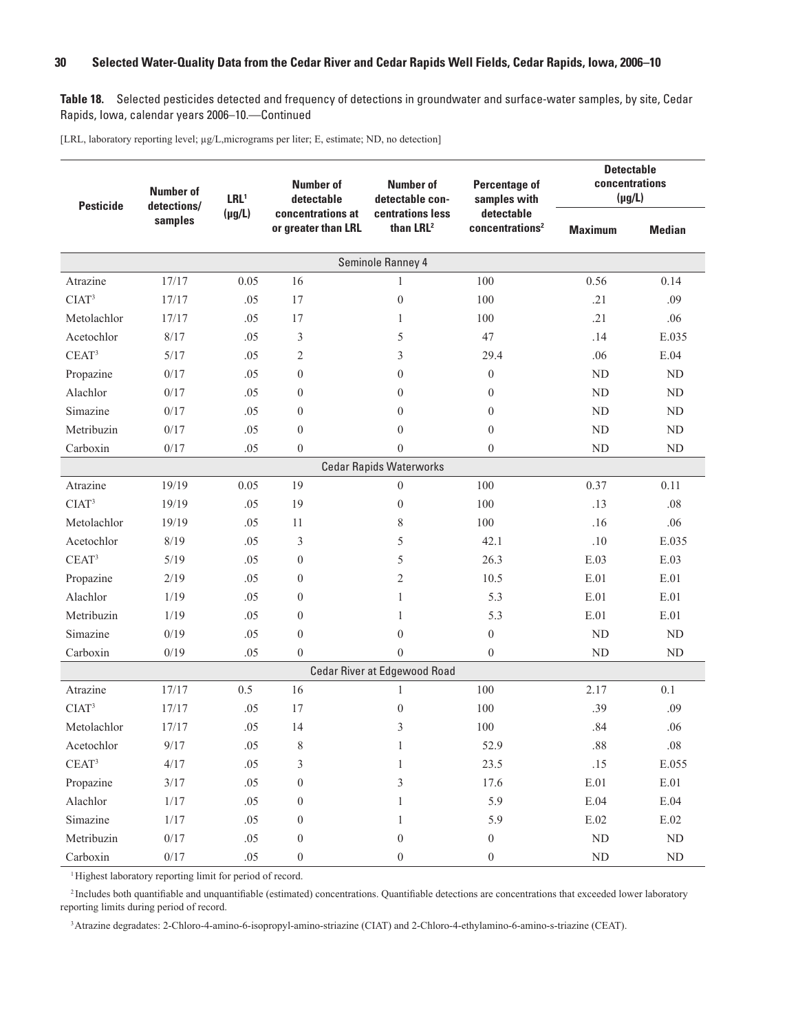**Table 18.** Selected pesticides detected and frequency of detections in groundwater and surface-water samples, by site, Cedar Rapids, Iowa, calendar years 2006–10.—Continued

[LRL, laboratory reporting level; µg/L,micrograms per liter; E, estimate; ND, no detection]

| Pesticide | Number of detections/ samples | LRL[1] (µg/L) | Number of detectable concentrations at or greater than LRL | Number of detectable con-centrations less than LRL[2] | Percentage of samples with detectable concentrations[2] | Detectable concentrations (µg/L) | |
|---|---|---|---|---|---|---|---|
| | | | | | | Maximum | Median |
| **Seminole Ranney 4** | | | | | | | |
| Atrazine | 17/17 | 0.05 | 16 | 1 | 100 | 0.56 | 0.14 |
| CIAT[3] | 17/17 | .05 | 17 | 0 | 100 | .21 | .09 |
| Metolachlor | 17/17 | .05 | 17 | 1 | 100 | .21 | .06 |
| Acetochlor | 8/17 | .05 | 3 | 5 | 47 | .14 | E.035 |
| CEAT[3] | 5/17 | .05 | 2 | 3 | 29.4 | .06 | E.04 |
| Propazine | 0/17 | .05 | 0 | 0 | 0 | ND | ND |
| Alachlor | 0/17 | .05 | 0 | 0 | 0 | ND | ND |
| Simazine | 0/17 | .05 | 0 | 0 | 0 | ND | ND |
| Metribuzin | 0/17 | .05 | 0 | 0 | 0 | ND | ND |
| Carboxin | 0/17 | .05 | 0 | 0 | 0 | ND | ND |
| **Cedar Rapids Waterworks** | | | | | | | |
| Atrazine | 19/19 | 0.05 | 19 | 0 | 100 | 0.37 | 0.11 |
| CIAT[3] | 19/19 | .05 | 19 | 0 | 100 | .13 | .08 |
| Metolachlor | 19/19 | .05 | 11 | 8 | 100 | .16 | .06 |
| Acetochlor | 8/19 | .05 | 3 | 5 | 42.1 | .10 | E.035 |
| CEAT[3] | 5/19 | .05 | 0 | 5 | 26.3 | E.03 | E.03 |
| Propazine | 2/19 | .05 | 0 | 2 | 10.5 | E.01 | E.01 |
| Alachlor | 1/19 | .05 | 0 | 1 | 5.3 | E.01 | E.01 |
| Metribuzin | 1/19 | .05 | 0 | 1 | 5.3 | E.01 | E.01 |
| Simazine | 0/19 | .05 | 0 | 0 | 0 | ND | ND |
| Carboxin | 0/19 | .05 | 0 | 0 | 0 | ND | ND |
| **Cedar River at Edgewood Road** | | | | | | | |
| Atrazine | 17/17 | 0.5 | 16 | 1 | 100 | 2.17 | 0.1 |
| CIAT[3] | 17/17 | .05 | 17 | 0 | 100 | .39 | .09 |
| Metolachlor | 17/17 | .05 | 14 | 3 | 100 | .84 | .06 |
| Acetochlor | 9/17 | .05 | 8 | 1 | 52.9 | .88 | .08 |
| CEAT[3] | 4/17 | .05 | 3 | 1 | 23.5 | .15 | E.055 |
| Propazine | 3/17 | .05 | 0 | 3 | 17.6 | E.01 | E.01 |
| Alachlor | 1/17 | .05 | 0 | 1 | 5.9 | E.04 | E.04 |
| Simazine | 1/17 | .05 | 0 | 1 | 5.9 | E.02 | E.02 |
| Metribuzin | 0/17 | .05 | 0 | 0 | 0 | ND | ND |
| Carboxin | 0/17 | .05 | 0 | 0 | 0 | ND | ND |

[1] Highest laboratory reporting limit for period of record.

[2] Includes both quantifiable and unquantifiable (estimated) concentrations. Quantifiable detections are concentrations that exceeded lower laboratory reporting limits during period of record.

[3] Atrazine degradates: 2-Chloro-4-amino-6-isopropyl-amino-striazine (CIAT) and 2-Chloro-4-ethylamino-6-amino-s-triazine (CEAT).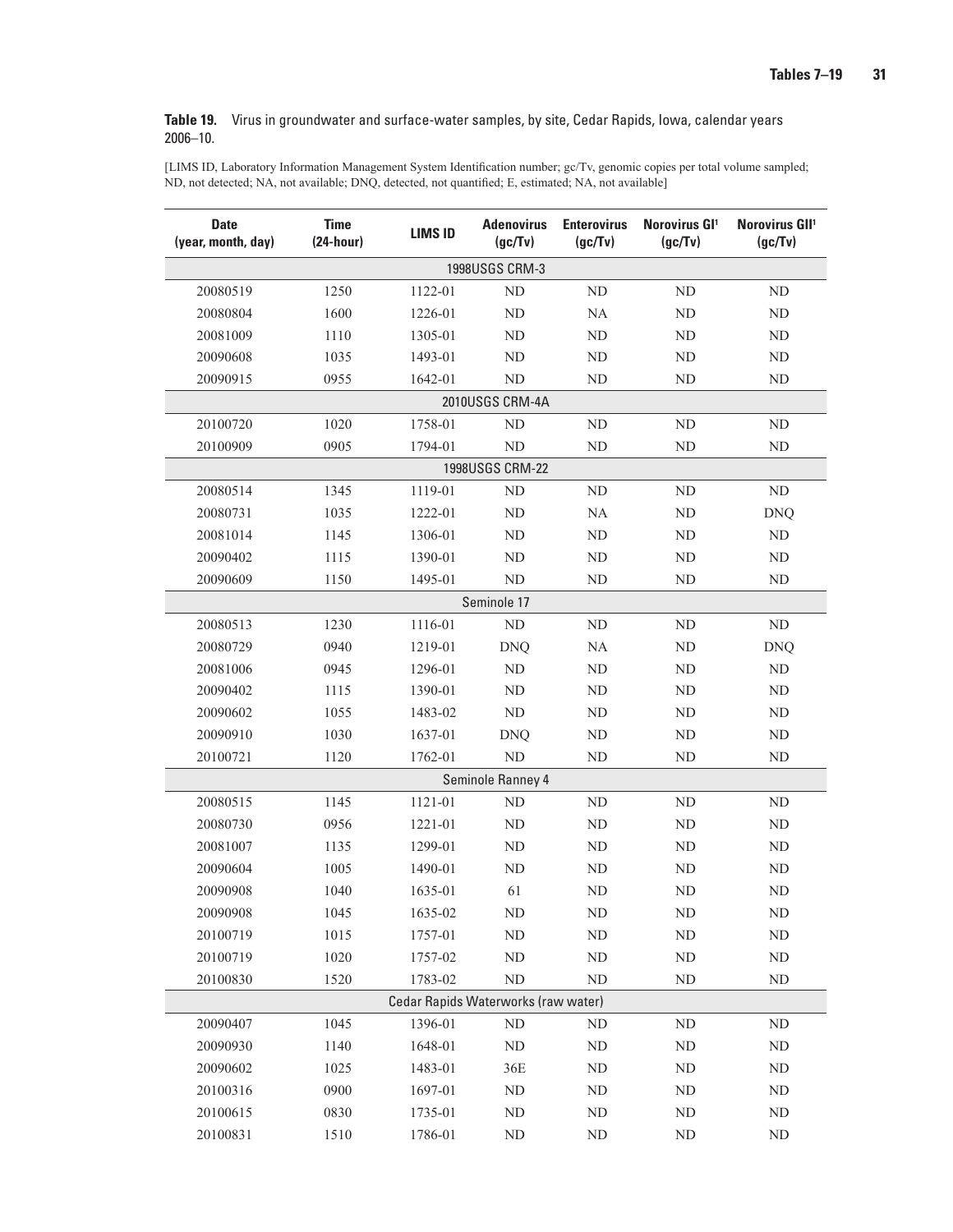**Table 19.** Virus in groundwater and surface-water samples, by site, Cedar Rapids, Iowa, calendar years 2006–10.

[LIMS ID, Laboratory Information Management System Identification number; gc/Tv, genomic copies per total volume sampled; ND, not detected; NA, not available; DNQ, detected, not quantified; E, estimated; NA, not available]

| Date (year, month, day) | Time (24-hour) | LIMS ID | Adenovirus (gc/Tv) | Enterovirus (gc/Tv) | Norovirus GI[1] (gc/Tv) | Norovirus GII[1] (gc/Tv) |
|---|---|---|---|---|---|---|
| **1998USGS CRM-3** | | | | | | |
| 20080519 | 1250 | 1122-01 | ND | ND | ND | ND |
| 20080804 | 1600 | 1226-01 | ND | NA | ND | ND |
| 20081009 | 1110 | 1305-01 | ND | ND | ND | ND |
| 20090608 | 1035 | 1493-01 | ND | ND | ND | ND |
| 20090915 | 0955 | 1642-01 | ND | ND | ND | ND |
| **2010USGS CRM-4A** | | | | | | |
| 20100720 | 1020 | 1758-01 | ND | ND | ND | ND |
| 20100909 | 0905 | 1794-01 | ND | ND | ND | ND |
| **1998USGS CRM-22** | | | | | | |
| 20080514 | 1345 | 1119-01 | ND | ND | ND | ND |
| 20080731 | 1035 | 1222-01 | ND | NA | ND | DNQ |
| 20081014 | 1145 | 1306-01 | ND | ND | ND | ND |
| 20090402 | 1115 | 1390-01 | ND | ND | ND | ND |
| 20090609 | 1150 | 1495-01 | ND | ND | ND | ND |
| **Seminole 17** | | | | | | |
| 20080513 | 1230 | 1116-01 | ND | ND | ND | ND |
| 20080729 | 0940 | 1219-01 | DNQ | NA | ND | DNQ |
| 20081006 | 0945 | 1296-01 | ND | ND | ND | ND |
| 20090402 | 1115 | 1390-01 | ND | ND | ND | ND |
| 20090602 | 1055 | 1483-02 | ND | ND | ND | ND |
| 20090910 | 1030 | 1637-01 | DNQ | ND | ND | ND |
| 20100721 | 1120 | 1762-01 | ND | ND | ND | ND |
| **Seminole Ranney 4** | | | | | | |
| 20080515 | 1145 | 1121-01 | ND | ND | ND | ND |
| 20080730 | 0956 | 1221-01 | ND | ND | ND | ND |
| 20081007 | 1135 | 1299-01 | ND | ND | ND | ND |
| 20090604 | 1005 | 1490-01 | ND | ND | ND | ND |
| 20090908 | 1040 | 1635-01 | 61 | ND | ND | ND |
| 20090908 | 1045 | 1635-02 | ND | ND | ND | ND |
| 20100719 | 1015 | 1757-01 | ND | ND | ND | ND |
| 20100719 | 1020 | 1757-02 | ND | ND | ND | ND |
| 20100830 | 1520 | 1783-02 | ND | ND | ND | ND |
| **Cedar Rapids Waterworks (raw water)** | | | | | | |
| 20090407 | 1045 | 1396-01 | ND | ND | ND | ND |
| 20090930 | 1140 | 1648-01 | ND | ND | ND | ND |
| 20090602 | 1025 | 1483-01 | 36E | ND | ND | ND |
| 20100316 | 0900 | 1697-01 | ND | ND | ND | ND |
| 20100615 | 0830 | 1735-01 | ND | ND | ND | ND |
| 20100831 | 1510 | 1786-01 | ND | ND | ND | ND |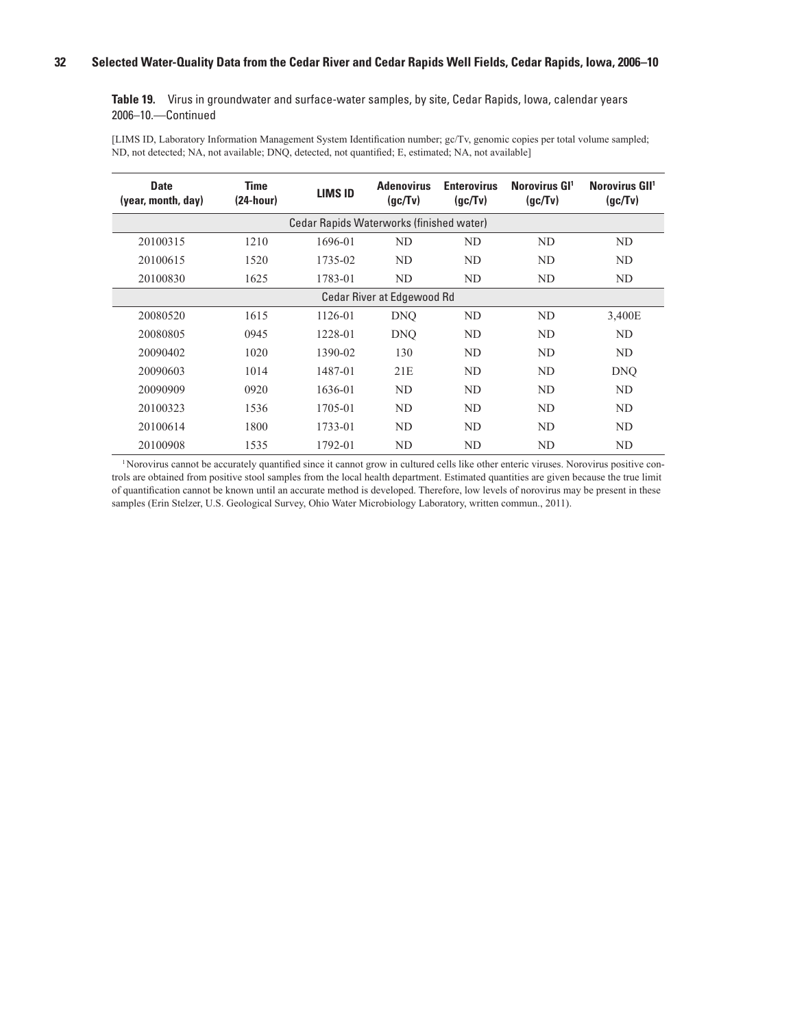**Table 19.** Virus in groundwater and surface-water samples, by site, Cedar Rapids, Iowa, calendar years 2006–10.—Continued

[LIMS ID, Laboratory Information Management System Identification number; gc/Tv, genomic copies per total volume sampled; ND, not detected; NA, not available; DNQ, detected, not quantified; E, estimated; NA, not available]

| Date (year, month, day) | Time (24-hour) | LIMS ID | Adenovirus (gc/Tv) | Enterovirus (gc/Tv) | Norovirus GI[1] (gc/Tv) | Norovirus GII[1] (gc/Tv) |
|---|---|---|---|---|---|---|
| **Cedar Rapids Waterworks (finished water)** | | | | | | |
| 20100315 | 1210 | 1696-01 | ND | ND | ND | ND |
| 20100615 | 1520 | 1735-02 | ND | ND | ND | ND |
| 20100830 | 1625 | 1783-01 | ND | ND | ND | ND |
| **Cedar River at Edgewood Rd** | | | | | | |
| 20080520 | 1615 | 1126-01 | DNQ | ND | ND | 3,400E |
| 20080805 | 0945 | 1228-01 | DNQ | ND | ND | ND |
| 20090402 | 1020 | 1390-02 | 130 | ND | ND | ND |
| 20090603 | 1014 | 1487-01 | 21E | ND | ND | DNQ |
| 20090909 | 0920 | 1636-01 | ND | ND | ND | ND |
| 20100323 | 1536 | 1705-01 | ND | ND | ND | ND |
| 20100614 | 1800 | 1733-01 | ND | ND | ND | ND |
| 20100908 | 1535 | 1792-01 | ND | ND | ND | ND |

[1] Norovirus cannot be accurately quantified since it cannot grow in cultured cells like other enteric viruses. Norovirus positive controls are obtained from positive stool samples from the local health department. Estimated quantities are given because the true limit of quantification cannot be known until an accurate method is developed. Therefore, low levels of norovirus may be present in these samples (Erin Stelzer, U.S. Geological Survey, Ohio Water Microbiology Laboratory, written commun., 2011).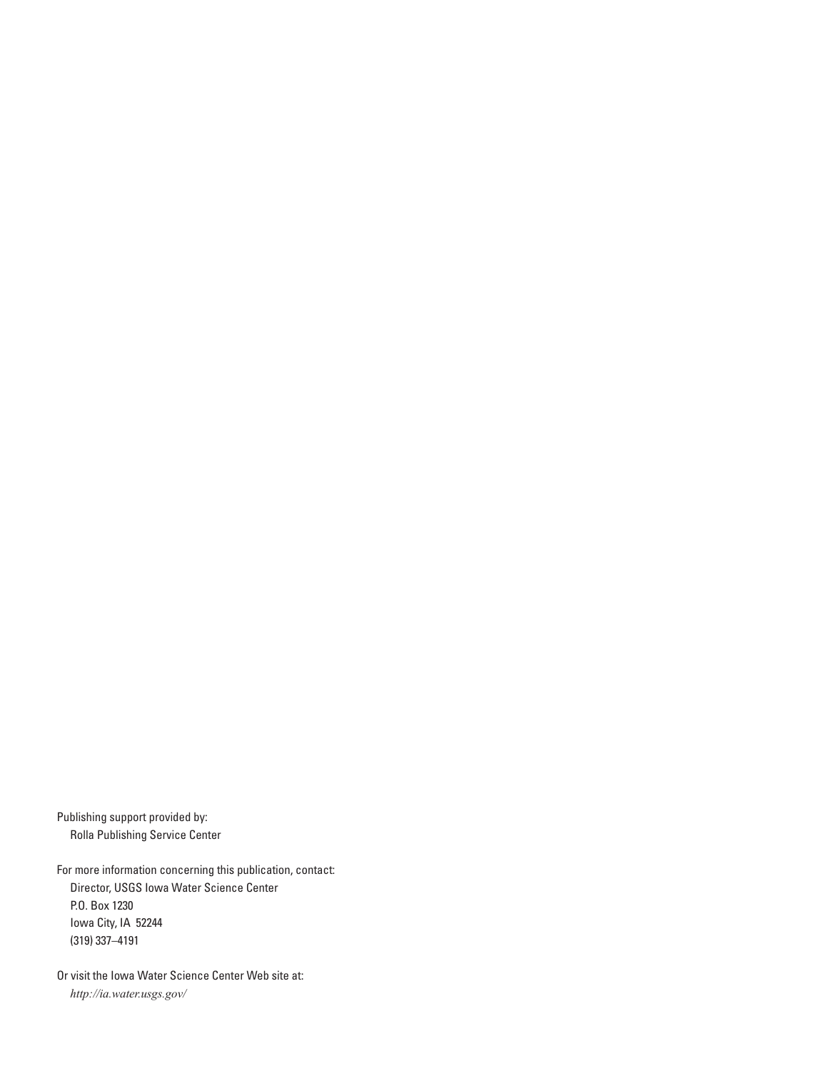Publishing support provided by:
Rolla Publishing Service Center

For more information concerning this publication, contact:
Director, USGS Iowa Water Science Center
P.O. Box 1230
Iowa City, IA 52244
(319) 337–4191

Or visit the Iowa Water Science Center Web site at:
*http://ia.water.usgs.gov/*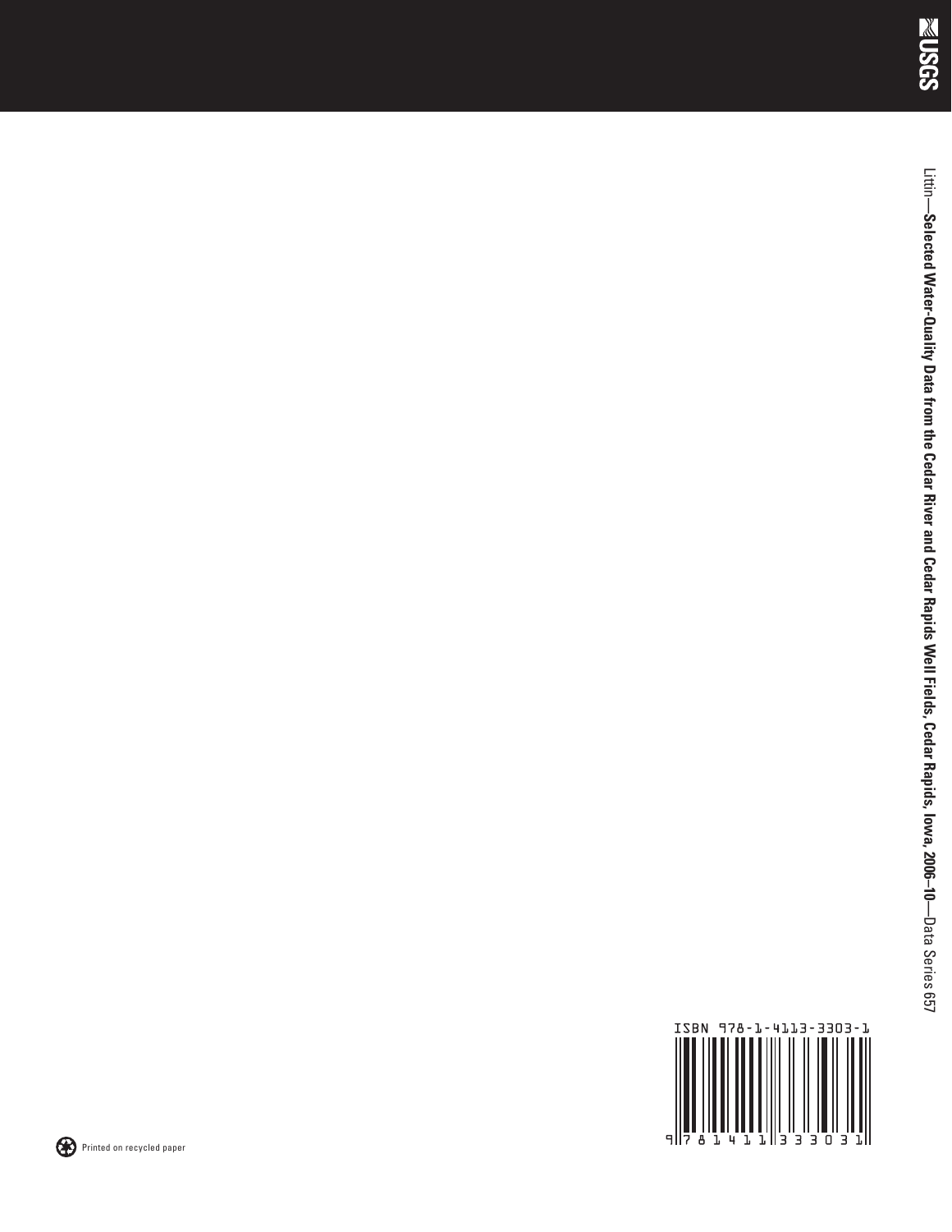USGS

Littin—**Selected Water-Quality Data from the Cedar River and Cedar Rapids Well Fields, Cedar Rapids, Iowa, 2006–10**—Data Series 657

ISBN 978-1-4113-3303-1

9 781411 333031

Printed on recycled paper